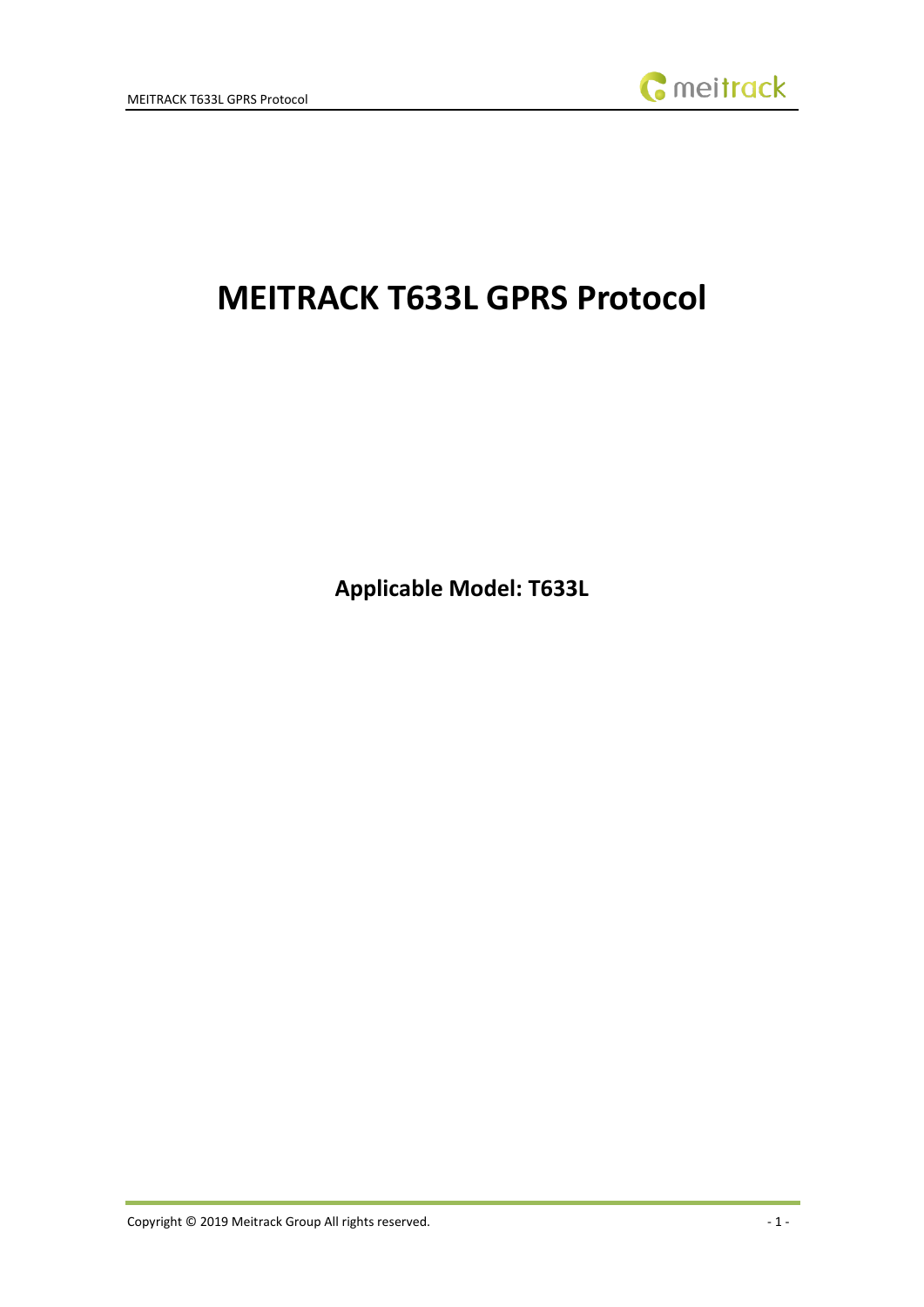# MEITRACK T633L GPRS Protocol

**Applicable Model: T633L**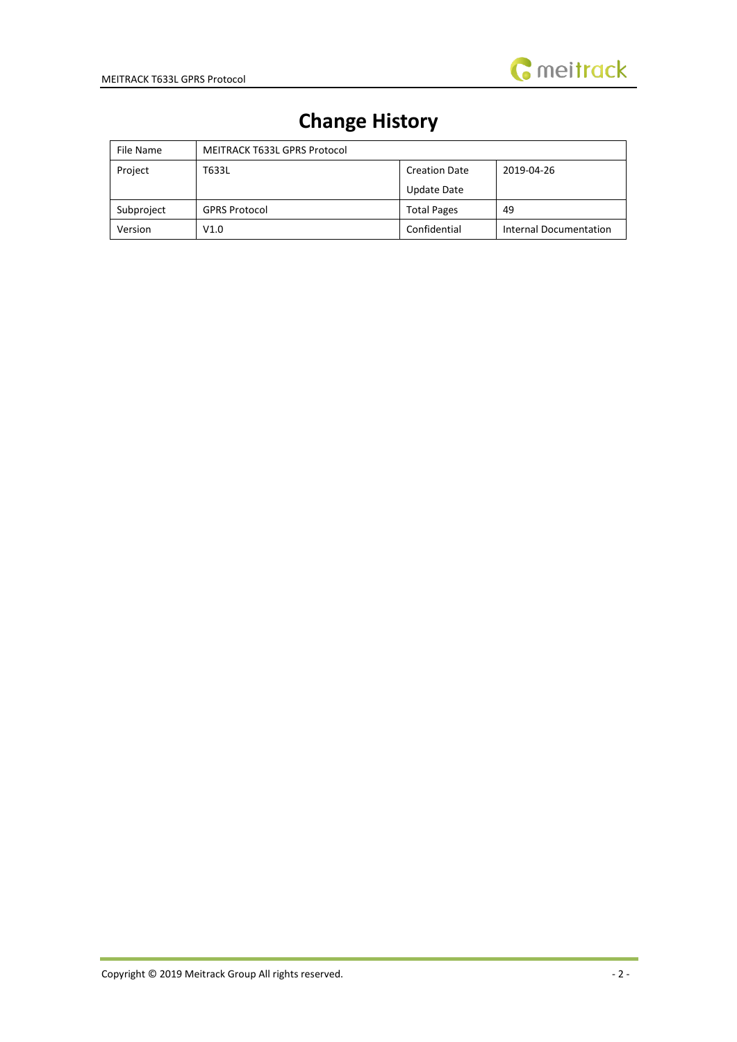# Change History

| File Name | MEITRACK T633L GPRS Protocol | | |
|---|---|---|---|
| Project | T633L | Creation Date | 2019-04-26 |
| | | Update Date | |
| Subproject | GPRS Protocol | Total Pages | 49 |
| Version | V1.0 | Confidential | Internal Documentation |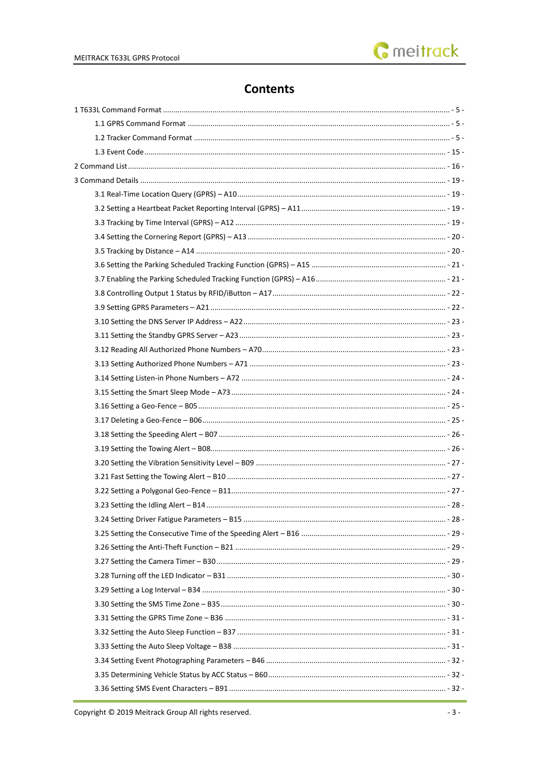# Contents

1 T633L Command Format ........................................................................................................... - 5 -

1.1 GPRS Command Format ........................................................................................................ - 5 -

1.2 Tracker Command Format ..................................................................................................... - 5 -

1.3 Event Code .......................................................................................................................... - 15 -

2 Command List ........................................................................................................................ - 16 -

3 Command Details ................................................................................................................... - 19 -

3.1 Real-Time Location Query (GPRS) – A10 ............................................................................. - 19 -

3.2 Setting a Heartbeat Packet Reporting Interval (GPRS) – A11 .............................................. - 19 -

3.3 Tracking by Time Interval (GPRS) – A12 .............................................................................. - 19 -

3.4 Setting the Cornering Report (GPRS) – A13 ......................................................................... - 20 -

3.5 Tracking by Distance – A14 .................................................................................................. - 20 -

3.6 Setting the Parking Scheduled Tracking Function (GPRS) – A15 .......................................... - 21 -

3.7 Enabling the Parking Scheduled Tracking Function (GPRS) – A16 ........................................ - 21 -

3.8 Controlling Output 1 Status by RFID/iButton – A17 ............................................................. - 22 -

3.9 Setting GPRS Parameters – A21 ........................................................................................... - 22 -

3.10 Setting the DNS Server IP Address – A22 ........................................................................... - 23 -

3.11 Setting the Standby GPRS Server – A23 ............................................................................. - 23 -

3.12 Reading All Authorized Phone Numbers – A70 .................................................................. - 23 -

3.13 Setting Authorized Phone Numbers – A71 ......................................................................... - 23 -

3.14 Setting Listen-in Phone Numbers – A72 ............................................................................. - 24 -

3.15 Setting the Smart Sleep Mode – A73 .................................................................................. - 24 -

3.16 Setting a Geo-Fence – B05 .................................................................................................. - 25 -

3.17 Deleting a Geo-Fence – B06 ................................................................................................ - 25 -

3.18 Setting the Speeding Alert – B07 ........................................................................................ - 26 -

3.19 Setting the Towing Alert – B08 ............................................................................................ - 26 -

3.20 Setting the Vibration Sensitivity Level – B09 ...................................................................... - 27 -

3.21 Fast Setting the Towing Alert – B10 .................................................................................... - 27 -

3.22 Setting a Polygonal Geo-Fence – B11 ................................................................................. - 27 -

3.23 Setting the Idling Alert – B14 .............................................................................................. - 28 -

3.24 Setting Driver Fatigue Parameters – B15 ............................................................................ - 28 -

3.25 Setting the Consecutive Time of the Speeding Alert – B16 ................................................. - 29 -

3.26 Setting the Anti-Theft Function – B21 ................................................................................ - 29 -

3.27 Setting the Camera Timer – B30 ......................................................................................... - 29 -

3.28 Turning off the LED Indicator – B31 .................................................................................... - 30 -

3.29 Setting a Log Interval – B34 ................................................................................................ - 30 -

3.30 Setting the SMS Time Zone – B35 ....................................................................................... - 30 -

3.31 Setting the GPRS Time Zone – B36 ..................................................................................... - 31 -

3.32 Setting the Auto Sleep Function – B37 ............................................................................... - 31 -

3.33 Setting the Auto Sleep Voltage – B38 ................................................................................. - 31 -

3.34 Setting Event Photographing Parameters – B46 ................................................................. - 32 -

3.35 Determining Vehicle Status by ACC Status – B60 ................................................................ - 32 -

3.36 Setting SMS Event Characters – B91 .................................................................................. - 32 -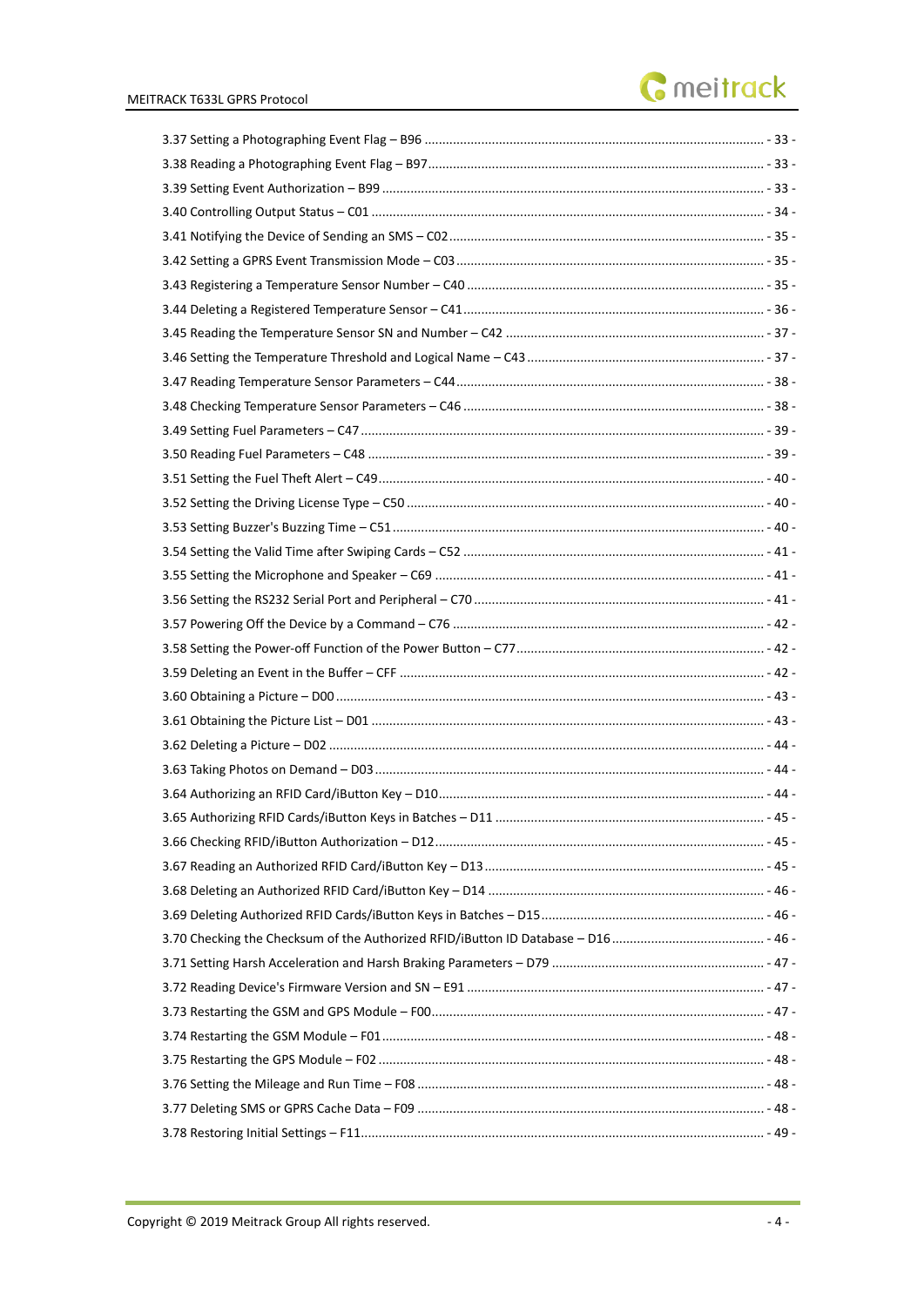3.37 Setting a Photographing Event Flag – B96 ............................................................ - 33 -

3.38 Reading a Photographing Event Flag – B97 ............................................................ - 33 -

3.39 Setting Event Authorization – B99 ............................................................ - 33 -

3.40 Controlling Output Status – C01 ............................................................ - 34 -

3.41 Notifying the Device of Sending an SMS – C02 ............................................................ - 35 -

3.42 Setting a GPRS Event Transmission Mode – C03 ............................................................ - 35 -

3.43 Registering a Temperature Sensor Number – C40 ............................................................ - 35 -

3.44 Deleting a Registered Temperature Sensor – C41 ............................................................ - 36 -

3.45 Reading the Temperature Sensor SN and Number – C42 ............................................................ - 37 -

3.46 Setting the Temperature Threshold and Logical Name – C43 ............................................................ - 37 -

3.47 Reading Temperature Sensor Parameters – C44 ............................................................ - 38 -

3.48 Checking Temperature Sensor Parameters – C46 ............................................................ - 38 -

3.49 Setting Fuel Parameters – C47 ............................................................ - 39 -

3.50 Reading Fuel Parameters – C48 ............................................................ - 39 -

3.51 Setting the Fuel Theft Alert – C49 ............................................................ - 40 -

3.52 Setting the Driving License Type – C50 ............................................................ - 40 -

3.53 Setting Buzzer's Buzzing Time – C51 ............................................................ - 40 -

3.54 Setting the Valid Time after Swiping Cards – C52 ............................................................ - 41 -

3.55 Setting the Microphone and Speaker – C69 ............................................................ - 41 -

3.56 Setting the RS232 Serial Port and Peripheral – C70 ............................................................ - 41 -

3.57 Powering Off the Device by a Command – C76 ............................................................ - 42 -

3.58 Setting the Power-off Function of the Power Button – C77 ............................................................ - 42 -

3.59 Deleting an Event in the Buffer – CFF ............................................................ - 42 -

3.60 Obtaining a Picture – D00 ............................................................ - 43 -

3.61 Obtaining the Picture List – D01 ............................................................ - 43 -

3.62 Deleting a Picture – D02 ............................................................ - 44 -

3.63 Taking Photos on Demand – D03 ............................................................ - 44 -

3.64 Authorizing an RFID Card/iButton Key – D10 ............................................................ - 44 -

3.65 Authorizing RFID Cards/iButton Keys in Batches – D11 ............................................................ - 45 -

3.66 Checking RFID/iButton Authorization – D12 ............................................................ - 45 -

3.67 Reading an Authorized RFID Card/iButton Key – D13 ............................................................ - 45 -

3.68 Deleting an Authorized RFID Card/iButton Key – D14 ............................................................ - 46 -

3.69 Deleting Authorized RFID Cards/iButton Keys in Batches – D15 ............................................................ - 46 -

3.70 Checking the Checksum of the Authorized RFID/iButton ID Database – D16 ............................................................ - 46 -

3.71 Setting Harsh Acceleration and Harsh Braking Parameters – D79 ............................................................ - 47 -

3.72 Reading Device's Firmware Version and SN – E91 ............................................................ - 47 -

3.73 Restarting the GSM and GPS Module – F00 ............................................................ - 47 -

3.74 Restarting the GSM Module – F01 ............................................................ - 48 -

3.75 Restarting the GPS Module – F02 ............................................................ - 48 -

3.76 Setting the Mileage and Run Time – F08 ............................................................ - 48 -

3.77 Deleting SMS or GPRS Cache Data – F09 ............................................................ - 48 -

3.78 Restoring Initial Settings – F11 ............................................................ - 49 -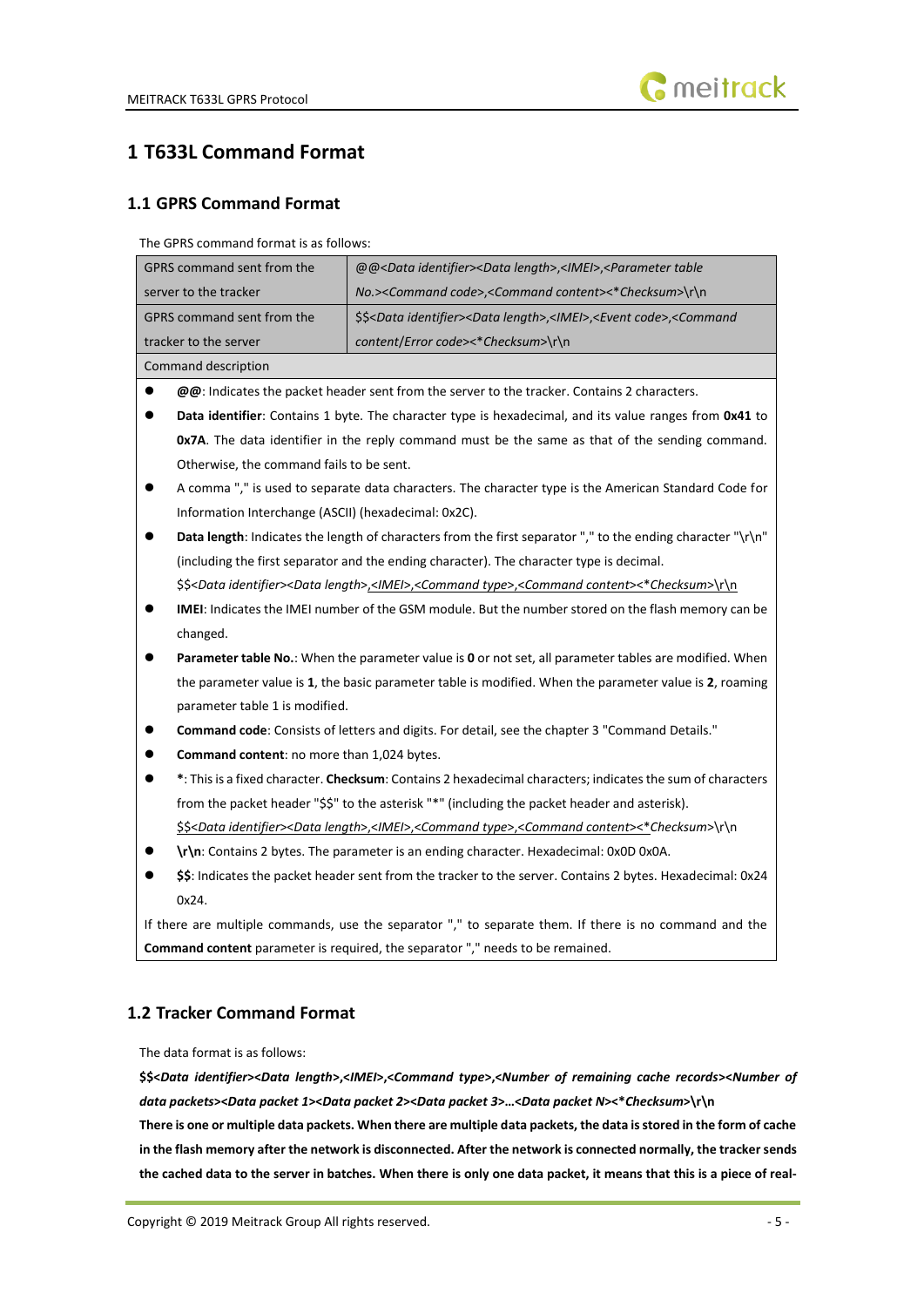# 1 T633L Command Format

## 1.1 GPRS Command Format

The GPRS command format is as follows:

| GPRS command sent from the server to the tracker | *@@<Data identifier><Data length>,<IMEI>,<Parameter table No.><Command code>,<Command content><*Checksum>\r\n* |
|---|---|
| GPRS command sent from the tracker to the server | *$$<Data identifier><Data length>,<IMEI>,<Event code>,<Command content/Error code><*Checksum>\r\n* |
| Command description | |

- ***@@***: Indicates the packet header sent from the server to the tracker. Contains 2 characters.
- **Data identifier**: Contains 1 byte. The character type is hexadecimal, and its value ranges from **0x41** to **0x7A**. The data identifier in the reply command must be the same as that of the sending command. Otherwise, the command fails to be sent.
- A comma "," is used to separate data characters. The character type is the American Standard Code for Information Interchange (ASCII) (hexadecimal: 0x2C).
- **Data length**: Indicates the length of characters from the first separator "," to the ending character "\r\n" (including the first separator and the ending character). The character type is decimal.
  $$<*Data identifier*><*Data length*><u>,<*IMEI*>,<*Command type*>,<*Command content*><*Checksum</u>>\r\n
- **IMEI**: Indicates the IMEI number of the GSM module. But the number stored on the flash memory can be changed.
- **Parameter table No.**: When the parameter value is **0** or not set, all parameter tables are modified. When the parameter value is **1**, the basic parameter table is modified. When the parameter value is **2**, roaming parameter table 1 is modified.
- **Command code**: Consists of letters and digits. For detail, see the chapter 3 "Command Details."
- **Command content**: no more than 1,024 bytes.
- **\***: This is a fixed character. **Checksum**: Contains 2 hexadecimal characters; indicates the sum of characters from the packet header "$$" to the asterisk "*" (including the packet header and asterisk).
  <u>$$<*Data identifier*><*Data length*>,<*IMEI*>,<*Command type*>,<*Command content*><*</u>*Checksum*>\r\n
- **\r\n**: Contains 2 bytes. The parameter is an ending character. Hexadecimal: 0x0D 0x0A.
- **$$**: Indicates the packet header sent from the tracker to the server. Contains 2 bytes. Hexadecimal: 0x24 0x24.

If there are multiple commands, use the separator "," to separate them. If there is no command and the **Command content** parameter is required, the separator "," needs to be remained.

## 1.2 Tracker Command Format

The data format is as follows:

**$$<*Data identifier*><*Data length*>,<*IMEI*>,<*Command type*>,<*Number of remaining cache records*><*Number of data packets*><*Data packet 1*><*Data packet 2*><*Data packet 3*>…<*Data packet N*><*Checksum>\r\n**

**There is one or multiple data packets. When there are multiple data packets, the data is stored in the form of cache in the flash memory after the network is disconnected. After the network is connected normally, the tracker sends the cached data to the server in batches. When there is only one data packet, it means that this is a piece of real-**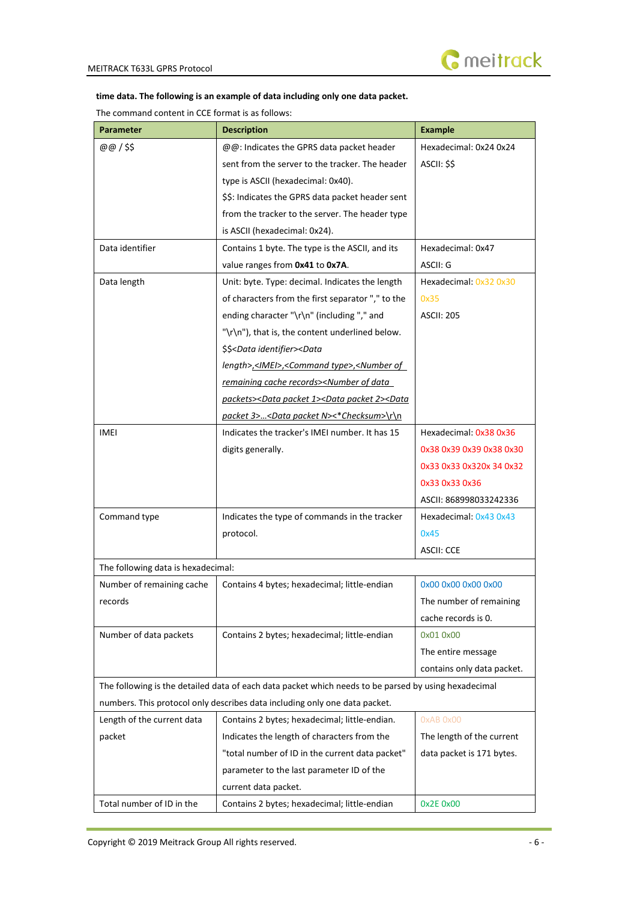**time data. The following is an example of data including only one data packet.**

The command content in CCE format is as follows:

| Parameter | Description | Example |
|---|---|---|
| @@ / $$ | @@: Indicates the GPRS data packet header sent from the server to the tracker. The header type is ASCII (hexadecimal: 0x40).<br>$$: Indicates the GPRS data packet header sent from the tracker to the server. The header type is ASCII (hexadecimal: 0x24). | Hexadecimal: 0x24 0x24<br>ASCII: $$ |
| Data identifier | Contains 1 byte. The type is the ASCII, and its value ranges from **0x41** to **0x7A**. | Hexadecimal: 0x47<br>ASCII: G |
| Data length | Unit: byte. Type: decimal. Indicates the length of characters from the first separator "," to the ending character "\r\n" (including "," and "\r\n"), that is, the content underlined below.<br>$$*<Data identifier><Data length>*<u>*,<IMEI>,<Command type>,<Number of remaining cache records><Number of data packets><Data packet 1><Data packet 2><Data packet 3>…<Data packet N><*Checksum>\r\n*</u> | Hexadecimal: 0x32 0x30 0x35<br>ASCII: 205 |
| IMEI | Indicates the tracker's IMEI number. It has 15 digits generally. | Hexadecimal: 0x38 0x36 0x38 0x39 0x39 0x38 0x30 0x33 0x33 0x320x 34 0x32 0x33 0x33 0x36<br>ASCII: 868998033242336 |
| Command type | Indicates the type of commands in the tracker protocol. | Hexadecimal: 0x43 0x43 0x45<br>ASCII: CCE |
| The following data is hexadecimal: | | |
| Number of remaining cache records | Contains 4 bytes; hexadecimal; little-endian | 0x00 0x00 0x00 0x00<br>The number of remaining cache records is 0. |
| Number of data packets | Contains 2 bytes; hexadecimal; little-endian | 0x01 0x00<br>The entire message contains only data packet. |
| The following is the detailed data of each data packet which needs to be parsed by using hexadecimal numbers. This protocol only describes data including only one data packet. | | |
| Length of the current data packet | Contains 2 bytes; hexadecimal; little-endian. Indicates the length of characters from the "total number of ID in the current data packet" parameter to the last parameter ID of the current data packet. | 0xAB 0x00<br>The length of the current data packet is 171 bytes. |
| Total number of ID in the | Contains 2 bytes; hexadecimal; little-endian | 0x2E 0x00 |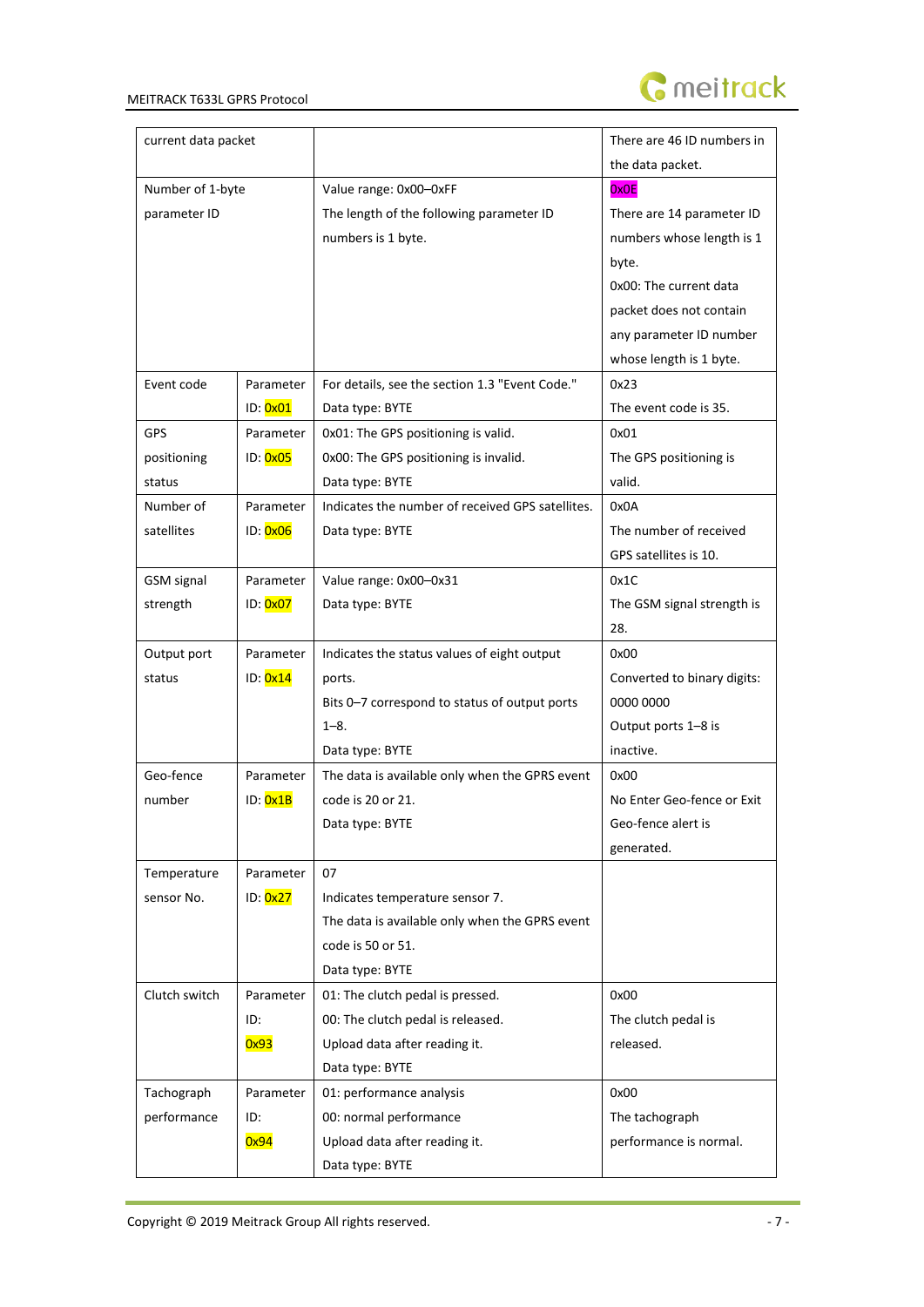| | | | |
|---|---|---|---|
| current data packet | | | There are 46 ID numbers in the data packet. |
| Number of 1-byte parameter ID | | Value range: 0x00–0xFF<br>The length of the following parameter ID numbers is 1 byte. | 0x0E<br>There are 14 parameter ID numbers whose length is 1 byte.<br>0x00: The current data packet does not contain any parameter ID number whose length is 1 byte. |
| Event code | Parameter ID: 0x01 | For details, see the section 1.3 "Event Code."<br>Data type: BYTE | 0x23<br>The event code is 35. |
| GPS positioning status | Parameter ID: 0x05 | 0x01: The GPS positioning is valid.<br>0x00: The GPS positioning is invalid.<br>Data type: BYTE | 0x01<br>The GPS positioning is valid. |
| Number of satellites | Parameter ID: 0x06 | Indicates the number of received GPS satellites.<br>Data type: BYTE | 0x0A<br>The number of received GPS satellites is 10. |
| GSM signal strength | Parameter ID: 0x07 | Value range: 0x00–0x31<br>Data type: BYTE | 0x1C<br>The GSM signal strength is 28. |
| Output port status | Parameter ID: 0x14 | Indicates the status values of eight output ports.<br>Bits 0–7 correspond to status of output ports 1–8.<br>Data type: BYTE | 0x00<br>Converted to binary digits: 0000 0000<br>Output ports 1–8 is inactive. |
| Geo-fence number | Parameter ID: 0x1B | The data is available only when the GPRS event code is 20 or 21.<br>Data type: BYTE | 0x00<br>No Enter Geo-fence or Exit Geo-fence alert is generated. |
| Temperature sensor No. | Parameter ID: 0x27 | 07<br>Indicates temperature sensor 7.<br>The data is available only when the GPRS event code is 50 or 51.<br>Data type: BYTE | |
| Clutch switch | Parameter ID: 0x93 | 01: The clutch pedal is pressed.<br>00: The clutch pedal is released.<br>Upload data after reading it.<br>Data type: BYTE | 0x00<br>The clutch pedal is released. |
| Tachograph performance | Parameter ID: 0x94 | 01: performance analysis<br>00: normal performance<br>Upload data after reading it.<br>Data type: BYTE | 0x00<br>The tachograph performance is normal. |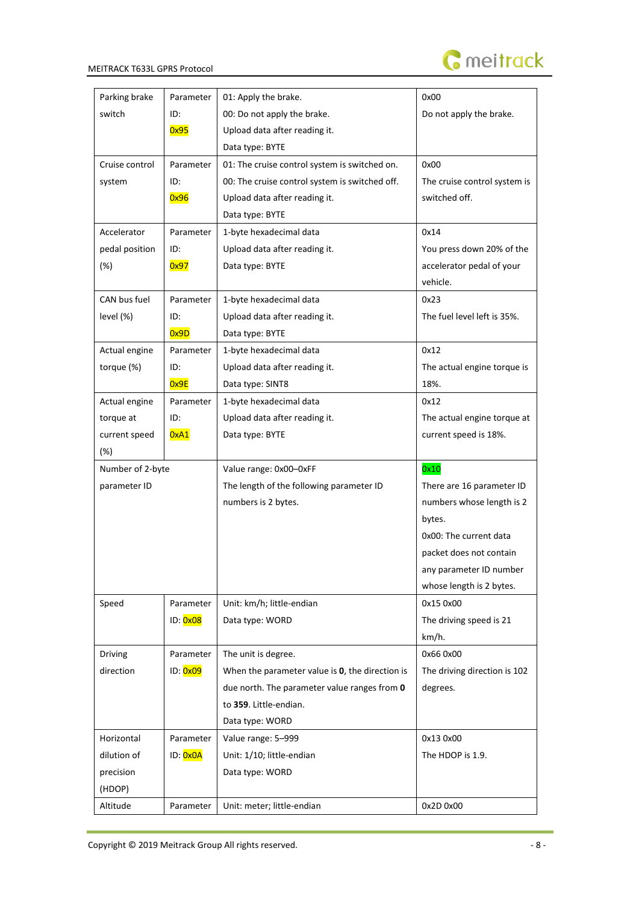| Parking brake switch | Parameter ID: 0x95 | 01: Apply the brake.<br>00: Do not apply the brake.<br>Upload data after reading it.<br>Data type: BYTE | 0x00<br>Do not apply the brake. |
|---|---|---|---|
| Cruise control system | Parameter ID: 0x96 | 01: The cruise control system is switched on.<br>00: The cruise control system is switched off.<br>Upload data after reading it.<br>Data type: BYTE | 0x00<br>The cruise control system is switched off. |
| Accelerator pedal position (%) | Parameter ID: 0x97 | 1-byte hexadecimal data<br>Upload data after reading it.<br>Data type: BYTE | 0x14<br>You press down 20% of the accelerator pedal of your vehicle. |
| CAN bus fuel level (%) | Parameter ID: 0x9D | 1-byte hexadecimal data<br>Upload data after reading it.<br>Data type: BYTE | 0x23<br>The fuel level left is 35%. |
| Actual engine torque (%) | Parameter ID: 0x9E | 1-byte hexadecimal data<br>Upload data after reading it.<br>Data type: SINT8 | 0x12<br>The actual engine torque is 18%. |
| Actual engine torque at current speed (%) | Parameter ID: 0xA1 | 1-byte hexadecimal data<br>Upload data after reading it.<br>Data type: BYTE | 0x12<br>The actual engine torque at current speed is 18%. |
| Number of 2-byte parameter ID | | Value range: 0x00–0xFF<br>The length of the following parameter ID numbers is 2 bytes. | 0x10<br>There are 16 parameter ID numbers whose length is 2 bytes.<br>0x00: The current data packet does not contain any parameter ID number whose length is 2 bytes. |
| Speed | Parameter ID: 0x08 | Unit: km/h; little-endian<br>Data type: WORD | 0x15 0x00<br>The driving speed is 21 km/h. |
| Driving direction | Parameter ID: 0x09 | The unit is degree.<br>When the parameter value is **0**, the direction is due north. The parameter value ranges from **0** to **359**. Little-endian.<br>Data type: WORD | 0x66 0x00<br>The driving direction is 102 degrees. |
| Horizontal dilution of precision (HDOP) | Parameter ID: 0x0A | Value range: 5–999<br>Unit: 1/10; little-endian<br>Data type: WORD | 0x13 0x00<br>The HDOP is 1.9. |
| Altitude | Parameter | Unit: meter; little-endian | 0x2D 0x00 |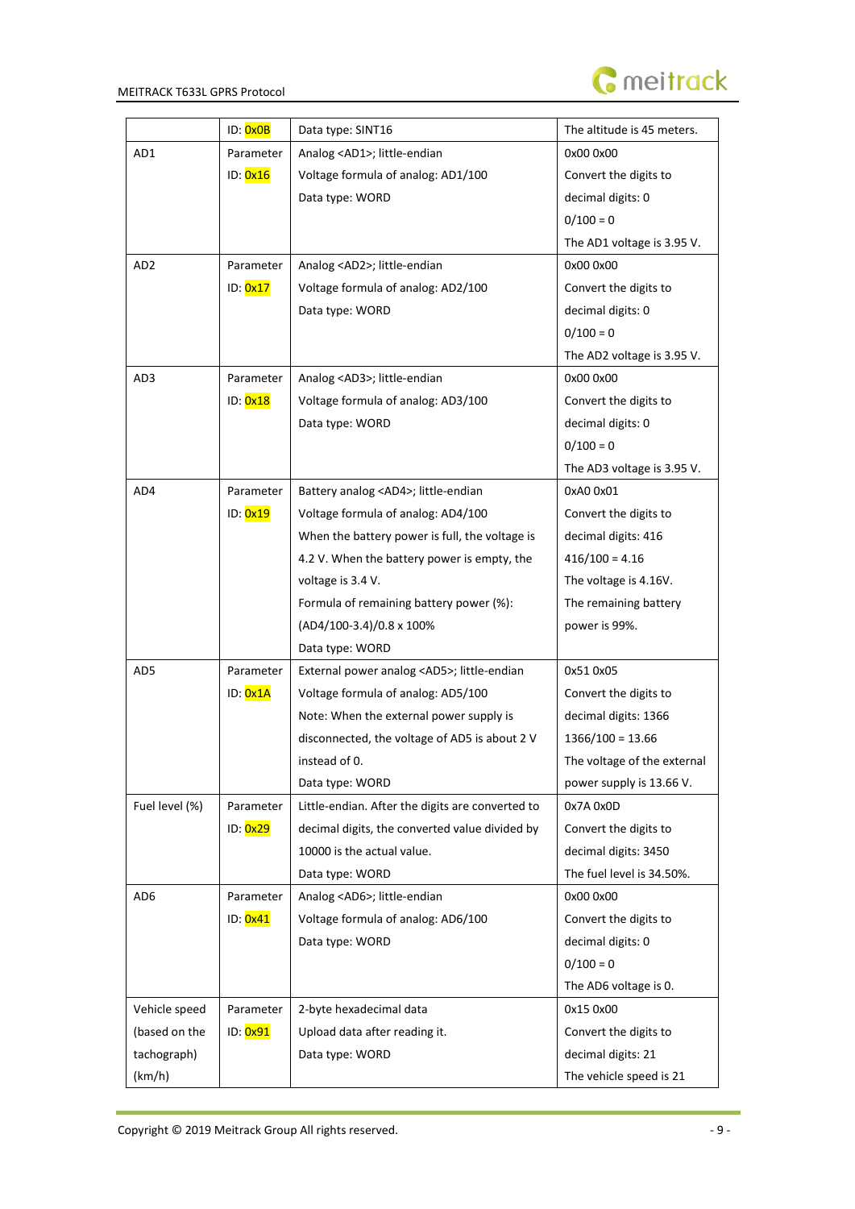| | ID: 0x0B | Data type: SINT16 | The altitude is 45 meters. |
|---|---|---|---|
| AD1 | Parameter ID: 0x16 | Analog <AD1>; little-endian<br>Voltage formula of analog: AD1/100<br>Data type: WORD | 0x00 0x00<br>Convert the digits to decimal digits: 0<br>0/100 = 0<br>The AD1 voltage is 3.95 V. |
| AD2 | Parameter ID: 0x17 | Analog <AD2>; little-endian<br>Voltage formula of analog: AD2/100<br>Data type: WORD | 0x00 0x00<br>Convert the digits to decimal digits: 0<br>0/100 = 0<br>The AD2 voltage is 3.95 V. |
| AD3 | Parameter ID: 0x18 | Analog <AD3>; little-endian<br>Voltage formula of analog: AD3/100<br>Data type: WORD | 0x00 0x00<br>Convert the digits to decimal digits: 0<br>0/100 = 0<br>The AD3 voltage is 3.95 V. |
| AD4 | Parameter ID: 0x19 | Battery analog <AD4>; little-endian<br>Voltage formula of analog: AD4/100<br>When the battery power is full, the voltage is 4.2 V. When the battery power is empty, the voltage is 3.4 V.<br>Formula of remaining battery power (%): (AD4/100-3.4)/0.8 x 100%<br>Data type: WORD | 0xA0 0x01<br>Convert the digits to decimal digits: 416<br>416/100 = 4.16<br>The voltage is 4.16V.<br>The remaining battery power is 99%. |
| AD5 | Parameter ID: 0x1A | External power analog <AD5>; little-endian<br>Voltage formula of analog: AD5/100<br>Note: When the external power supply is disconnected, the voltage of AD5 is about 2 V instead of 0.<br>Data type: WORD | 0x51 0x05<br>Convert the digits to decimal digits: 1366<br>1366/100 = 13.66<br>The voltage of the external power supply is 13.66 V. |
| Fuel level (%) | Parameter ID: 0x29 | Little-endian. After the digits are converted to decimal digits, the converted value divided by 10000 is the actual value.<br>Data type: WORD | 0x7A 0x0D<br>Convert the digits to decimal digits: 3450<br>The fuel level is 34.50%. |
| AD6 | Parameter ID: 0x41 | Analog <AD6>; little-endian<br>Voltage formula of analog: AD6/100<br>Data type: WORD | 0x00 0x00<br>Convert the digits to decimal digits: 0<br>0/100 = 0<br>The AD6 voltage is 0. |
| Vehicle speed (based on the tachograph) (km/h) | Parameter ID: 0x91 | 2-byte hexadecimal data<br>Upload data after reading it.<br>Data type: WORD | 0x15 0x00<br>Convert the digits to decimal digits: 21<br>The vehicle speed is 21 |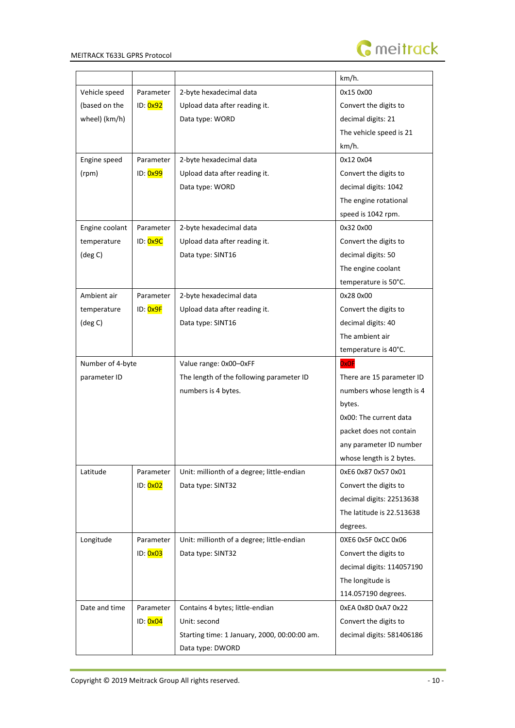| | | | km/h. |
|---|---|---|---|
| Vehicle speed (based on the wheel) (km/h) | Parameter ID: 0x92 | 2-byte hexadecimal data<br>Upload data after reading it.<br>Data type: WORD | 0x15 0x00<br>Convert the digits to decimal digits: 21<br>The vehicle speed is 21 km/h. |
| Engine speed (rpm) | Parameter ID: 0x99 | 2-byte hexadecimal data<br>Upload data after reading it.<br>Data type: WORD | 0x12 0x04<br>Convert the digits to decimal digits: 1042<br>The engine rotational speed is 1042 rpm. |
| Engine coolant temperature (deg C) | Parameter ID: 0x9C | 2-byte hexadecimal data<br>Upload data after reading it.<br>Data type: SINT16 | 0x32 0x00<br>Convert the digits to decimal digits: 50<br>The engine coolant temperature is 50°C. |
| Ambient air temperature (deg C) | Parameter ID: 0x9F | 2-byte hexadecimal data<br>Upload data after reading it.<br>Data type: SINT16 | 0x28 0x00<br>Convert the digits to decimal digits: 40<br>The ambient air temperature is 40°C. |
| Number of 4-byte parameter ID | | Value range: 0x00–0xFF<br>The length of the following parameter ID numbers is 4 bytes. | 0x0F<br>There are 15 parameter ID numbers whose length is 4 bytes.<br>0x00: The current data packet does not contain any parameter ID number whose length is 2 bytes. |
| Latitude | Parameter ID: 0x02 | Unit: millionth of a degree; little-endian<br>Data type: SINT32 | 0xE6 0x87 0x57 0x01<br>Convert the digits to decimal digits: 22513638<br>The latitude is 22.513638 degrees. |
| Longitude | Parameter ID: 0x03 | Unit: millionth of a degree; little-endian<br>Data type: SINT32 | 0XE6 0x5F 0xCC 0x06<br>Convert the digits to decimal digits: 114057190<br>The longitude is 114.057190 degrees. |
| Date and time | Parameter ID: 0x04 | Contains 4 bytes; little-endian<br>Unit: second<br>Starting time: 1 January, 2000, 00:00:00 am.<br>Data type: DWORD | 0xEA 0x8D 0xA7 0x22<br>Convert the digits to decimal digits: 581406186 |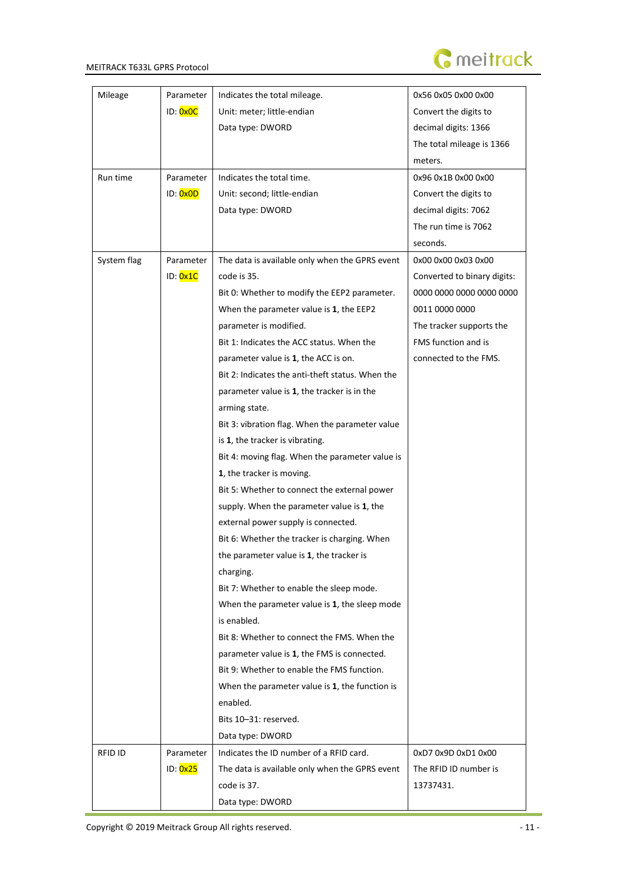| Mileage | Parameter ID: 0x0C | Indicates the total mileage.<br>Unit: meter; little-endian<br>Data type: DWORD | 0x56 0x05 0x00 0x00<br>Convert the digits to decimal digits: 1366<br>The total mileage is 1366 meters. |
|---|---|---|---|
| Run time | Parameter ID: 0x0D | Indicates the total time.<br>Unit: second; little-endian<br>Data type: DWORD | 0x96 0x1B 0x00 0x00<br>Convert the digits to decimal digits: 7062<br>The run time is 7062 seconds. |
| System flag | Parameter ID: 0x1C | The data is available only when the GPRS event code is 35.<br>Bit 0: Whether to modify the EEP2 parameter. When the parameter value is **1**, the EEP2 parameter is modified.<br>Bit 1: Indicates the ACC status. When the parameter value is **1**, the ACC is on.<br>Bit 2: Indicates the anti-theft status. When the parameter value is **1**, the tracker is in the arming state.<br>Bit 3: vibration flag. When the parameter value is **1**, the tracker is vibrating.<br>Bit 4: moving flag. When the parameter value is **1**, the tracker is moving.<br>Bit 5: Whether to connect the external power supply. When the parameter value is **1**, the external power supply is connected.<br>Bit 6: Whether the tracker is charging. When the parameter value is **1**, the tracker is charging.<br>Bit 7: Whether to enable the sleep mode. When the parameter value is **1**, the sleep mode is enabled.<br>Bit 8: Whether to connect the FMS. When the parameter value is **1**, the FMS is connected.<br>Bit 9: Whether to enable the FMS function. When the parameter value is **1**, the function is enabled.<br>Bits 10–31: reserved.<br>Data type: DWORD | 0x00 0x00 0x03 0x00<br>Converted to binary digits: 0000 0000 0000 0000 0000 0011 0000 0000<br>The tracker supports the FMS function and is connected to the FMS. |
| RFID ID | Parameter ID: 0x25 | Indicates the ID number of a RFID card.<br>The data is available only when the GPRS event code is 37.<br>Data type: DWORD | 0xD7 0x9D 0xD1 0x00<br>The RFID ID number is 13737431. |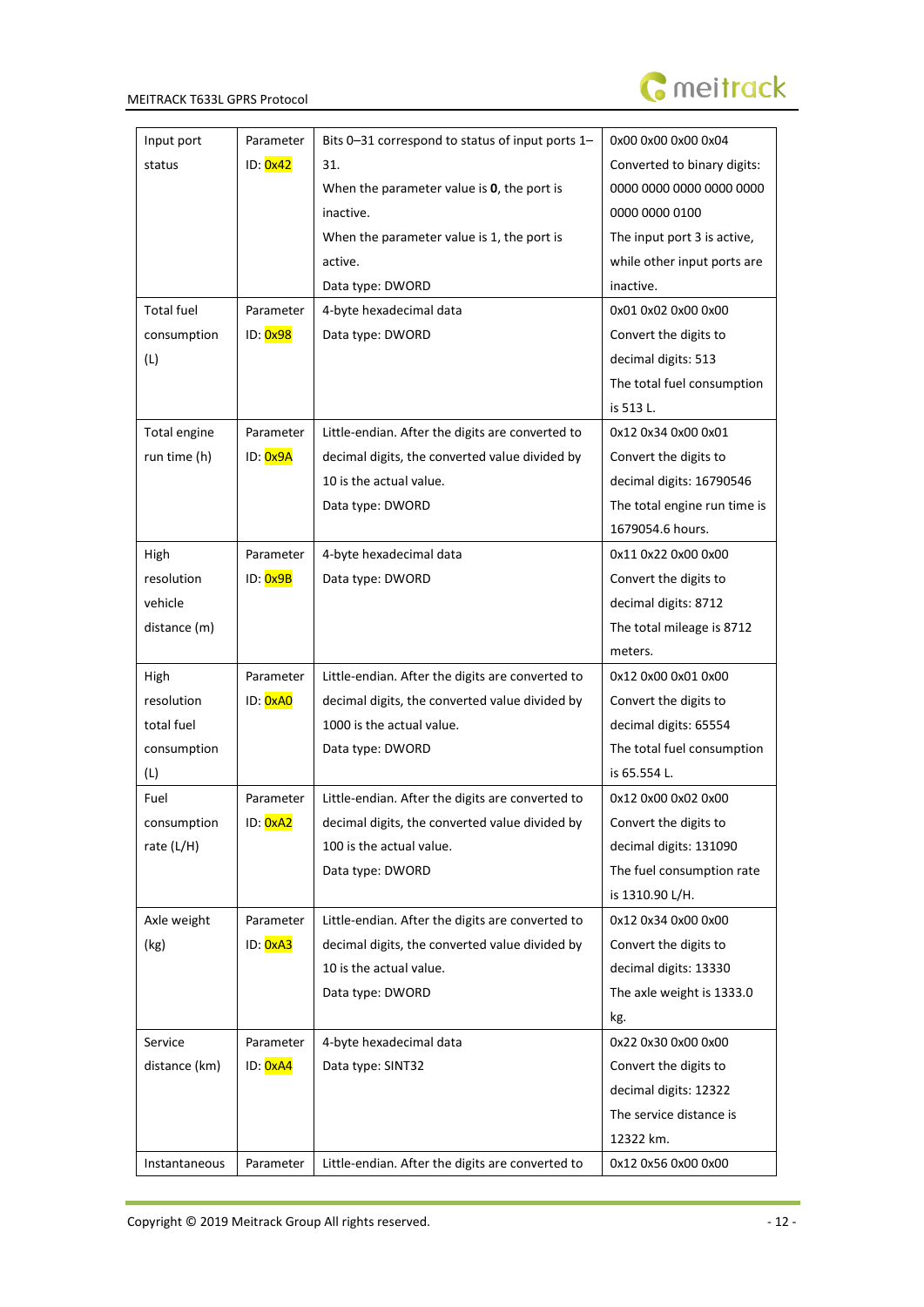| Input port status | Parameter ID: 0x42 | Bits 0–31 correspond to status of input ports 1–31.<br>When the parameter value is **0**, the port is inactive.<br>When the parameter value is 1, the port is active.<br>Data type: DWORD | 0x00 0x00 0x00 0x04<br>Converted to binary digits: 0000 0000 0000 0000 0000 0000 0000 0100<br>The input port 3 is active, while other input ports are inactive. |
|---|---|---|---|
| Total fuel consumption (L) | Parameter ID: 0x98 | 4-byte hexadecimal data<br>Data type: DWORD | 0x01 0x02 0x00 0x00<br>Convert the digits to decimal digits: 513<br>The total fuel consumption is 513 L. |
| Total engine run time (h) | Parameter ID: 0x9A | Little-endian. After the digits are converted to decimal digits, the converted value divided by 10 is the actual value.<br>Data type: DWORD | 0x12 0x34 0x00 0x01<br>Convert the digits to decimal digits: 16790546<br>The total engine run time is 1679054.6 hours. |
| High resolution vehicle distance (m) | Parameter ID: 0x9B | 4-byte hexadecimal data<br>Data type: DWORD | 0x11 0x22 0x00 0x00<br>Convert the digits to decimal digits: 8712<br>The total mileage is 8712 meters. |
| High resolution total fuel consumption (L) | Parameter ID: 0xA0 | Little-endian. After the digits are converted to decimal digits, the converted value divided by 1000 is the actual value.<br>Data type: DWORD | 0x12 0x00 0x01 0x00<br>Convert the digits to decimal digits: 65554<br>The total fuel consumption is 65.554 L. |
| Fuel consumption rate (L/H) | Parameter ID: 0xA2 | Little-endian. After the digits are converted to decimal digits, the converted value divided by 100 is the actual value.<br>Data type: DWORD | 0x12 0x00 0x02 0x00<br>Convert the digits to decimal digits: 131090<br>The fuel consumption rate is 1310.90 L/H. |
| Axle weight (kg) | Parameter ID: 0xA3 | Little-endian. After the digits are converted to decimal digits, the converted value divided by 10 is the actual value.<br>Data type: DWORD | 0x12 0x34 0x00 0x00<br>Convert the digits to decimal digits: 13330<br>The axle weight is 1333.0 kg. |
| Service distance (km) | Parameter ID: 0xA4 | 4-byte hexadecimal data<br>Data type: SINT32 | 0x22 0x30 0x00 0x00<br>Convert the digits to decimal digits: 12322<br>The service distance is 12322 km. |
| Instantaneous | Parameter | Little-endian. After the digits are converted to | 0x12 0x56 0x00 0x00 |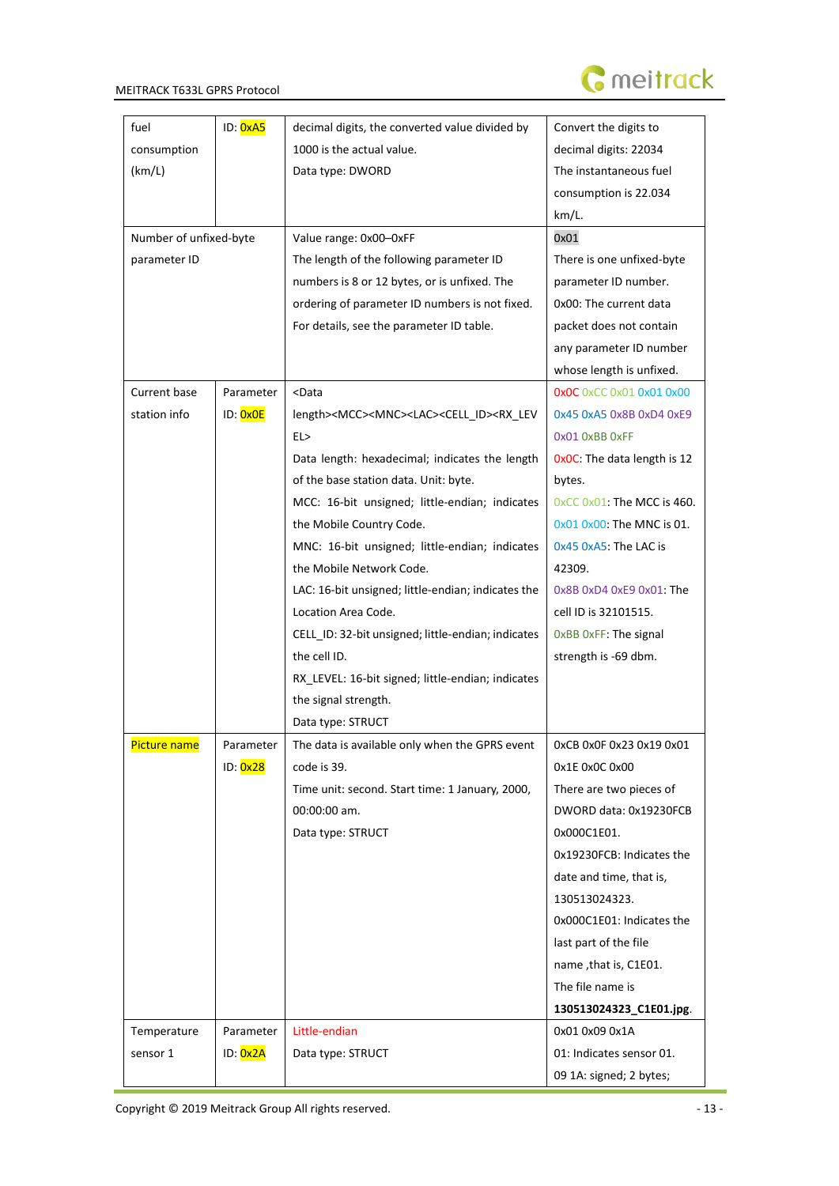| | | | |
|---|---|---|---|
| fuel consumption (km/L) | ID: 0xA5 | decimal digits, the converted value divided by 1000 is the actual value.<br>Data type: DWORD | Convert the digits to decimal digits: 22034<br>The instantaneous fuel consumption is 22.034 km/L. |
| Number of unfixed-byte parameter ID | | Value range: 0x00–0xFF<br>The length of the following parameter ID numbers is 8 or 12 bytes, or is unfixed. The ordering of parameter ID numbers is not fixed. For details, see the parameter ID table. | 0x01<br>There is one unfixed-byte parameter ID number.<br>0x00: The current data packet does not contain any parameter ID number whose length is unfixed. |
| Current base station info | Parameter ID: 0x0E | <Data length><MCC><MNC><LAC><CELL_ID><RX_LEVEL><br>Data length: hexadecimal; indicates the length of the base station data. Unit: byte.<br>MCC: 16-bit unsigned; little-endian; indicates the Mobile Country Code.<br>MNC: 16-bit unsigned; little-endian; indicates the Mobile Network Code.<br>LAC: 16-bit unsigned; little-endian; indicates the Location Area Code.<br>CELL_ID: 32-bit unsigned; little-endian; indicates the cell ID.<br>RX_LEVEL: 16-bit signed; little-endian; indicates the signal strength.<br>Data type: STRUCT | 0x0C 0xCC 0x01 0x01 0x00 0x45 0xA5 0x8B 0xD4 0xE9 0x01 0xBB 0xFF<br>0x0C: The data length is 12 bytes.<br>0xCC 0x01: The MCC is 460.<br>0x01 0x00: The MNC is 01.<br>0x45 0xA5: The LAC is 42309.<br>0x8B 0xD4 0xE9 0x01: The cell ID is 32101515.<br>0xBB 0xFF: The signal strength is -69 dbm. |
| Picture name | Parameter ID: 0x28 | The data is available only when the GPRS event code is 39.<br>Time unit: second. Start time: 1 January, 2000, 00:00:00 am.<br>Data type: STRUCT | 0xCB 0x0F 0x23 0x19 0x01 0x1E 0x0C 0x00<br>There are two pieces of DWORD data: 0x19230FCB 0x000C1E01.<br>0x19230FCB: Indicates the date and time, that is, 130513024323.<br>0x000C1E01: Indicates the last part of the file name ,that is, C1E01.<br>The file name is **130513024323_C1E01.jpg**. |
| Temperature sensor 1 | Parameter ID: 0x2A | Little-endian<br>Data type: STRUCT | 0x01 0x09 0x1A<br>01: Indicates sensor 01.<br>09 1A: signed; 2 bytes; |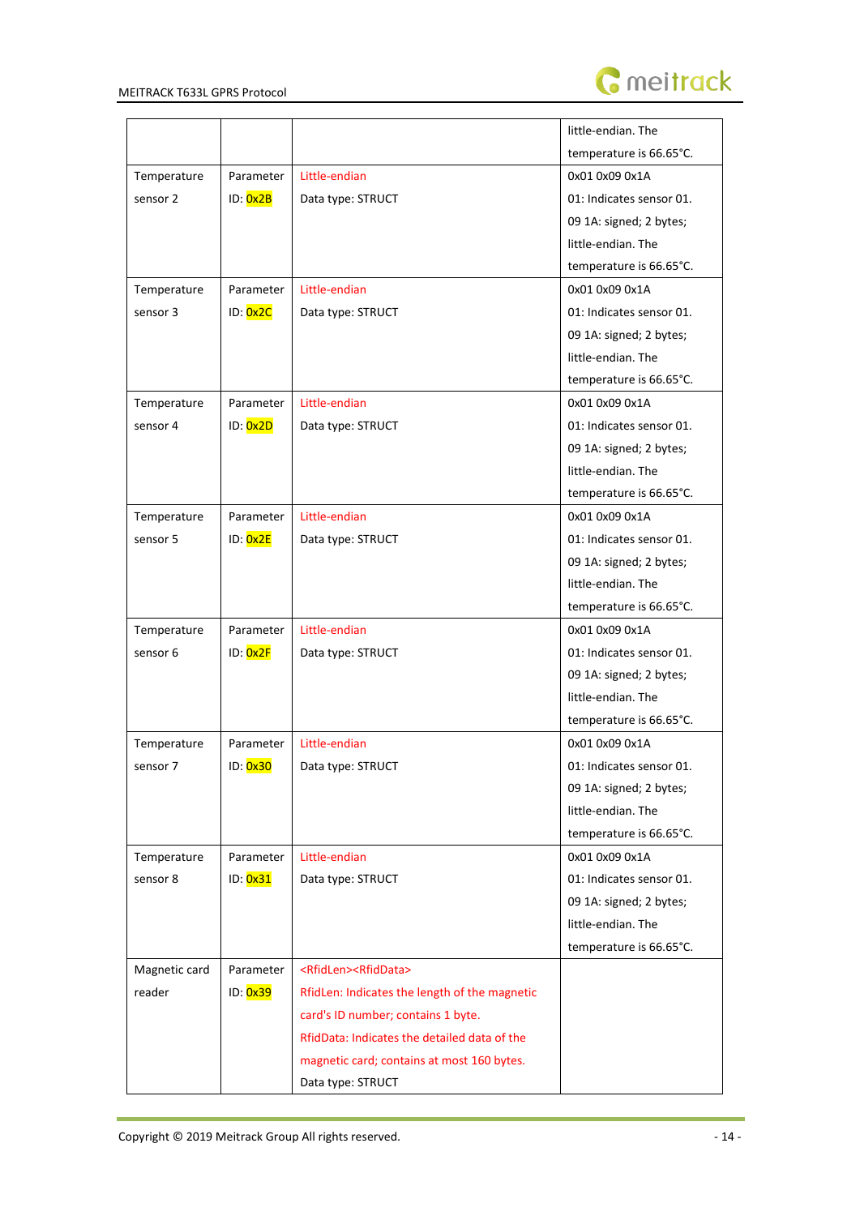| | | | little-endian. The temperature is 66.65°C. |
|---|---|---|---|
| Temperature sensor 2 | Parameter ID: 0x2B | Little-endian<br>Data type: STRUCT | 0x01 0x09 0x1A<br>01: Indicates sensor 01.<br>09 1A: signed; 2 bytes; little-endian. The temperature is 66.65°C. |
| Temperature sensor 3 | Parameter ID: 0x2C | Little-endian<br>Data type: STRUCT | 0x01 0x09 0x1A<br>01: Indicates sensor 01.<br>09 1A: signed; 2 bytes; little-endian. The temperature is 66.65°C. |
| Temperature sensor 4 | Parameter ID: 0x2D | Little-endian<br>Data type: STRUCT | 0x01 0x09 0x1A<br>01: Indicates sensor 01.<br>09 1A: signed; 2 bytes; little-endian. The temperature is 66.65°C. |
| Temperature sensor 5 | Parameter ID: 0x2E | Little-endian<br>Data type: STRUCT | 0x01 0x09 0x1A<br>01: Indicates sensor 01.<br>09 1A: signed; 2 bytes; little-endian. The temperature is 66.65°C. |
| Temperature sensor 6 | Parameter ID: 0x2F | Little-endian<br>Data type: STRUCT | 0x01 0x09 0x1A<br>01: Indicates sensor 01.<br>09 1A: signed; 2 bytes; little-endian. The temperature is 66.65°C. |
| Temperature sensor 7 | Parameter ID: 0x30 | Little-endian<br>Data type: STRUCT | 0x01 0x09 0x1A<br>01: Indicates sensor 01.<br>09 1A: signed; 2 bytes; little-endian. The temperature is 66.65°C. |
| Temperature sensor 8 | Parameter ID: 0x31 | Little-endian<br>Data type: STRUCT | 0x01 0x09 0x1A<br>01: Indicates sensor 01.<br>09 1A: signed; 2 bytes; little-endian. The temperature is 66.65°C. |
| Magnetic card reader | Parameter ID: 0x39 | <RfidLen><RfidData><br>RfidLen: Indicates the length of the magnetic card's ID number; contains 1 byte.<br>RfidData: Indicates the detailed data of the magnetic card; contains at most 160 bytes.<br>Data type: STRUCT | |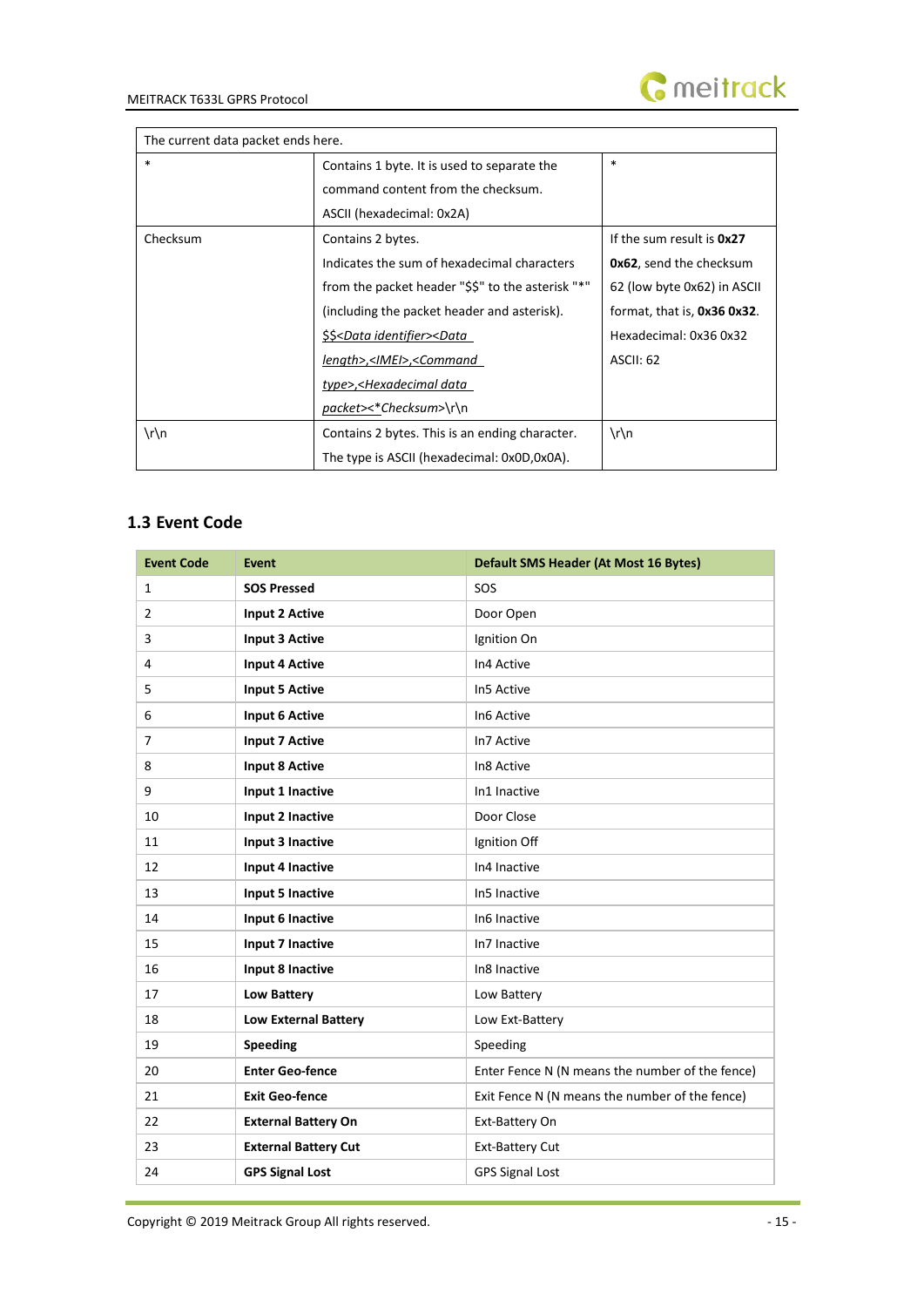| The current data packet ends here. | | |
|---|---|---|
| * | Contains 1 byte. It is used to separate the command content from the checksum. ASCII (hexadecimal: 0x2A) | * |
| Checksum | Contains 2 bytes. Indicates the sum of hexadecimal characters from the packet header "$$" to the asterisk "*" (including the packet header and asterisk). <u>$$<Data identifier><Data length>,<IMEI>,<Command type>,<Hexadecimal data packet><*Checksum>\r\n</u> | If the sum result is **0x27 0x62**, send the checksum 62 (low byte 0x62) in ASCII format, that is, **0x36 0x32**. Hexadecimal: 0x36 0x32 ASCII: 62 |
| \r\n | Contains 2 bytes. This is an ending character. The type is ASCII (hexadecimal: 0x0D,0x0A). | \r\n |

## 1.3 Event Code

| Event Code | Event | Default SMS Header (At Most 16 Bytes) |
|---|---|---|
| 1 | **SOS Pressed** | SOS |
| 2 | **Input 2 Active** | Door Open |
| 3 | **Input 3 Active** | Ignition On |
| 4 | **Input 4 Active** | In4 Active |
| 5 | **Input 5 Active** | In5 Active |
| 6 | **Input 6 Active** | In6 Active |
| 7 | **Input 7 Active** | In7 Active |
| 8 | **Input 8 Active** | In8 Active |
| 9 | **Input 1 Inactive** | In1 Inactive |
| 10 | **Input 2 Inactive** | Door Close |
| 11 | **Input 3 Inactive** | Ignition Off |
| 12 | **Input 4 Inactive** | In4 Inactive |
| 13 | **Input 5 Inactive** | In5 Inactive |
| 14 | **Input 6 Inactive** | In6 Inactive |
| 15 | **Input 7 Inactive** | In7 Inactive |
| 16 | **Input 8 Inactive** | In8 Inactive |
| 17 | **Low Battery** | Low Battery |
| 18 | **Low External Battery** | Low Ext-Battery |
| 19 | **Speeding** | Speeding |
| 20 | **Enter Geo-fence** | Enter Fence N (N means the number of the fence) |
| 21 | **Exit Geo-fence** | Exit Fence N (N means the number of the fence) |
| 22 | **External Battery On** | Ext-Battery On |
| 23 | **External Battery Cut** | Ext-Battery Cut |
| 24 | **GPS Signal Lost** | GPS Signal Lost |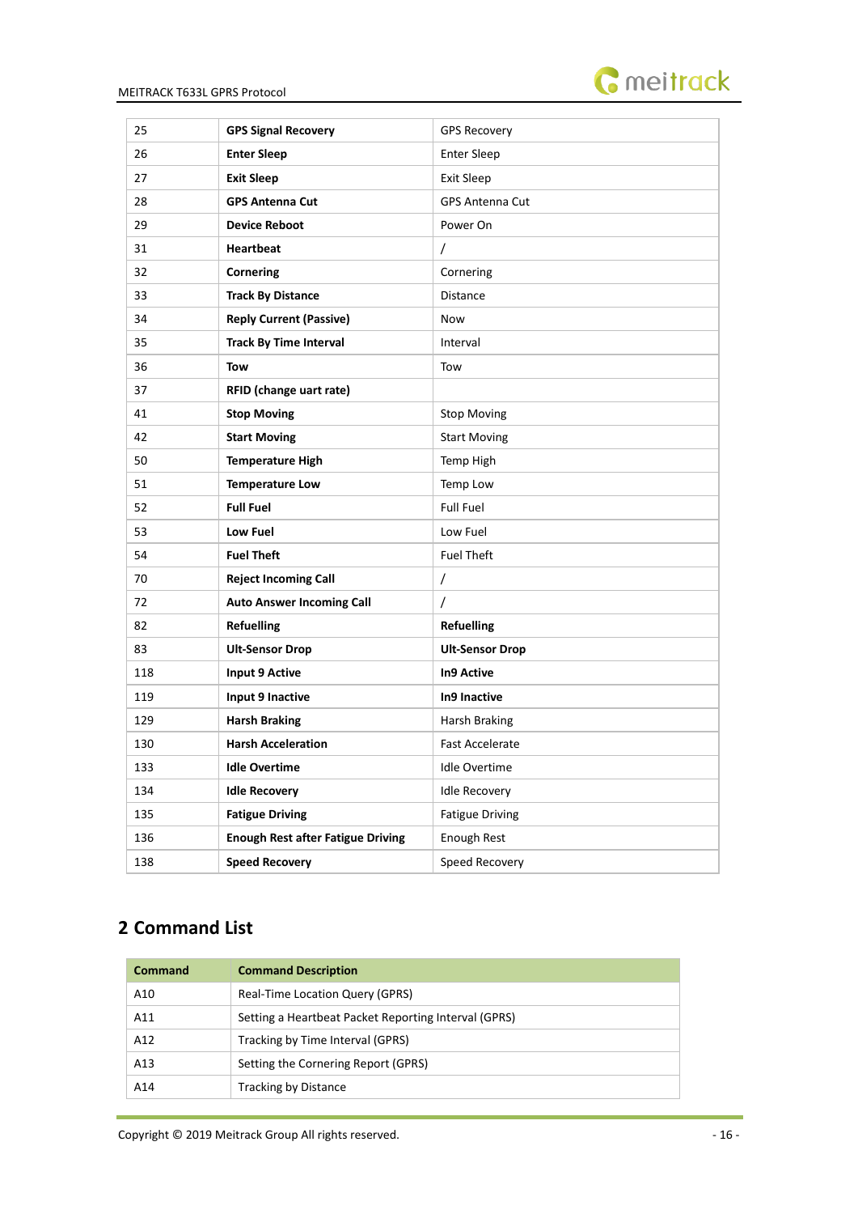| 25 | **GPS Signal Recovery** | GPS Recovery |
|---|---|---|
| 26 | **Enter Sleep** | Enter Sleep |
| 27 | **Exit Sleep** | Exit Sleep |
| 28 | **GPS Antenna Cut** | GPS Antenna Cut |
| 29 | **Device Reboot** | Power On |
| 31 | **Heartbeat** | / |
| 32 | **Cornering** | Cornering |
| 33 | **Track By Distance** | Distance |
| 34 | **Reply Current (Passive)** | Now |
| 35 | **Track By Time Interval** | Interval |
| 36 | **Tow** | Tow |
| 37 | **RFID (change uart rate)** | |
| 41 | **Stop Moving** | Stop Moving |
| 42 | **Start Moving** | Start Moving |
| 50 | **Temperature High** | Temp High |
| 51 | **Temperature Low** | Temp Low |
| 52 | **Full Fuel** | Full Fuel |
| 53 | **Low Fuel** | Low Fuel |
| 54 | **Fuel Theft** | Fuel Theft |
| 70 | **Reject Incoming Call** | / |
| 72 | **Auto Answer Incoming Call** | / |
| 82 | **Refuelling** | **Refuelling** |
| 83 | **Ult-Sensor Drop** | **Ult-Sensor Drop** |
| 118 | **Input 9 Active** | **In9 Active** |
| 119 | **Input 9 Inactive** | **In9 Inactive** |
| 129 | **Harsh Braking** | Harsh Braking |
| 130 | **Harsh Acceleration** | Fast Accelerate |
| 133 | **Idle Overtime** | Idle Overtime |
| 134 | **Idle Recovery** | Idle Recovery |
| 135 | **Fatigue Driving** | Fatigue Driving |
| 136 | **Enough Rest after Fatigue Driving** | Enough Rest |
| 138 | **Speed Recovery** | Speed Recovery |

## 2 Command List

| Command | Command Description |
|---|---|
| A10 | Real-Time Location Query (GPRS) |
| A11 | Setting a Heartbeat Packet Reporting Interval (GPRS) |
| A12 | Tracking by Time Interval (GPRS) |
| A13 | Setting the Cornering Report (GPRS) |
| A14 | Tracking by Distance |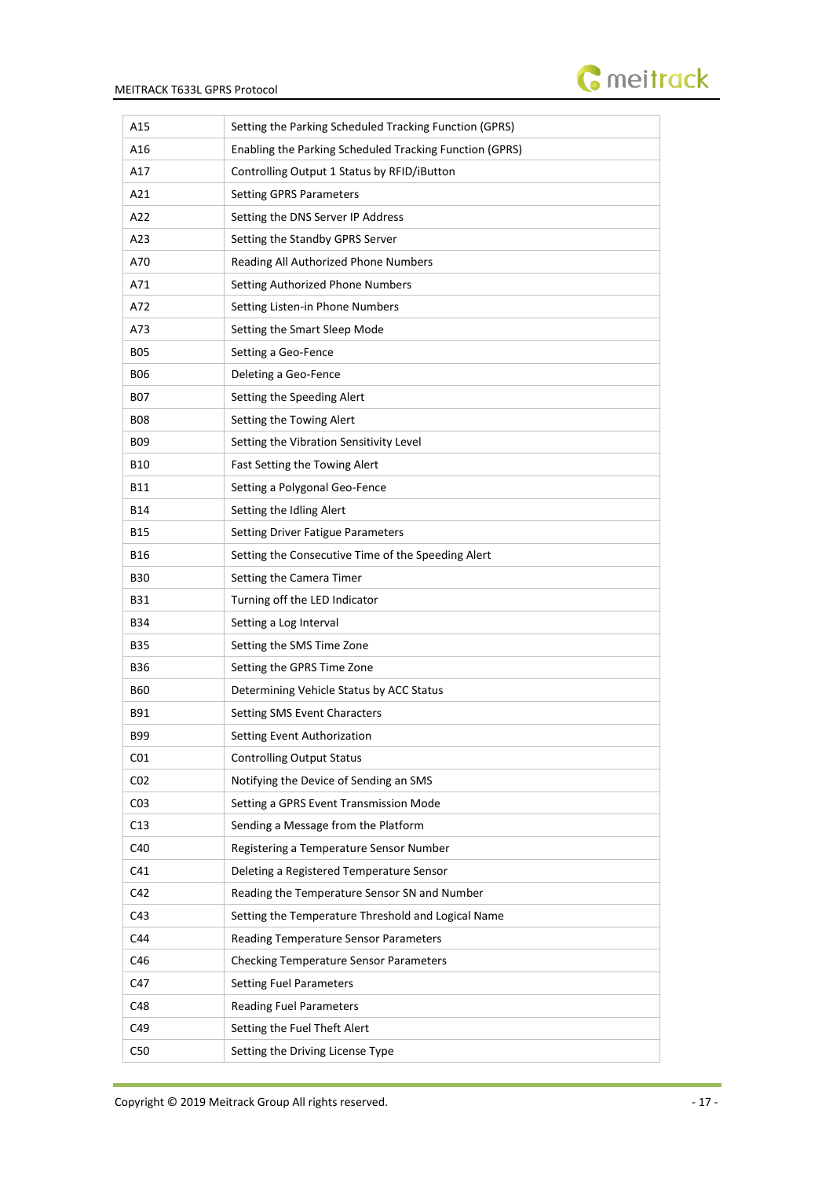| A15 | Setting the Parking Scheduled Tracking Function (GPRS) |
|---|---|
| A16 | Enabling the Parking Scheduled Tracking Function (GPRS) |
| A17 | Controlling Output 1 Status by RFID/iButton |
| A21 | Setting GPRS Parameters |
| A22 | Setting the DNS Server IP Address |
| A23 | Setting the Standby GPRS Server |
| A70 | Reading All Authorized Phone Numbers |
| A71 | Setting Authorized Phone Numbers |
| A72 | Setting Listen-in Phone Numbers |
| A73 | Setting the Smart Sleep Mode |
| B05 | Setting a Geo-Fence |
| B06 | Deleting a Geo-Fence |
| B07 | Setting the Speeding Alert |
| B08 | Setting the Towing Alert |
| B09 | Setting the Vibration Sensitivity Level |
| B10 | Fast Setting the Towing Alert |
| B11 | Setting a Polygonal Geo-Fence |
| B14 | Setting the Idling Alert |
| B15 | Setting Driver Fatigue Parameters |
| B16 | Setting the Consecutive Time of the Speeding Alert |
| B30 | Setting the Camera Timer |
| B31 | Turning off the LED Indicator |
| B34 | Setting a Log Interval |
| B35 | Setting the SMS Time Zone |
| B36 | Setting the GPRS Time Zone |
| B60 | Determining Vehicle Status by ACC Status |
| B91 | Setting SMS Event Characters |
| B99 | Setting Event Authorization |
| C01 | Controlling Output Status |
| C02 | Notifying the Device of Sending an SMS |
| C03 | Setting a GPRS Event Transmission Mode |
| C13 | Sending a Message from the Platform |
| C40 | Registering a Temperature Sensor Number |
| C41 | Deleting a Registered Temperature Sensor |
| C42 | Reading the Temperature Sensor SN and Number |
| C43 | Setting the Temperature Threshold and Logical Name |
| C44 | Reading Temperature Sensor Parameters |
| C46 | Checking Temperature Sensor Parameters |
| C47 | Setting Fuel Parameters |
| C48 | Reading Fuel Parameters |
| C49 | Setting the Fuel Theft Alert |
| C50 | Setting the Driving License Type |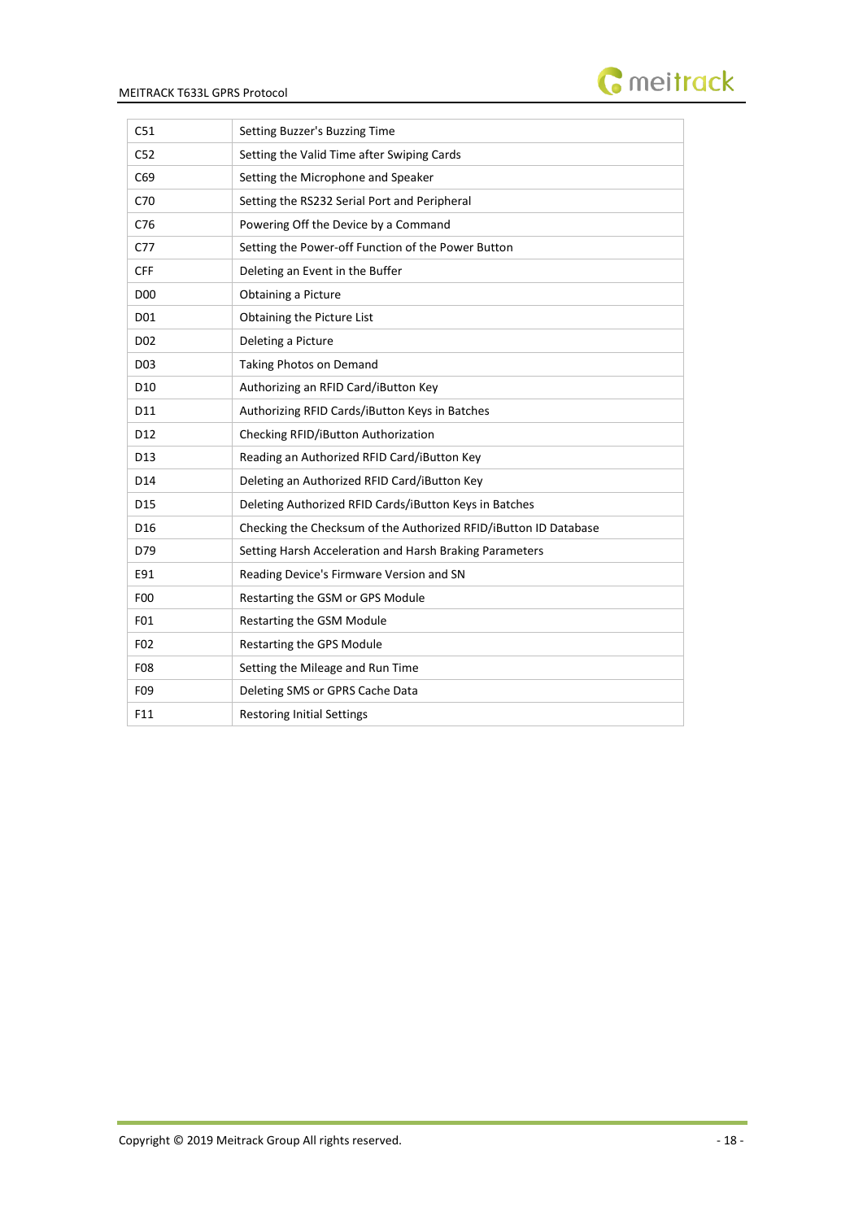| | |
|---|---|
| C51 | Setting Buzzer's Buzzing Time |
| C52 | Setting the Valid Time after Swiping Cards |
| C69 | Setting the Microphone and Speaker |
| C70 | Setting the RS232 Serial Port and Peripheral |
| C76 | Powering Off the Device by a Command |
| C77 | Setting the Power-off Function of the Power Button |
| CFF | Deleting an Event in the Buffer |
| D00 | Obtaining a Picture |
| D01 | Obtaining the Picture List |
| D02 | Deleting a Picture |
| D03 | Taking Photos on Demand |
| D10 | Authorizing an RFID Card/iButton Key |
| D11 | Authorizing RFID Cards/iButton Keys in Batches |
| D12 | Checking RFID/iButton Authorization |
| D13 | Reading an Authorized RFID Card/iButton Key |
| D14 | Deleting an Authorized RFID Card/iButton Key |
| D15 | Deleting Authorized RFID Cards/iButton Keys in Batches |
| D16 | Checking the Checksum of the Authorized RFID/iButton ID Database |
| D79 | Setting Harsh Acceleration and Harsh Braking Parameters |
| E91 | Reading Device's Firmware Version and SN |
| F00 | Restarting the GSM or GPS Module |
| F01 | Restarting the GSM Module |
| F02 | Restarting the GPS Module |
| F08 | Setting the Mileage and Run Time |
| F09 | Deleting SMS or GPRS Cache Data |
| F11 | Restoring Initial Settings |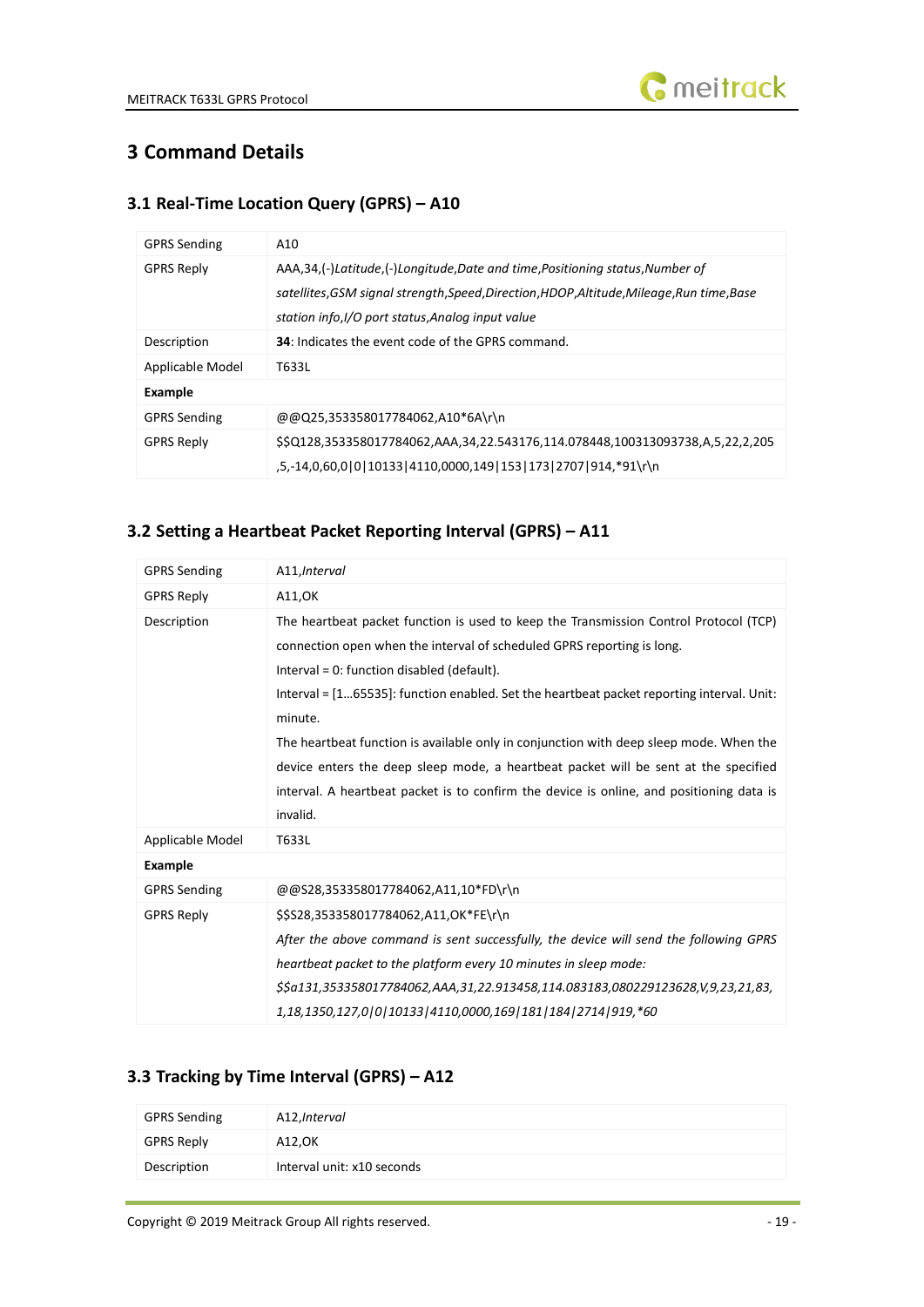# 3 Command Details

## 3.1 Real-Time Location Query (GPRS) – A10

| | |
|---|---|
| GPRS Sending | A10 |
| GPRS Reply | AAA,34,(-)*Latitude*,(-)*Longitude*,*Date and time*,*Positioning status*,*Number of satellites*,*GSM signal strength*,*Speed*,*Direction*,*HDOP*,*Altitude*,*Mileage*,*Run time*,*Base station info*,*I/O port status*,*Analog input value* |
| Description | **34**: Indicates the event code of the GPRS command. |
| Applicable Model | T633L |
| **Example** | |
| GPRS Sending | @@Q25,353358017784062,A10*6A\r\n |
| GPRS Reply | $$Q128,353358017784062,AAA,34,22.543176,114.078448,100313093738,A,5,22,2,205,5,-14,0,60,0\|0\|10133\|4110,0000,149\|153\|173\|2707\|914,*91\r\n |

## 3.2 Setting a Heartbeat Packet Reporting Interval (GPRS) – A11

| | |
|---|---|
| GPRS Sending | A11,*Interval* |
| GPRS Reply | A11,OK |
| Description | The heartbeat packet function is used to keep the Transmission Control Protocol (TCP) connection open when the interval of scheduled GPRS reporting is long.<br>Interval = 0: function disabled (default).<br>Interval = [1…65535]: function enabled. Set the heartbeat packet reporting interval. Unit: minute.<br>The heartbeat function is available only in conjunction with deep sleep mode. When the device enters the deep sleep mode, a heartbeat packet will be sent at the specified interval. A heartbeat packet is to confirm the device is online, and positioning data is invalid. |
| Applicable Model | T633L |
| **Example** | |
| GPRS Sending | @@S28,353358017784062,A11,10*FD\r\n |
| GPRS Reply | $$S28,353358017784062,A11,OK*FE\r\n<br>*After the above command is sent successfully, the device will send the following GPRS heartbeat packet to the platform every 10 minutes in sleep mode:*<br>*$$a131,353358017784062,AAA,31,22.913458,114.083183,080229123628,V,9,23,21,83,1,18,1350,127,0\|0\|10133\|4110,0000,169\|181\|184\|2714\|919,*60* |

## 3.3 Tracking by Time Interval (GPRS) – A12

| | |
|---|---|
| GPRS Sending | A12,*Interval* |
| GPRS Reply | A12,OK |
| Description | Interval unit: x10 seconds |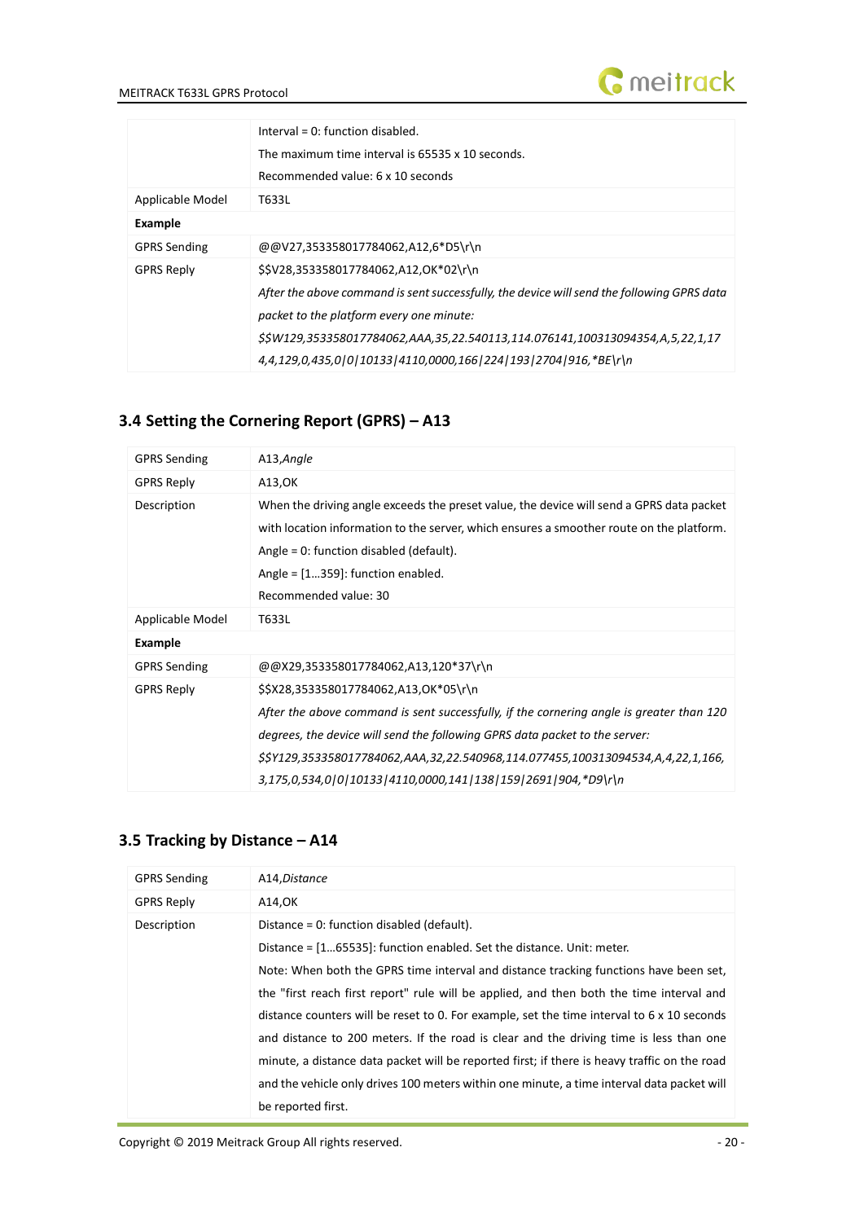| | |
|---|---|
| | Interval = 0: function disabled.<br>The maximum time interval is 65535 x 10 seconds.<br>Recommended value: 6 x 10 seconds |
| Applicable Model | T633L |
| **Example** | |
| GPRS Sending | @@V27,353358017784062,A12,6*D5\r\n |
| GPRS Reply | $$V28,353358017784062,A12,OK*02\r\n<br>*After the above command is sent successfully, the device will send the following GPRS data packet to the platform every one minute:*<br>*$$W129,353358017784062,AAA,35,22.540113,114.076141,100313094354,A,5,22,1,174,4,129,0,435,0\|0\|10133\|4110,0000,166\|224\|193\|2704\|916,*BE\r\n* |

## 3.4 Setting the Cornering Report (GPRS) – A13

| | |
|---|---|
| GPRS Sending | A13,*Angle* |
| GPRS Reply | A13,OK |
| Description | When the driving angle exceeds the preset value, the device will send a GPRS data packet with location information to the server, which ensures a smoother route on the platform.<br>Angle = 0: function disabled (default).<br>Angle = [1…359]: function enabled.<br>Recommended value: 30 |
| Applicable Model | T633L |
| **Example** | |
| GPRS Sending | @@X29,353358017784062,A13,120*37\r\n |
| GPRS Reply | $$X28,353358017784062,A13,OK*05\r\n<br>*After the above command is sent successfully, if the cornering angle is greater than 120 degrees, the device will send the following GPRS data packet to the server:*<br>*$$Y129,353358017784062,AAA,32,22.540968,114.077455,100313094534,A,4,22,1,166,3,175,0,534,0\|0\|10133\|4110,0000,141\|138\|159\|2691\|904,*D9\r\n* |

## 3.5 Tracking by Distance – A14

| | |
|---|---|
| GPRS Sending | A14,*Distance* |
| GPRS Reply | A14,OK |
| Description | Distance = 0: function disabled (default).<br>Distance = [1…65535]: function enabled. Set the distance. Unit: meter.<br>Note: When both the GPRS time interval and distance tracking functions have been set, the "first reach first report" rule will be applied, and then both the time interval and distance counters will be reset to 0. For example, set the time interval to 6 x 10 seconds and distance to 200 meters. If the road is clear and the driving time is less than one minute, a distance data packet will be reported first; if there is heavy traffic on the road and the vehicle only drives 100 meters within one minute, a time interval data packet will be reported first. |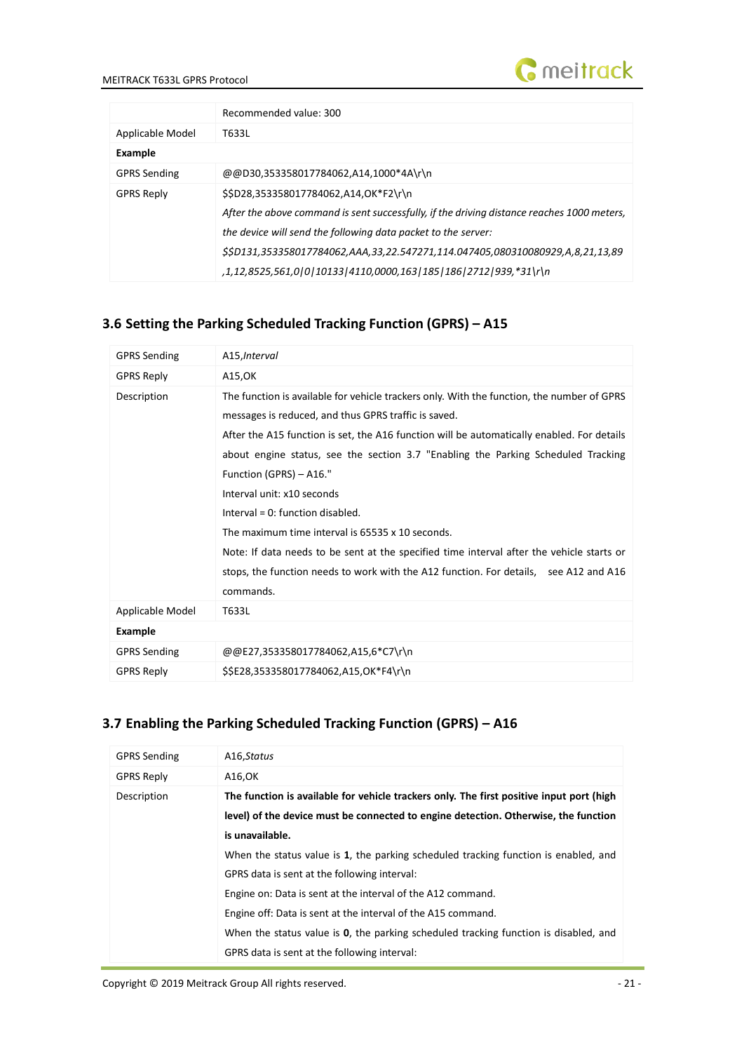| | Recommended value: 300 |
|---|---|
| Applicable Model | T633L |
| **Example** | |
| GPRS Sending | @@D30,353358017784062,A14,1000*4A\r\n |
| GPRS Reply | $$D28,353358017784062,A14,OK*F2\r\n<br>*After the above command is sent successfully, if the driving distance reaches 1000 meters, the device will send the following data packet to the server:*<br>*$$D131,353358017784062,AAA,33,22.547271,114.047405,080310080929,A,8,21,13,89,1,12,8525,561,0\|0\|10133\|4110,0000,163\|185\|186\|2712\|939,*31\r\n* |

## 3.6 Setting the Parking Scheduled Tracking Function (GPRS) – A15

| GPRS Sending | A15,*Interval* |
|---|---|
| GPRS Reply | A15,OK |
| Description | The function is available for vehicle trackers only. With the function, the number of GPRS messages is reduced, and thus GPRS traffic is saved.<br>After the A15 function is set, the A16 function will be automatically enabled. For details about engine status, see the section 3.7 "Enabling the Parking Scheduled Tracking Function (GPRS) – A16."<br>Interval unit: x10 seconds<br>Interval = 0: function disabled.<br>The maximum time interval is 65535 x 10 seconds.<br>Note: If data needs to be sent at the specified time interval after the vehicle starts or stops, the function needs to work with the A12 function. For details, see A12 and A16 commands. |
| Applicable Model | T633L |
| **Example** | |
| GPRS Sending | @@E27,353358017784062,A15,6*C7\r\n |
| GPRS Reply | $$E28,353358017784062,A15,OK*F4\r\n |

## 3.7 Enabling the Parking Scheduled Tracking Function (GPRS) – A16

| GPRS Sending | A16,*Status* |
|---|---|
| GPRS Reply | A16,OK |
| Description | **The function is available for vehicle trackers only. The first positive input port (high level) of the device must be connected to engine detection. Otherwise, the function is unavailable.**<br>When the status value is **1**, the parking scheduled tracking function is enabled, and GPRS data is sent at the following interval:<br>Engine on: Data is sent at the interval of the A12 command.<br>Engine off: Data is sent at the interval of the A15 command.<br>When the status value is **0**, the parking scheduled tracking function is disabled, and GPRS data is sent at the following interval: |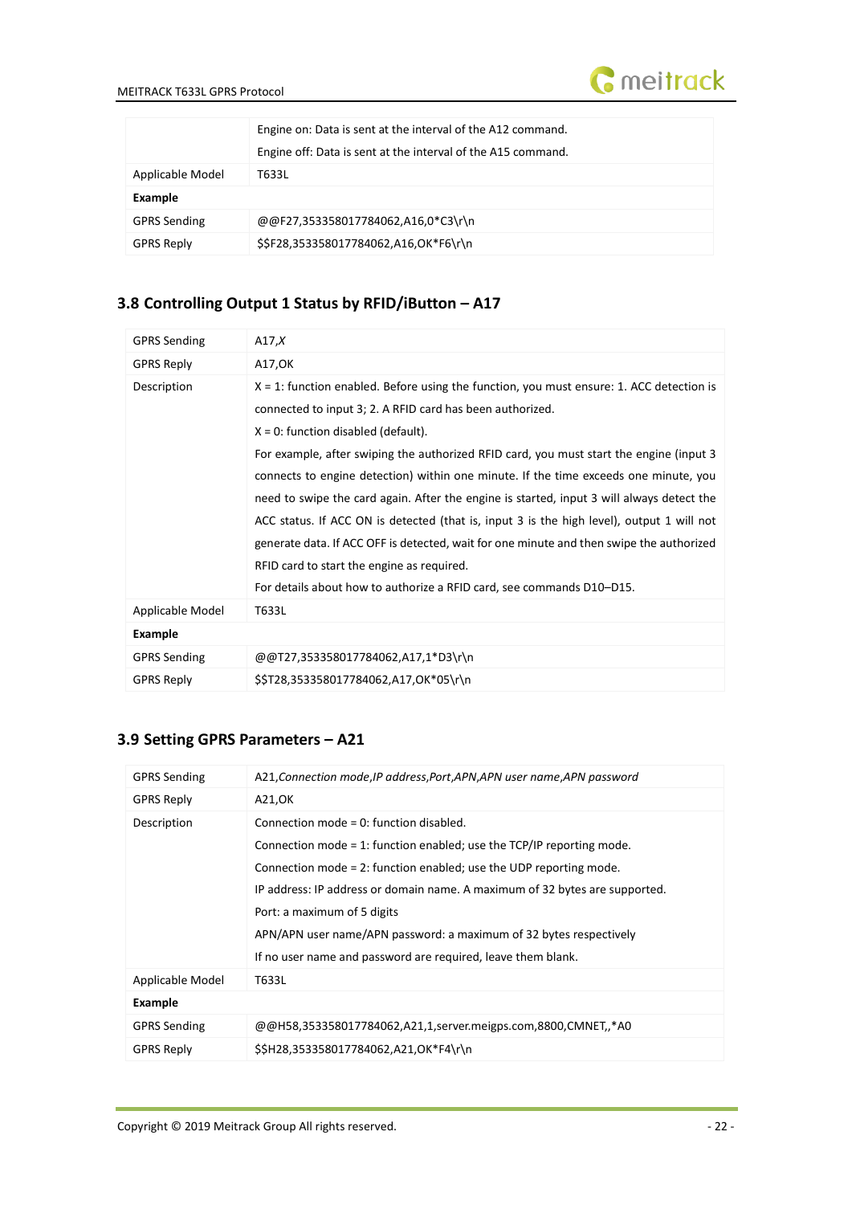| | |
|---|---|
| | Engine on: Data is sent at the interval of the A12 command.<br>Engine off: Data is sent at the interval of the A15 command. |
| Applicable Model | T633L |
| **Example** | |
| GPRS Sending | @@F27,353358017784062,A16,0*C3\r\n |
| GPRS Reply | $$F28,353358017784062,A16,OK*F6\r\n |

## 3.8 Controlling Output 1 Status by RFID/iButton – A17

| | |
|---|---|
| GPRS Sending | A17,*X* |
| GPRS Reply | A17,OK |
| Description | X = 1: function enabled. Before using the function, you must ensure: 1. ACC detection is connected to input 3; 2. A RFID card has been authorized.<br>X = 0: function disabled (default).<br>For example, after swiping the authorized RFID card, you must start the engine (input 3 connects to engine detection) within one minute. If the time exceeds one minute, you need to swipe the card again. After the engine is started, input 3 will always detect the ACC status. If ACC ON is detected (that is, input 3 is the high level), output 1 will not generate data. If ACC OFF is detected, wait for one minute and then swipe the authorized RFID card to start the engine as required.<br>For details about how to authorize a RFID card, see commands D10–D15. |
| Applicable Model | T633L |
| **Example** | |
| GPRS Sending | @@T27,353358017784062,A17,1*D3\r\n |
| GPRS Reply | $$T28,353358017784062,A17,OK*05\r\n |

## 3.9 Setting GPRS Parameters – A21

| | |
|---|---|
| GPRS Sending | A21,*Connection mode*,*IP address*,*Port*,*APN*,*APN user name*,*APN password* |
| GPRS Reply | A21,OK |
| Description | Connection mode = 0: function disabled.<br>Connection mode = 1: function enabled; use the TCP/IP reporting mode.<br>Connection mode = 2: function enabled; use the UDP reporting mode.<br>IP address: IP address or domain name. A maximum of 32 bytes are supported.<br>Port: a maximum of 5 digits<br>APN/APN user name/APN password: a maximum of 32 bytes respectively<br>If no user name and password are required, leave them blank. |
| Applicable Model | T633L |
| **Example** | |
| GPRS Sending | @@H58,353358017784062,A21,1,server.meigps.com,8800,CMNET,,*A0 |
| GPRS Reply | $$H28,353358017784062,A21,OK*F4\r\n |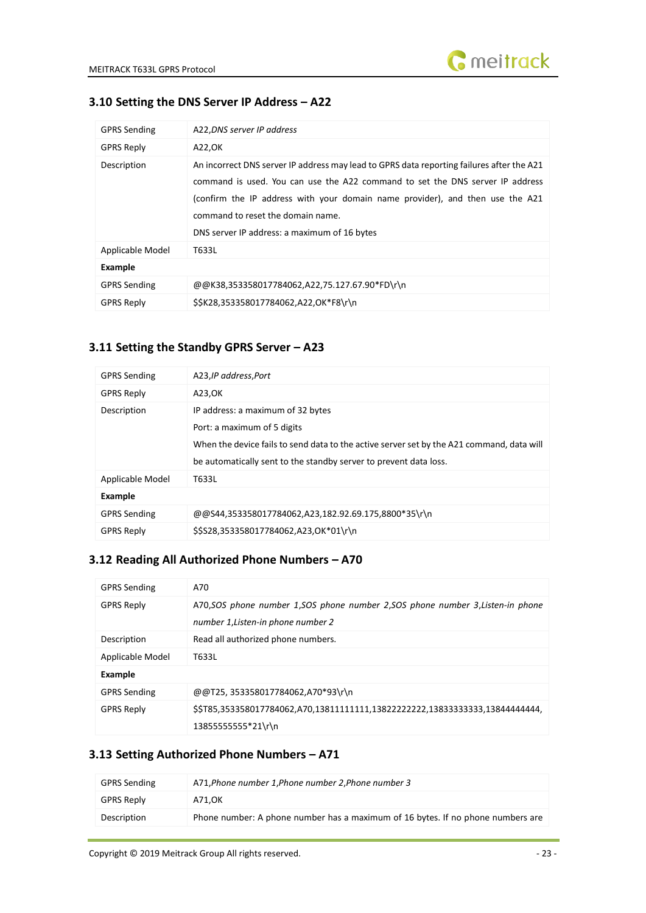## 3.10 Setting the DNS Server IP Address – A22

| GPRS Sending | A22,*DNS server IP address* |
|---|---|
| GPRS Reply | A22,OK |
| Description | An incorrect DNS server IP address may lead to GPRS data reporting failures after the A21 command is used. You can use the A22 command to set the DNS server IP address (confirm the IP address with your domain name provider), and then use the A21 command to reset the domain name.<br>DNS server IP address: a maximum of 16 bytes |
| Applicable Model | T633L |
| **Example** | |
| GPRS Sending | @@K38,353358017784062,A22,75.127.67.90*FD\r\n |
| GPRS Reply | $$K28,353358017784062,A22,OK*F8\r\n |

## 3.11 Setting the Standby GPRS Server – A23

| GPRS Sending | A23,*IP address,Port* |
|---|---|
| GPRS Reply | A23,OK |
| Description | IP address: a maximum of 32 bytes<br>Port: a maximum of 5 digits<br>When the device fails to send data to the active server set by the A21 command, data will be automatically sent to the standby server to prevent data loss. |
| Applicable Model | T633L |
| **Example** | |
| GPRS Sending | @@S44,353358017784062,A23,182.92.69.175,8800*35\r\n |
| GPRS Reply | $$S28,353358017784062,A23,OK*01\r\n |

## 3.12 Reading All Authorized Phone Numbers – A70

| GPRS Sending | A70 |
|---|---|
| GPRS Reply | A70,*SOS phone number 1,SOS phone number 2,SOS phone number 3,Listen-in phone number 1,Listen-in phone number 2* |
| Description | Read all authorized phone numbers. |
| Applicable Model | T633L |
| **Example** | |
| GPRS Sending | @@T25, 353358017784062,A70*93\r\n |
| GPRS Reply | $$T85,353358017784062,A70,13811111111,13822222222,13833333333,13844444444, 13855555555*21\r\n |

## 3.13 Setting Authorized Phone Numbers – A71

| GPRS Sending | A71,*Phone number 1,Phone number 2,Phone number 3* |
|---|---|
| GPRS Reply | A71,OK |
| Description | Phone number: A phone number has a maximum of 16 bytes. If no phone numbers are |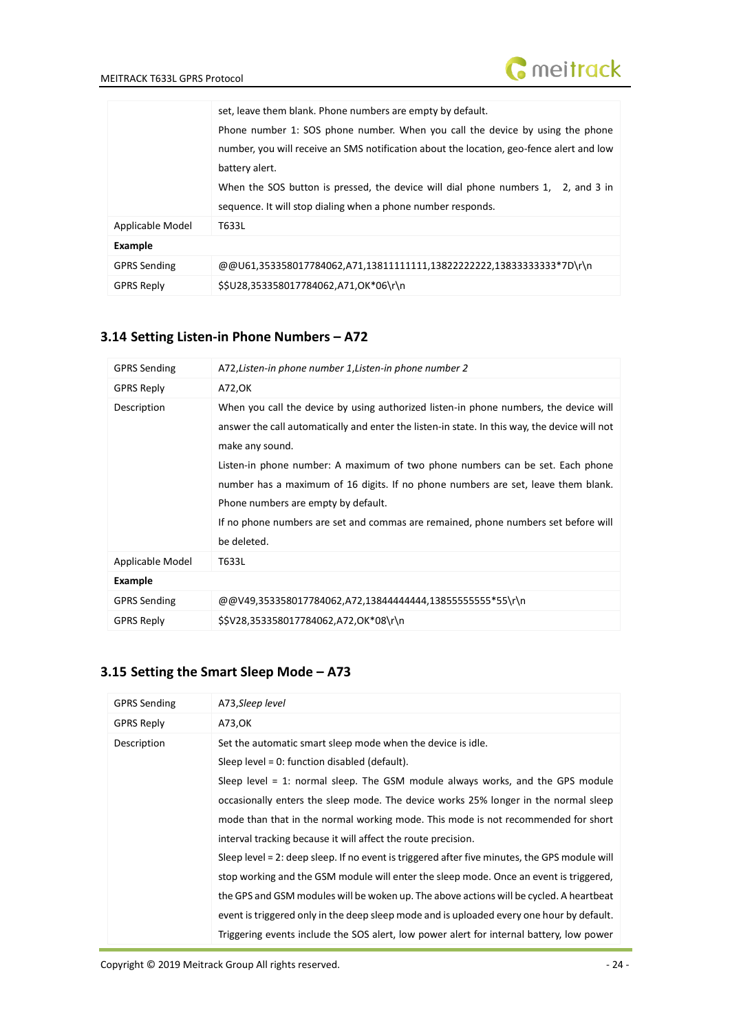| | |
|---|---|
| | set, leave them blank. Phone numbers are empty by default.<br>Phone number 1: SOS phone number. When you call the device by using the phone number, you will receive an SMS notification about the location, geo-fence alert and low battery alert.<br>When the SOS button is pressed, the device will dial phone numbers 1, 2, and 3 in sequence. It will stop dialing when a phone number responds. |
| Applicable Model | T633L |
| **Example** | |
| GPRS Sending | @@U61,353358017784062,A71,13811111111,13822222222,13833333333*7D\r\n |
| GPRS Reply | $$U28,353358017784062,A71,OK*06\r\n |

## 3.14 Setting Listen-in Phone Numbers – A72

| | |
|---|---|
| GPRS Sending | A72,*Listen-in phone number 1*,*Listen-in phone number 2* |
| GPRS Reply | A72,OK |
| Description | When you call the device by using authorized listen-in phone numbers, the device will answer the call automatically and enter the listen-in state. In this way, the device will not make any sound.<br>Listen-in phone number: A maximum of two phone numbers can be set. Each phone number has a maximum of 16 digits. If no phone numbers are set, leave them blank. Phone numbers are empty by default.<br>If no phone numbers are set and commas are remained, phone numbers set before will be deleted. |
| Applicable Model | T633L |
| **Example** | |
| GPRS Sending | @@V49,353358017784062,A72,13844444444,13855555555*55\r\n |
| GPRS Reply | $$V28,353358017784062,A72,OK*08\r\n |

## 3.15 Setting the Smart Sleep Mode – A73

| | |
|---|---|
| GPRS Sending | A73,*Sleep level* |
| GPRS Reply | A73,OK |
| Description | Set the automatic smart sleep mode when the device is idle.<br>Sleep level = 0: function disabled (default).<br>Sleep level = 1: normal sleep. The GSM module always works, and the GPS module occasionally enters the sleep mode. The device works 25% longer in the normal sleep mode than that in the normal working mode. This mode is not recommended for short interval tracking because it will affect the route precision.<br>Sleep level = 2: deep sleep. If no event is triggered after five minutes, the GPS module will stop working and the GSM module will enter the sleep mode. Once an event is triggered, the GPS and GSM modules will be woken up. The above actions will be cycled. A heartbeat event is triggered only in the deep sleep mode and is uploaded every one hour by default.<br>Triggering events include the SOS alert, low power alert for internal battery, low power |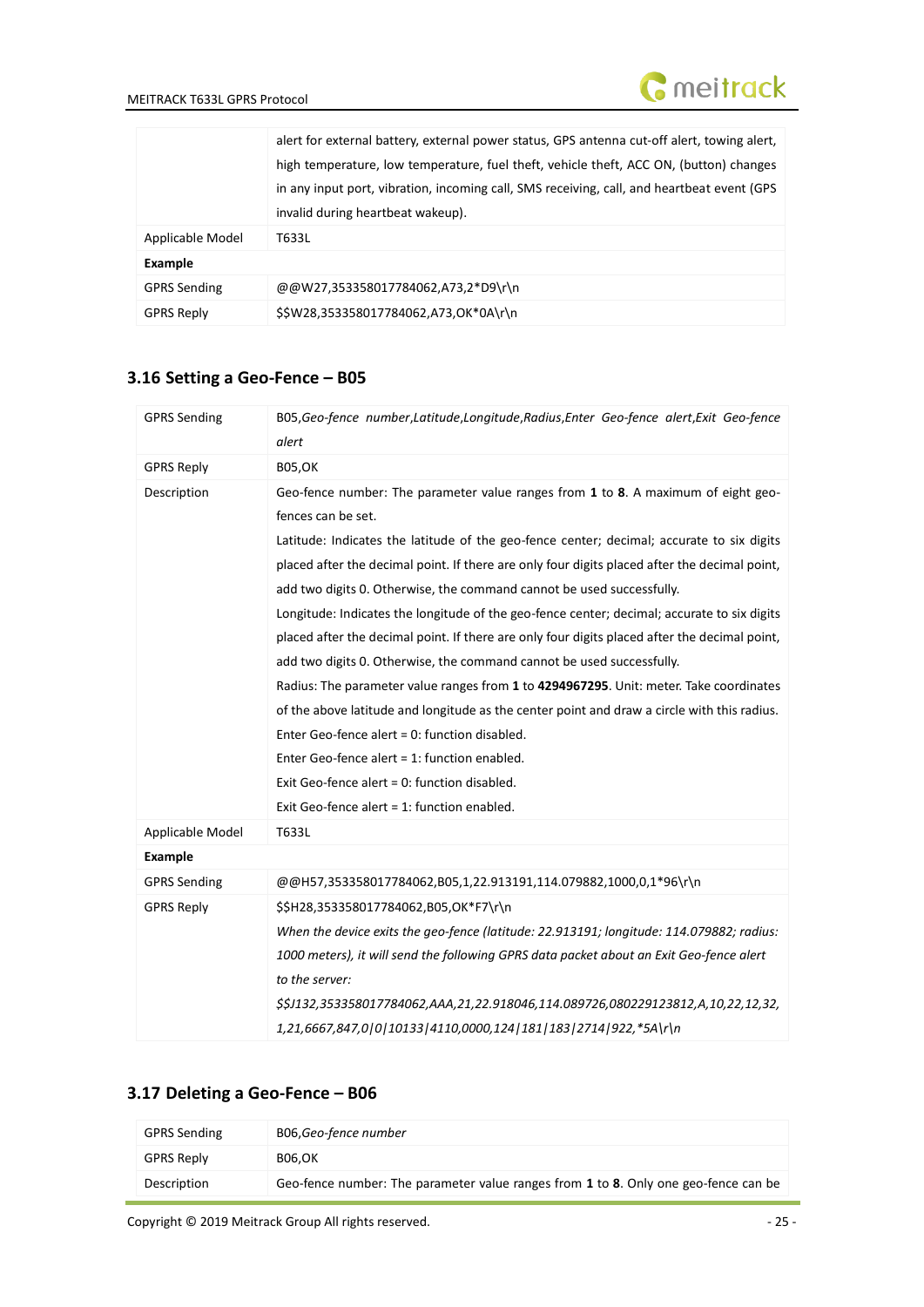| | alert for external battery, external power status, GPS antenna cut-off alert, towing alert, high temperature, low temperature, fuel theft, vehicle theft, ACC ON, (button) changes in any input port, vibration, incoming call, SMS receiving, call, and heartbeat event (GPS invalid during heartbeat wakeup). |
|---|---|
| Applicable Model | T633L |
| **Example** | |
| GPRS Sending | @@W27,353358017784062,A73,2*D9\r\n |
| GPRS Reply | $$W28,353358017784062,A73,OK*0A\r\n |

## 3.16 Setting a Geo-Fence – B05

| GPRS Sending | B05,*Geo-fence number*,*Latitude*,*Longitude*,*Radius*,*Enter Geo-fence alert*,*Exit Geo-fence alert* |
|---|---|
| GPRS Reply | B05,OK |
| Description | Geo-fence number: The parameter value ranges from **1** to **8**. A maximum of eight geo-fences can be set.<br>Latitude: Indicates the latitude of the geo-fence center; decimal; accurate to six digits placed after the decimal point. If there are only four digits placed after the decimal point, add two digits 0. Otherwise, the command cannot be used successfully.<br>Longitude: Indicates the longitude of the geo-fence center; decimal; accurate to six digits placed after the decimal point. If there are only four digits placed after the decimal point, add two digits 0. Otherwise, the command cannot be used successfully.<br>Radius: The parameter value ranges from **1** to **4294967295**. Unit: meter. Take coordinates of the above latitude and longitude as the center point and draw a circle with this radius.<br>Enter Geo-fence alert = 0: function disabled.<br>Enter Geo-fence alert = 1: function enabled.<br>Exit Geo-fence alert = 0: function disabled.<br>Exit Geo-fence alert = 1: function enabled. |
| Applicable Model | T633L |
| **Example** | |
| GPRS Sending | @@H57,353358017784062,B05,1,22.913191,114.079882,1000,0,1*96\r\n |
| GPRS Reply | $$H28,353358017784062,B05,OK*F7\r\n<br>*When the device exits the geo-fence (latitude: 22.913191; longitude: 114.079882; radius: 1000 meters), it will send the following GPRS data packet about an Exit Geo-fence alert to the server:*<br>*$$J132,353358017784062,AAA,21,22.918046,114.089726,080229123812,A,10,22,12,32,1,21,6667,847,0\|0\|10133\|4110,0000,124\|181\|183\|2714\|922,*5A\r\n* |

## 3.17 Deleting a Geo-Fence – B06

| GPRS Sending | B06,*Geo-fence number* |
|---|---|
| GPRS Reply | B06,OK |
| Description | Geo-fence number: The parameter value ranges from **1** to **8**. Only one geo-fence can be |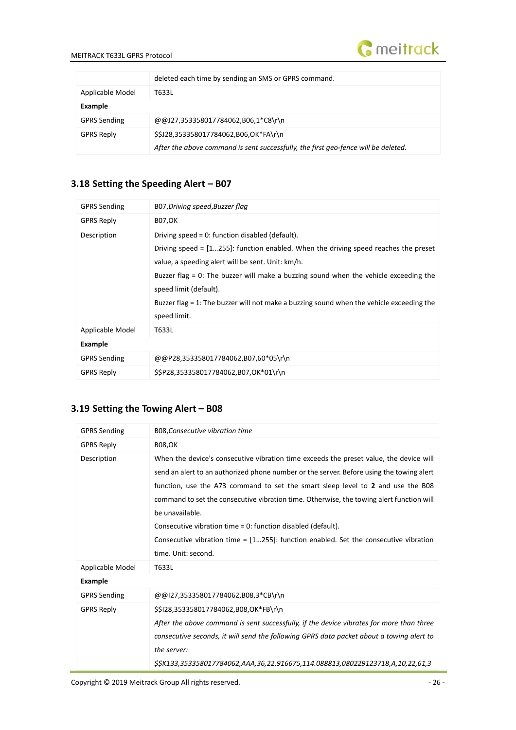| | deleted each time by sending an SMS or GPRS command. |
|---|---|
| Applicable Model | T633L |
| **Example** | |
| GPRS Sending | @@J27,353358017784062,B06,1*C8\r\n |
| GPRS Reply | $$J28,353358017784062,B06,OK*FA\r\n<br>*After the above command is sent successfully, the first geo-fence will be deleted.* |

## 3.18 Setting the Speeding Alert – B07

| GPRS Sending | B07,*Driving speed*,*Buzzer flag* |
|---|---|
| GPRS Reply | B07,OK |
| Description | Driving speed = 0: function disabled (default).<br>Driving speed = [1…255]: function enabled. When the driving speed reaches the preset value, a speeding alert will be sent. Unit: km/h.<br>Buzzer flag = 0: The buzzer will make a buzzing sound when the vehicle exceeding the speed limit (default).<br>Buzzer flag = 1: The buzzer will not make a buzzing sound when the vehicle exceeding the speed limit. |
| Applicable Model | T633L |
| **Example** | |
| GPRS Sending | @@P28,353358017784062,B07,60*05\r\n |
| GPRS Reply | $$P28,353358017784062,B07,OK*01\r\n |

## 3.19 Setting the Towing Alert – B08

| GPRS Sending | B08,*Consecutive vibration time* |
|---|---|
| GPRS Reply | B08,OK |
| Description | When the device's consecutive vibration time exceeds the preset value, the device will send an alert to an authorized phone number or the server. Before using the towing alert function, use the A73 command to set the smart sleep level to **2** and use the B08 command to set the consecutive vibration time. Otherwise, the towing alert function will be unavailable.<br>Consecutive vibration time = 0: function disabled (default).<br>Consecutive vibration time = [1…255]: function enabled. Set the consecutive vibration time. Unit: second. |
| Applicable Model | T633L |
| **Example** | |
| GPRS Sending | @@I27,353358017784062,B08,3*CB\r\n |
| GPRS Reply | $$I28,353358017784062,B08,OK*FB\r\n<br>*After the above command is sent successfully, if the device vibrates for more than three consecutive seconds, it will send the following GPRS data packet about a towing alert to the server:*<br>*$$K133,353358017784062,AAA,36,22.916675,114.088813,080229123718,A,10,22,61,3* |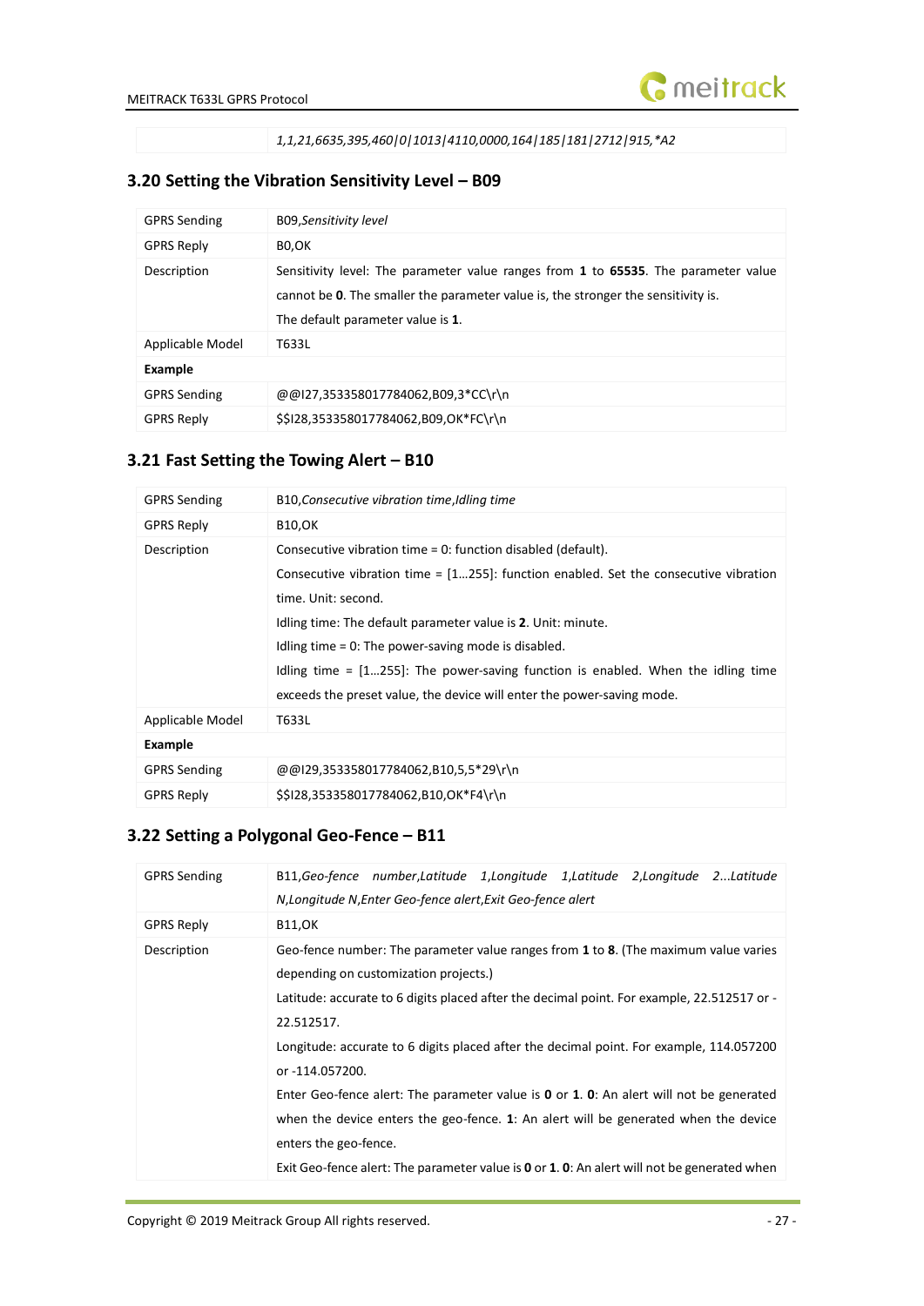| | *1,1,21,6635,395,460\|0\|1013\|4110,0000,164\|185\|181\|2712\|915,*A2* |
|---|---|

## 3.20 Setting the Vibration Sensitivity Level – B09

| GPRS Sending | B09,*Sensitivity level* |
|---|---|
| GPRS Reply | B0,OK |
| Description | Sensitivity level: The parameter value ranges from **1** to **65535**. The parameter value cannot be **0**. The smaller the parameter value is, the stronger the sensitivity is.<br>The default parameter value is **1**. |
| Applicable Model | T633L |
| **Example** | |
| GPRS Sending | @@I27,353358017784062,B09,3*CC\r\n |
| GPRS Reply | $$I28,353358017784062,B09,OK*FC\r\n |

## 3.21 Fast Setting the Towing Alert – B10

| GPRS Sending | B10,*Consecutive vibration time,Idling time* |
|---|---|
| GPRS Reply | B10,OK |
| Description | Consecutive vibration time = 0: function disabled (default).<br>Consecutive vibration time = [1…255]: function enabled. Set the consecutive vibration time. Unit: second.<br>Idling time: The default parameter value is **2**. Unit: minute.<br>Idling time = 0: The power-saving mode is disabled.<br>Idling time = [1…255]: The power-saving function is enabled. When the idling time exceeds the preset value, the device will enter the power-saving mode. |
| Applicable Model | T633L |
| **Example** | |
| GPRS Sending | @@I29,353358017784062,B10,5,5*29\r\n |
| GPRS Reply | $$I28,353358017784062,B10,OK*F4\r\n |

## 3.22 Setting a Polygonal Geo-Fence – B11

| GPRS Sending | B11,*Geo-fence number,Latitude 1,Longitude 1,Latitude 2,Longitude 2...Latitude N,Longitude N,Enter Geo-fence alert,Exit Geo-fence alert* |
|---|---|
| GPRS Reply | B11,OK |
| Description | Geo-fence number: The parameter value ranges from **1** to **8**. (The maximum value varies depending on customization projects.)<br>Latitude: accurate to 6 digits placed after the decimal point. For example, 22.512517 or -22.512517.<br>Longitude: accurate to 6 digits placed after the decimal point. For example, 114.057200 or -114.057200.<br>Enter Geo-fence alert: The parameter value is **0** or **1**. **0**: An alert will not be generated when the device enters the geo-fence. **1**: An alert will be generated when the device enters the geo-fence.<br>Exit Geo-fence alert: The parameter value is **0** or **1**. **0**: An alert will not be generated when |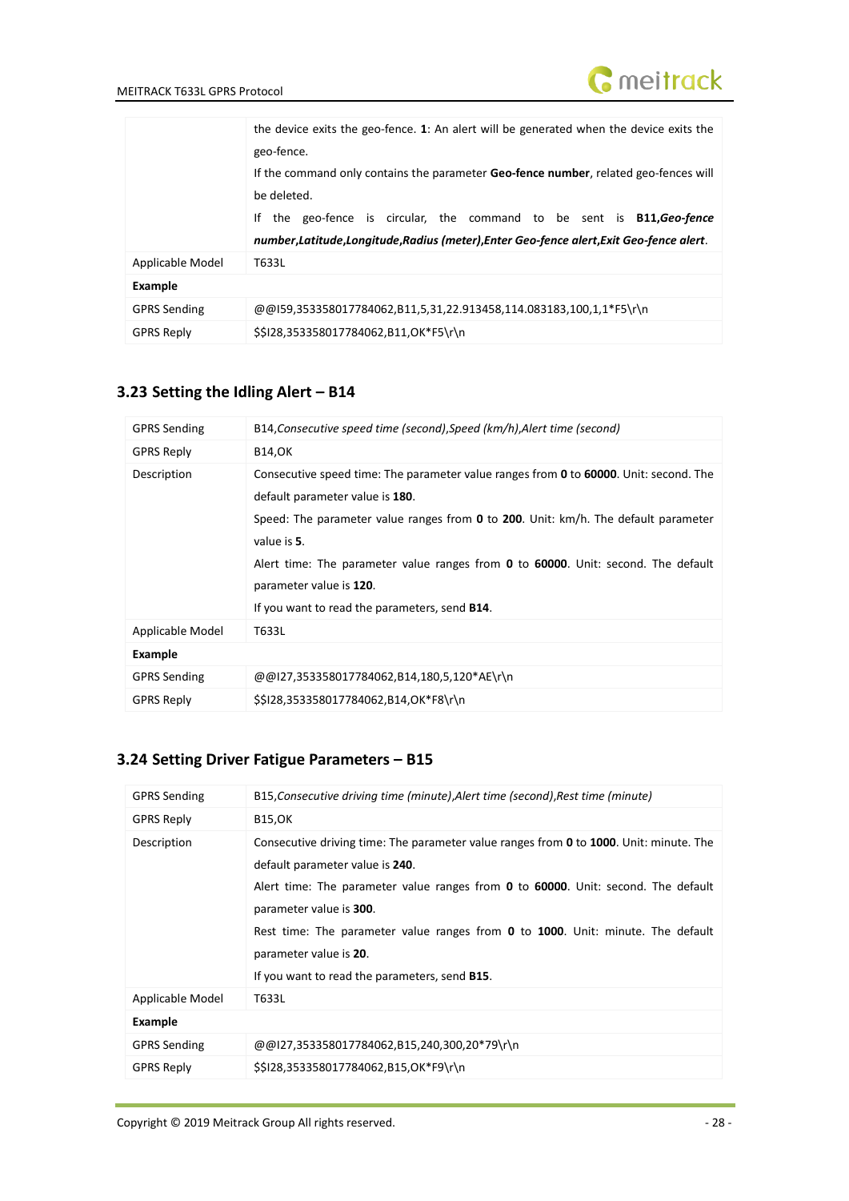| | |
|---|---|
| | the device exits the geo-fence. **1**: An alert will be generated when the device exits the geo-fence.<br>If the command only contains the parameter **Geo-fence number**, related geo-fences will be deleted.<br>If the geo-fence is circular, the command to be sent is **B11,*Geo-fence number,Latitude,Longitude,Radius (meter),Enter Geo-fence alert,Exit Geo-fence alert***. |
| Applicable Model | T633L |
| **Example** | |
| GPRS Sending | @@I59,353358017784062,B11,5,31,22.913458,114.083183,100,1,1*F5\r\n |
| GPRS Reply | $$I28,353358017784062,B11,OK*F5\r\n |

## 3.23 Setting the Idling Alert – B14

| | |
|---|---|
| GPRS Sending | B14,*Consecutive speed time (second)*,*Speed (km/h)*,*Alert time (second)* |
| GPRS Reply | B14,OK |
| Description | Consecutive speed time: The parameter value ranges from **0** to **60000**. Unit: second. The default parameter value is **180**.<br>Speed: The parameter value ranges from **0** to **200**. Unit: km/h. The default parameter value is **5**.<br>Alert time: The parameter value ranges from **0** to **60000**. Unit: second. The default parameter value is **120**.<br>If you want to read the parameters, send **B14**. |
| Applicable Model | T633L |
| **Example** | |
| GPRS Sending | @@I27,353358017784062,B14,180,5,120*AE\r\n |
| GPRS Reply | $$I28,353358017784062,B14,OK*F8\r\n |

## 3.24 Setting Driver Fatigue Parameters – B15

| | |
|---|---|
| GPRS Sending | B15,*Consecutive driving time (minute)*,*Alert time (second)*,*Rest time (minute)* |
| GPRS Reply | B15,OK |
| Description | Consecutive driving time: The parameter value ranges from **0** to **1000**. Unit: minute. The default parameter value is **240**.<br>Alert time: The parameter value ranges from **0** to **60000**. Unit: second. The default parameter value is **300**.<br>Rest time: The parameter value ranges from **0** to **1000**. Unit: minute. The default parameter value is **20**.<br>If you want to read the parameters, send **B15**. |
| Applicable Model | T633L |
| **Example** | |
| GPRS Sending | @@I27,353358017784062,B15,240,300,20*79\r\n |
| GPRS Reply | $$I28,353358017784062,B15,OK*F9\r\n |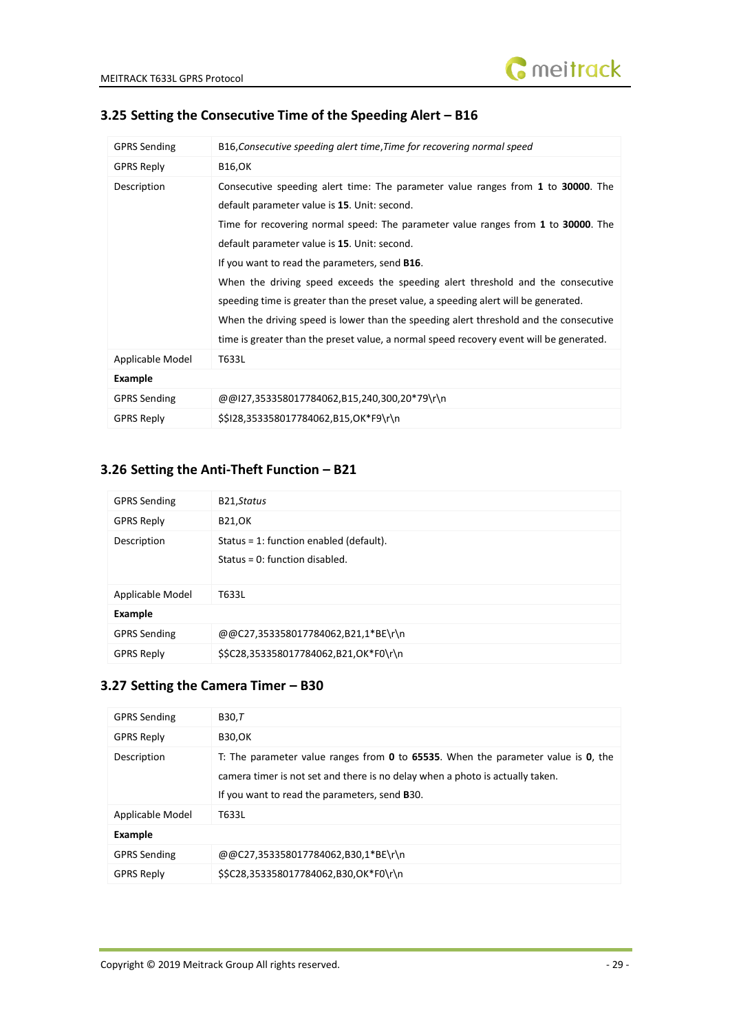## 3.25 Setting the Consecutive Time of the Speeding Alert – B16

| GPRS Sending | B16,*Consecutive speeding alert time*,*Time for recovering normal speed* |
|---|---|
| GPRS Reply | B16,OK |
| Description | Consecutive speeding alert time: The parameter value ranges from **1** to **30000**. The default parameter value is **15**. Unit: second.<br>Time for recovering normal speed: The parameter value ranges from **1** to **30000**. The default parameter value is **15**. Unit: second.<br>If you want to read the parameters, send **B16**.<br>When the driving speed exceeds the speeding alert threshold and the consecutive speeding time is greater than the preset value, a speeding alert will be generated.<br>When the driving speed is lower than the speeding alert threshold and the consecutive time is greater than the preset value, a normal speed recovery event will be generated. |
| Applicable Model | T633L |
| **Example** | |
| GPRS Sending | @@I27,353358017784062,B15,240,300,20*79\r\n |
| GPRS Reply | $$I28,353358017784062,B15,OK*F9\r\n |

## 3.26 Setting the Anti-Theft Function – B21

| GPRS Sending | B21,*Status* |
|---|---|
| GPRS Reply | B21,OK |
| Description | Status = 1: function enabled (default).<br>Status = 0: function disabled. |
| Applicable Model | T633L |
| **Example** | |
| GPRS Sending | @@C27,353358017784062,B21,1*BE\r\n |
| GPRS Reply | $$C28,353358017784062,B21,OK*F0\r\n |

## 3.27 Setting the Camera Timer – B30

| GPRS Sending | B30,*T* |
|---|---|
| GPRS Reply | B30,OK |
| Description | T: The parameter value ranges from **0** to **65535**. When the parameter value is **0**, the camera timer is not set and there is no delay when a photo is actually taken.<br>If you want to read the parameters, send **B**30. |
| Applicable Model | T633L |
| **Example** | |
| GPRS Sending | @@C27,353358017784062,B30,1*BE\r\n |
| GPRS Reply | $$C28,353358017784062,B30,OK*F0\r\n |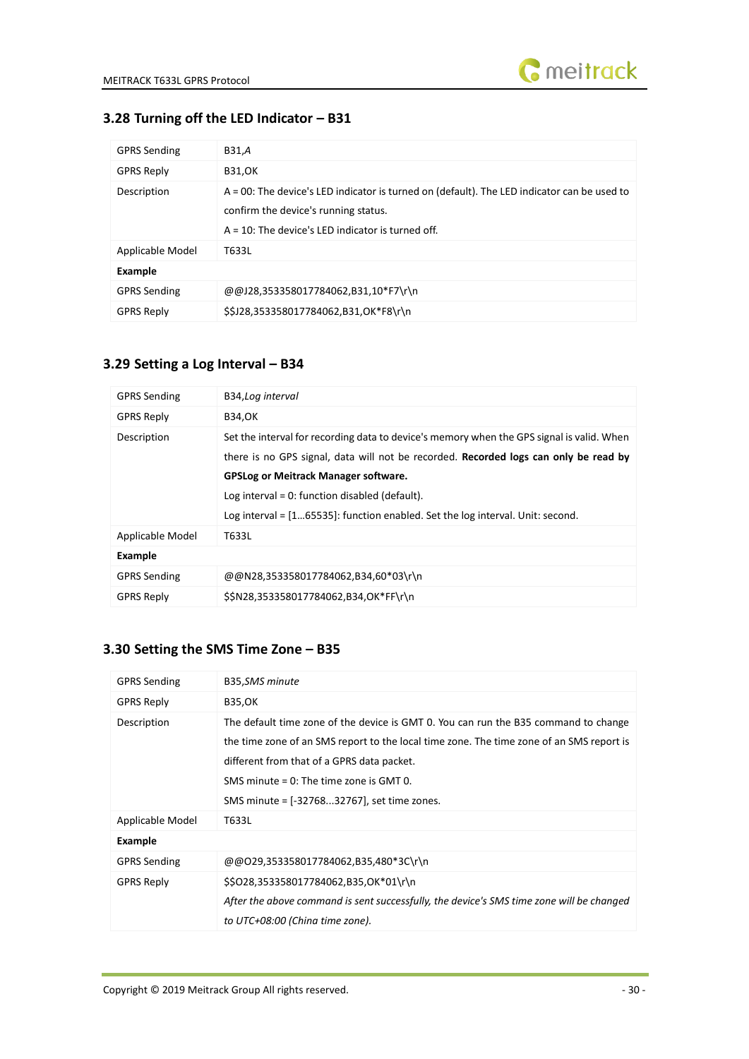### 3.28 Turning off the LED Indicator – B31

| | |
|---|---|
| GPRS Sending | B31,*A* |
| GPRS Reply | B31,OK |
| Description | A = 00: The device's LED indicator is turned on (default). The LED indicator can be used to confirm the device's running status.<br>A = 10: The device's LED indicator is turned off. |
| Applicable Model | T633L |
| **Example** | |
| GPRS Sending | @@J28,353358017784062,B31,10*F7\r\n |
| GPRS Reply | $$J28,353358017784062,B31,OK*F8\r\n |

### 3.29 Setting a Log Interval – B34

| | |
|---|---|
| GPRS Sending | B34,*Log interval* |
| GPRS Reply | B34,OK |
| Description | Set the interval for recording data to device's memory when the GPS signal is valid. When there is no GPS signal, data will not be recorded. **Recorded logs can only be read by GPSLog or Meitrack Manager software.**<br>Log interval = 0: function disabled (default).<br>Log interval = [1…65535]: function enabled. Set the log interval. Unit: second. |
| Applicable Model | T633L |
| **Example** | |
| GPRS Sending | @@N28,353358017784062,B34,60*03\r\n |
| GPRS Reply | $$N28,353358017784062,B34,OK*FF\r\n |

### 3.30 Setting the SMS Time Zone – B35

| | |
|---|---|
| GPRS Sending | B35,*SMS minute* |
| GPRS Reply | B35,OK |
| Description | The default time zone of the device is GMT 0. You can run the B35 command to change the time zone of an SMS report to the local time zone. The time zone of an SMS report is different from that of a GPRS data packet.<br>SMS minute = 0: The time zone is GMT 0.<br>SMS minute = [-32768...32767], set time zones. |
| Applicable Model | T633L |
| **Example** | |
| GPRS Sending | @@O29,353358017784062,B35,480*3C\r\n |
| GPRS Reply | $$O28,353358017784062,B35,OK*01\r\n<br>*After the above command is sent successfully, the device's SMS time zone will be changed to UTC+08:00 (China time zone).* |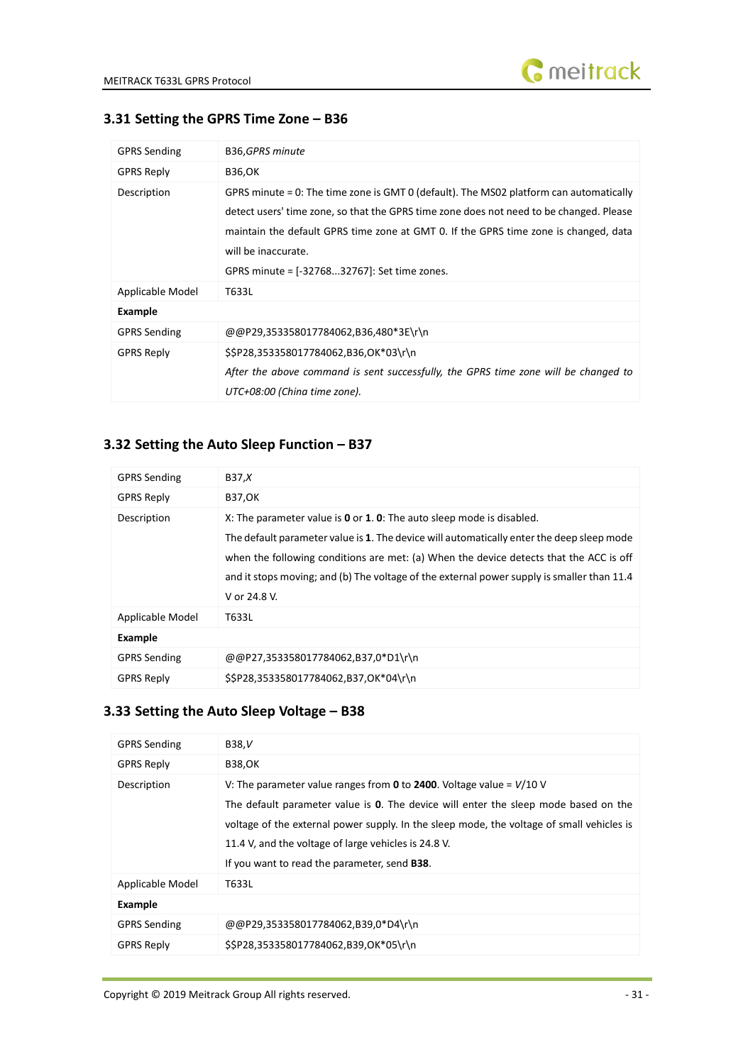### 3.31 Setting the GPRS Time Zone – B36

| | |
|---|---|
| GPRS Sending | B36,*GPRS minute* |
| GPRS Reply | B36,OK |
| Description | GPRS minute = 0: The time zone is GMT 0 (default). The MS02 platform can automatically detect users' time zone, so that the GPRS time zone does not need to be changed. Please maintain the default GPRS time zone at GMT 0. If the GPRS time zone is changed, data will be inaccurate.<br>GPRS minute = [-32768...32767]: Set time zones. |
| Applicable Model | T633L |
| **Example** | |
| GPRS Sending | @@P29,353358017784062,B36,480*3E\r\n |
| GPRS Reply | $$P28,353358017784062,B36,OK*03\r\n<br>*After the above command is sent successfully, the GPRS time zone will be changed to UTC+08:00 (China time zone).* |

### 3.32 Setting the Auto Sleep Function – B37

| | |
|---|---|
| GPRS Sending | B37,*X* |
| GPRS Reply | B37,OK |
| Description | X: The parameter value is **0** or **1**. **0**: The auto sleep mode is disabled.<br>The default parameter value is **1**. The device will automatically enter the deep sleep mode when the following conditions are met: (a) When the device detects that the ACC is off and it stops moving; and (b) The voltage of the external power supply is smaller than 11.4 V or 24.8 V. |
| Applicable Model | T633L |
| **Example** | |
| GPRS Sending | @@P27,353358017784062,B37,0*D1\r\n |
| GPRS Reply | $$P28,353358017784062,B37,OK*04\r\n |

### 3.33 Setting the Auto Sleep Voltage – B38

| | |
|---|---|
| GPRS Sending | B38,*V* |
| GPRS Reply | B38,OK |
| Description | V: The parameter value ranges from **0** to **2400**. Voltage value = *V*/10 V<br>The default parameter value is **0**. The device will enter the sleep mode based on the voltage of the external power supply. In the sleep mode, the voltage of small vehicles is 11.4 V, and the voltage of large vehicles is 24.8 V.<br>If you want to read the parameter, send **B38**. |
| Applicable Model | T633L |
| **Example** | |
| GPRS Sending | @@P29,353358017784062,B39,0*D4\r\n |
| GPRS Reply | $$P28,353358017784062,B39,OK*05\r\n |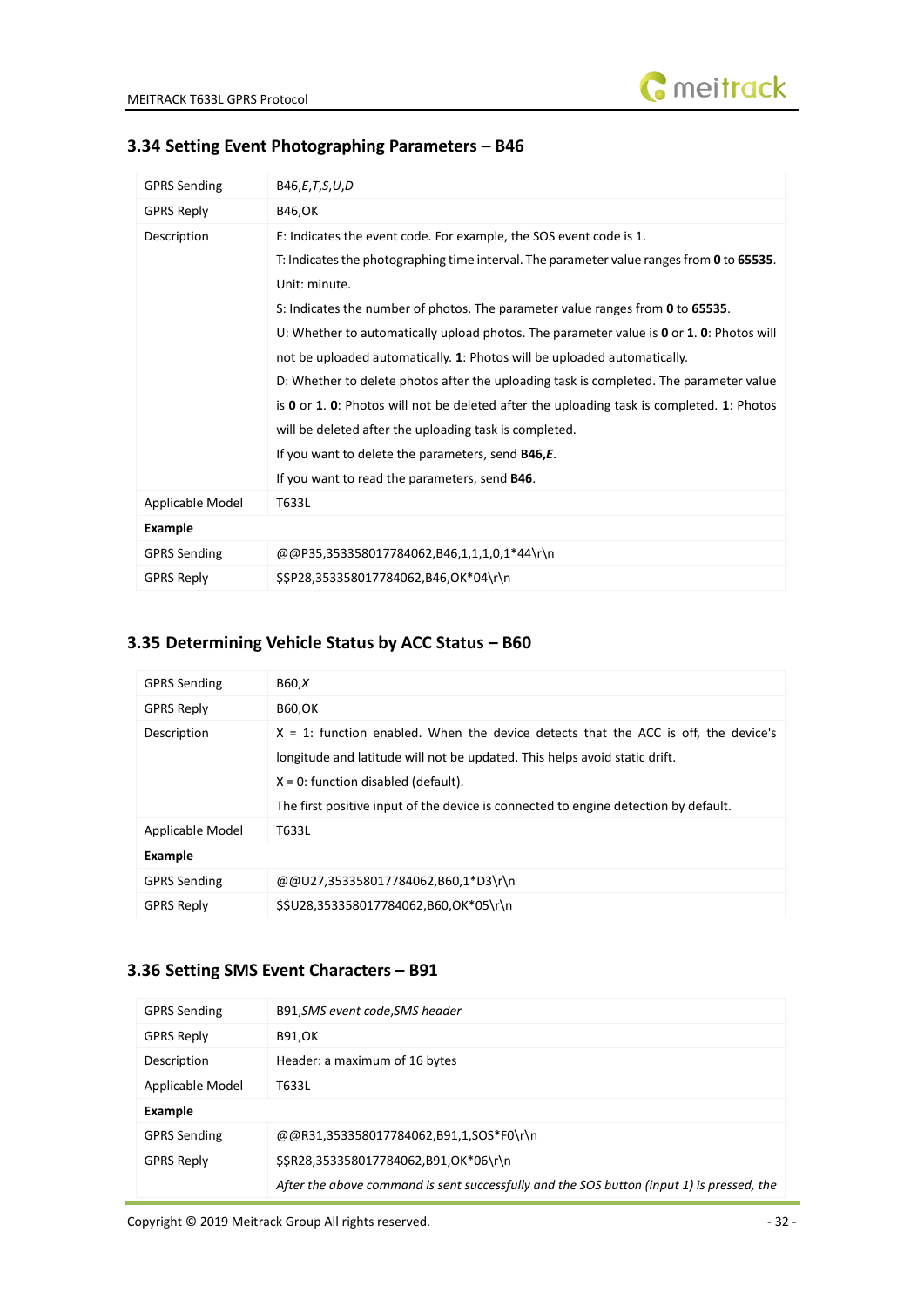## 3.34 Setting Event Photographing Parameters – B46

| | |
|---|---|
| GPRS Sending | B46,*E*,*T*,*S*,*U*,*D* |
| GPRS Reply | B46,OK |
| Description | E: Indicates the event code. For example, the SOS event code is 1.<br>T: Indicates the photographing time interval. The parameter value ranges from **0** to **65535**. Unit: minute.<br>S: Indicates the number of photos. The parameter value ranges from **0** to **65535**.<br>U: Whether to automatically upload photos. The parameter value is **0** or **1**. **0**: Photos will not be uploaded automatically. **1**: Photos will be uploaded automatically.<br>D: Whether to delete photos after the uploading task is completed. The parameter value is **0** or **1**. **0**: Photos will not be deleted after the uploading task is completed. **1**: Photos will be deleted after the uploading task is completed.<br>If you want to delete the parameters, send **B46,*E***.<br>If you want to read the parameters, send **B46**. |
| Applicable Model | T633L |
| **Example** | |
| GPRS Sending | @@P35,353358017784062,B46,1,1,1,0,1*44\r\n |
| GPRS Reply | $$P28,353358017784062,B46,OK*04\r\n |

## 3.35 Determining Vehicle Status by ACC Status – B60

| | |
|---|---|
| GPRS Sending | B60,*X* |
| GPRS Reply | B60,OK |
| Description | X = 1: function enabled. When the device detects that the ACC is off, the device's longitude and latitude will not be updated. This helps avoid static drift.<br>X = 0: function disabled (default).<br>The first positive input of the device is connected to engine detection by default. |
| Applicable Model | T633L |
| **Example** | |
| GPRS Sending | @@U27,353358017784062,B60,1*D3\r\n |
| GPRS Reply | $$U28,353358017784062,B60,OK*05\r\n |

## 3.36 Setting SMS Event Characters – B91

| | |
|---|---|
| GPRS Sending | B91,*SMS event code*,*SMS header* |
| GPRS Reply | B91,OK |
| Description | Header: a maximum of 16 bytes |
| Applicable Model | T633L |
| **Example** | |
| GPRS Sending | @@R31,353358017784062,B91,1,SOS*F0\r\n |
| GPRS Reply | $$R28,353358017784062,B91,OK*06\r\n<br>*After the above command is sent successfully and the SOS button (input 1) is pressed, the* |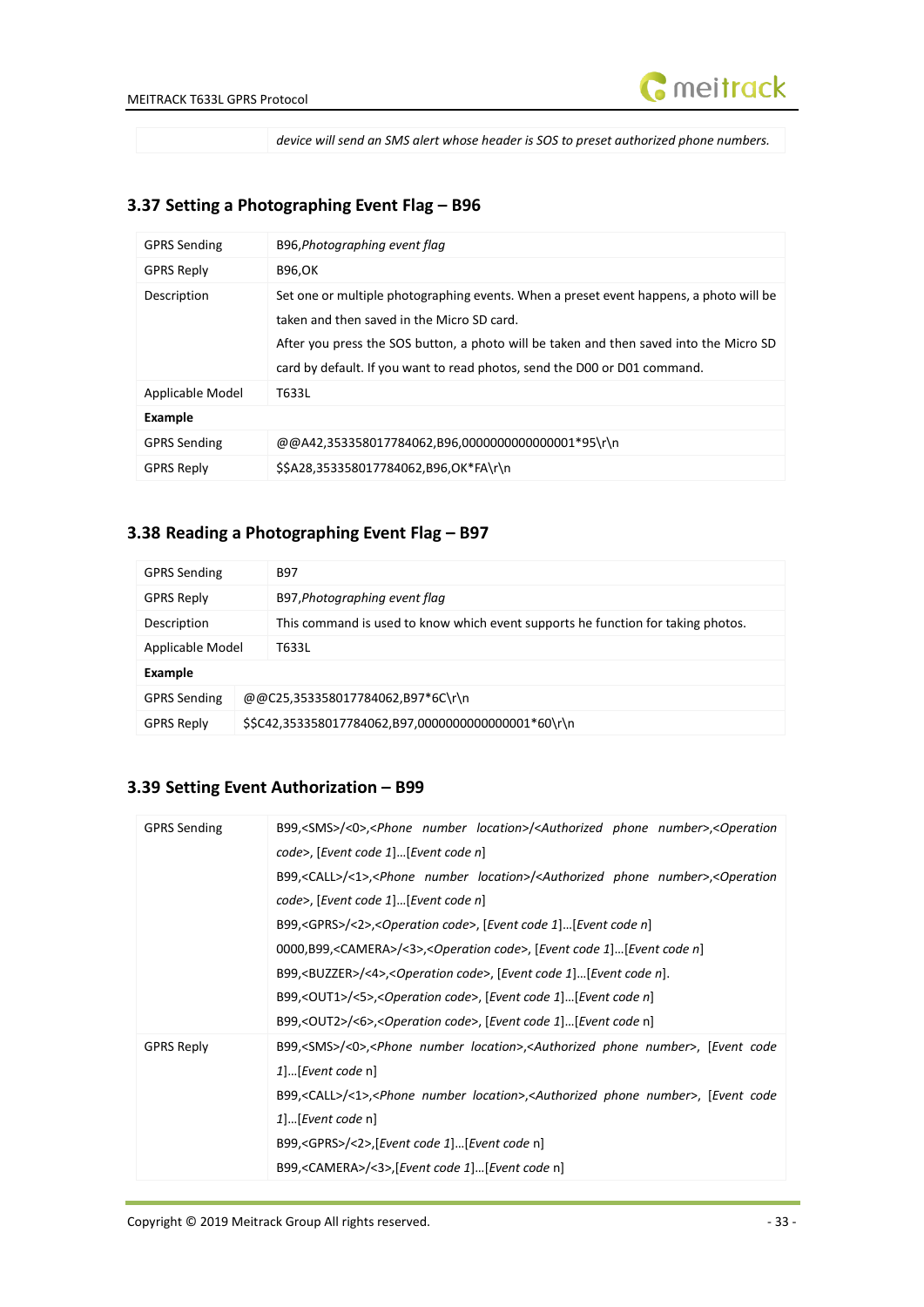| | *device will send an SMS alert whose header is SOS to preset authorized phone numbers.* |
|---|---|

## 3.37 Setting a Photographing Event Flag – B96

| GPRS Sending | B96,*Photographing event flag* |
|---|---|
| GPRS Reply | B96,OK |
| Description | Set one or multiple photographing events. When a preset event happens, a photo will be taken and then saved in the Micro SD card.<br>After you press the SOS button, a photo will be taken and then saved into the Micro SD card by default. If you want to read photos, send the D00 or D01 command. |
| Applicable Model | T633L |
| **Example** | |
| GPRS Sending | @@A42,353358017784062,B96,0000000000000001*95\r\n |
| GPRS Reply | $$A28,353358017784062,B96,OK*FA\r\n |

## 3.38 Reading a Photographing Event Flag – B97

| GPRS Sending | B97 |
|---|---|
| GPRS Reply | B97,*Photographing event flag* |
| Description | This command is used to know which event supports he function for taking photos. |
| Applicable Model | T633L |
| **Example** | |
| GPRS Sending | @@C25,353358017784062,B97*6C\r\n |
| GPRS Reply | $$C42,353358017784062,B97,0000000000000001*60\r\n |

## 3.39 Setting Event Authorization – B99

| GPRS Sending | B99,<SMS>/<0>,<*Phone number location*>/<*Authorized phone number*>,<*Operation code*>, [*Event code 1*]…[*Event code n*]<br>B99,<CALL>/<1>,<*Phone number location*>/<*Authorized phone number*>,<*Operation code*>, [*Event code 1*]…[*Event code n*]<br>B99,<GPRS>/<2>,<*Operation code*>, [*Event code 1*]…[*Event code n*]<br>0000,B99,<CAMERA>/<3>,<*Operation code*>, [*Event code 1*]…[*Event code n*]<br>B99,<BUZZER>/<4>,<*Operation code*>, [*Event code 1*]…[*Event code n*].<br>B99,<OUT1>/<5>,<*Operation code*>, [*Event code 1*]…[*Event code n*]<br>B99,<OUT2>/<6>,<*Operation code*>, [*Event code 1*]…[*Event code* n] |
|---|---|
| GPRS Reply | B99,<SMS>/<0>,<*Phone number location*>,<*Authorized phone number*>, [*Event code 1*]…[*Event code* n]<br>B99,<CALL>/<1>,<*Phone number location*>,<*Authorized phone number*>, [*Event code 1*]…[*Event code* n]<br>B99,<GPRS>/<2>,[*Event code 1*]…[*Event code* n]<br>B99,<CAMERA>/<3>,[*Event code 1*]…[*Event code* n] |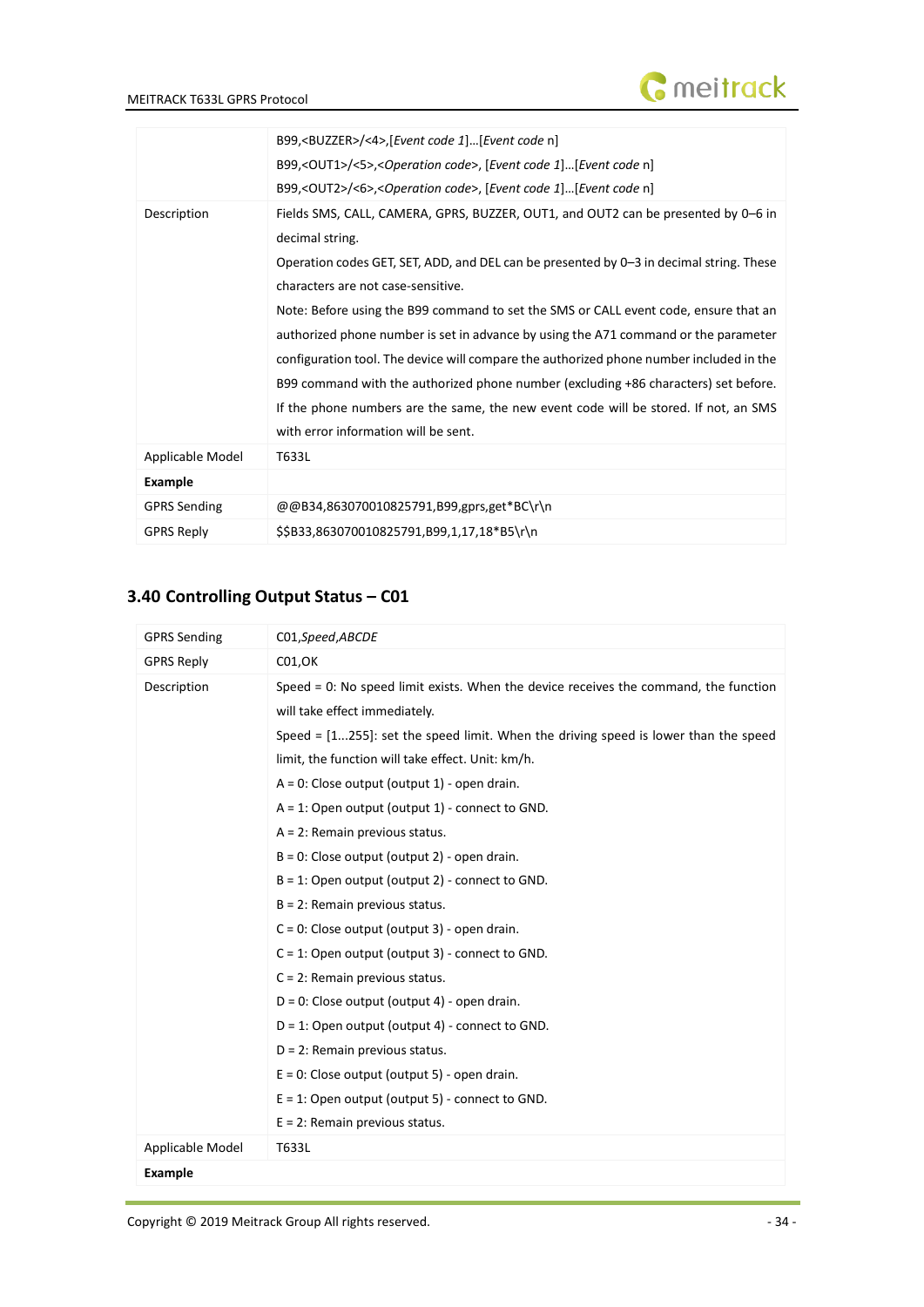| | |
|---|---|
| | B99,<BUZZER>/<4>,[*Event code 1*]…[*Event code* n]<br>B99,<OUT1>/<5>,<*Operation code*>, [*Event code 1*]…[*Event code* n]<br>B99,<OUT2>/<6>,<*Operation code*>, [*Event code 1*]…[*Event code* n] |
| Description | Fields SMS, CALL, CAMERA, GPRS, BUZZER, OUT1, and OUT2 can be presented by 0–6 in decimal string.<br>Operation codes GET, SET, ADD, and DEL can be presented by 0–3 in decimal string. These characters are not case-sensitive.<br>Note: Before using the B99 command to set the SMS or CALL event code, ensure that an authorized phone number is set in advance by using the A71 command or the parameter configuration tool. The device will compare the authorized phone number included in the B99 command with the authorized phone number (excluding +86 characters) set before. If the phone numbers are the same, the new event code will be stored. If not, an SMS with error information will be sent. |
| Applicable Model | T633L |
| **Example** | |
| GPRS Sending | @@B34,863070010825791,B99,gprs,get*BC\r\n |
| GPRS Reply | $$B33,863070010825791,B99,1,17,18*B5\r\n |

## 3.40 Controlling Output Status – C01

| | |
|---|---|
| GPRS Sending | C01,*Speed*,*ABCDE* |
| GPRS Reply | C01,OK |
| Description | Speed = 0: No speed limit exists. When the device receives the command, the function will take effect immediately.<br>Speed = [1...255]: set the speed limit. When the driving speed is lower than the speed limit, the function will take effect. Unit: km/h.<br>A = 0: Close output (output 1) - open drain.<br>A = 1: Open output (output 1) - connect to GND.<br>A = 2: Remain previous status.<br>B = 0: Close output (output 2) - open drain.<br>B = 1: Open output (output 2) - connect to GND.<br>B = 2: Remain previous status.<br>C = 0: Close output (output 3) - open drain.<br>C = 1: Open output (output 3) - connect to GND.<br>C = 2: Remain previous status.<br>D = 0: Close output (output 4) - open drain.<br>D = 1: Open output (output 4) - connect to GND.<br>D = 2: Remain previous status.<br>E = 0: Close output (output 5) - open drain.<br>E = 1: Open output (output 5) - connect to GND.<br>E = 2: Remain previous status. |
| Applicable Model | T633L |
| **Example** | |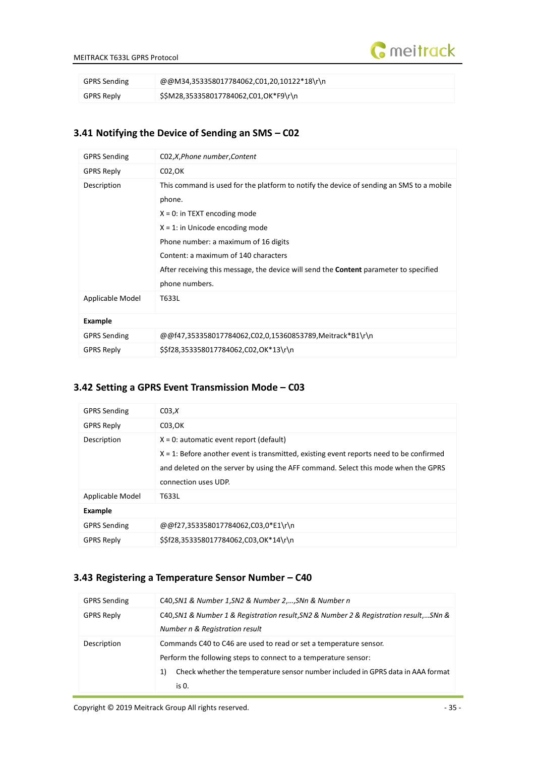| GPRS Sending | @@M34,353358017784062,C01,20,10122*18\r\n |
|---|---|
| GPRS Reply | $$M28,353358017784062,C01,OK*F9\r\n |

## 3.41 Notifying the Device of Sending an SMS – C02

| GPRS Sending | C02,*X*,*Phone number*,*Content* |
|---|---|
| GPRS Reply | C02,OK |
| Description | This command is used for the platform to notify the device of sending an SMS to a mobile phone.<br>X = 0: in TEXT encoding mode<br>X = 1: in Unicode encoding mode<br>Phone number: a maximum of 16 digits<br>Content: a maximum of 140 characters<br>After receiving this message, the device will send the **Content** parameter to specified phone numbers. |
| Applicable Model | T633L |
| **Example** | |
| GPRS Sending | @@f47,353358017784062,C02,0,15360853789,Meitrack*B1\r\n |
| GPRS Reply | $$f28,353358017784062,C02,OK*13\r\n |

## 3.42 Setting a GPRS Event Transmission Mode – C03

| GPRS Sending | C03,*X* |
|---|---|
| GPRS Reply | C03,OK |
| Description | X = 0: automatic event report (default)<br>X = 1: Before another event is transmitted, existing event reports need to be confirmed and deleted on the server by using the AFF command. Select this mode when the GPRS connection uses UDP. |
| Applicable Model | T633L |
| **Example** | |
| GPRS Sending | @@f27,353358017784062,C03,0*E1\r\n |
| GPRS Reply | $$f28,353358017784062,C03,OK*14\r\n |

## 3.43 Registering a Temperature Sensor Number – C40

| GPRS Sending | C40,*SN1 & Number 1*,*SN2 & Number 2*,…,*SNn & Number n* |
|---|---|
| GPRS Reply | C40,*SN1 & Number 1 & Registration result*,*SN2 & Number 2 & Registration result*,…*SNn & Number n & Registration result* |
| Description | Commands C40 to C46 are used to read or set a temperature sensor.<br>Perform the following steps to connect to a temperature sensor:<br>1) Check whether the temperature sensor number included in GPRS data in AAA format is 0. |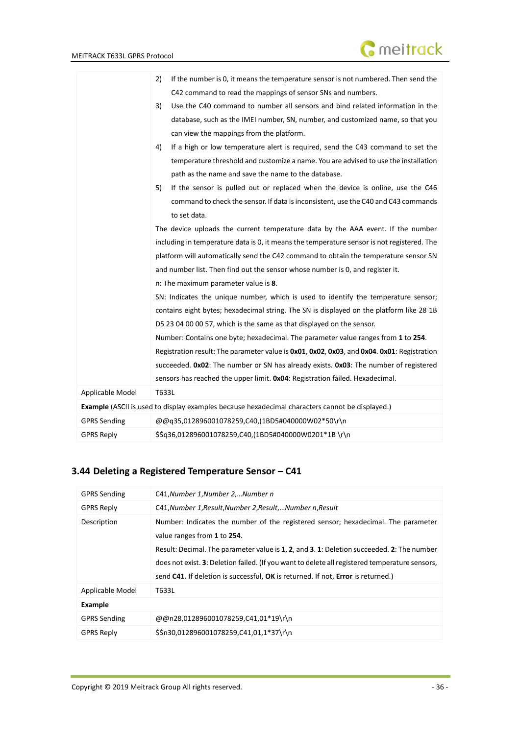| | |
|---|---|
| | 2) If the number is 0, it means the temperature sensor is not numbered. Then send the C42 command to read the mappings of sensor SNs and numbers.<br>3) Use the C40 command to number all sensors and bind related information in the database, such as the IMEI number, SN, number, and customized name, so that you can view the mappings from the platform.<br>4) If a high or low temperature alert is required, send the C43 command to set the temperature threshold and customize a name. You are advised to use the installation path as the name and save the name to the database.<br>5) If the sensor is pulled out or replaced when the device is online, use the C46 command to check the sensor. If data is inconsistent, use the C40 and C43 commands to set data.<br>The device uploads the current temperature data by the AAA event. If the number including in temperature data is 0, it means the temperature sensor is not registered. The platform will automatically send the C42 command to obtain the temperature sensor SN and number list. Then find out the sensor whose number is 0, and register it.<br>n: The maximum parameter value is **8**.<br>SN: Indicates the unique number, which is used to identify the temperature sensor; contains eight bytes; hexadecimal string. The SN is displayed on the platform like 28 1B D5 23 04 00 00 57, which is the same as that displayed on the sensor.<br>Number: Contains one byte; hexadecimal. The parameter value ranges from **1** to **254**.<br>Registration result: The parameter value is **0x01**, **0x02**, **0x03**, and **0x04**. **0x01**: Registration succeeded. **0x02**: The number or SN has already exists. **0x03**: The number of registered sensors has reached the upper limit. **0x04**: Registration failed. Hexadecimal. |
| Applicable Model | T633L |
| **Example** (ASCII is used to display examples because hexadecimal characters cannot be displayed.) | |
| GPRS Sending | @@q35,012896001078259,C40,(1BD5#040000W02*50\r\n |
| GPRS Reply | $$q36,012896001078259,C40,(1BD5#040000W0201*1B \r\n |

### 3.44 Deleting a Registered Temperature Sensor – C41

| | |
|---|---|
| GPRS Sending | C41,*Number 1*,*Number 2*,…*Number n* |
| GPRS Reply | C41,*Number 1*,*Result*,*Number 2*,*Result*,…*Number n*,*Result* |
| Description | Number: Indicates the number of the registered sensor; hexadecimal. The parameter value ranges from **1** to **254**.<br>Result: Decimal. The parameter value is **1**, **2**, and **3**. **1**: Deletion succeeded. **2**: The number does not exist. **3**: Deletion failed. (If you want to delete all registered temperature sensors, send **C41**. If deletion is successful, **OK** is returned. If not, **Error** is returned.) |
| Applicable Model | T633L |
| **Example** | |
| GPRS Sending | @@n28,012896001078259,C41,01*19\r\n |
| GPRS Reply | $$n30,012896001078259,C41,01,1*37\r\n |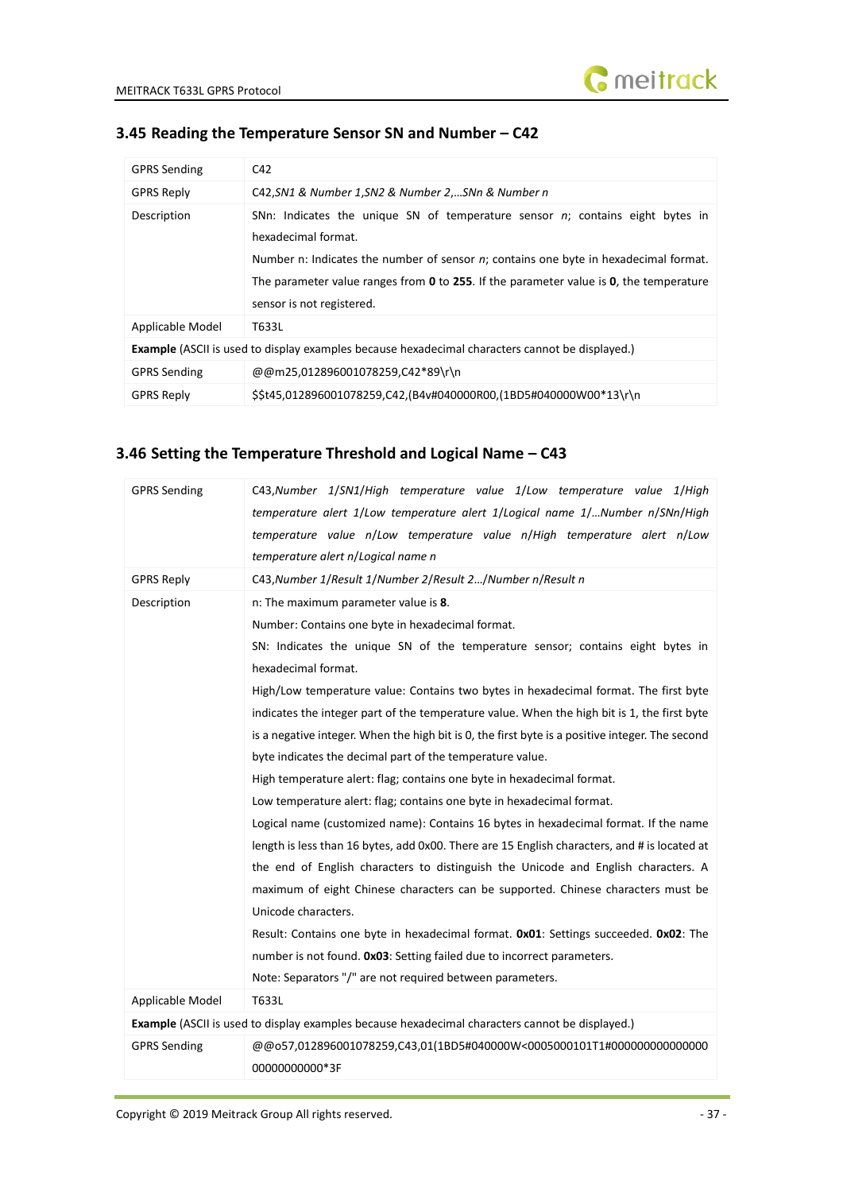### 3.45 Reading the Temperature Sensor SN and Number – C42

| | |
|---|---|
| GPRS Sending | C42 |
| GPRS Reply | C42,*SN1 & Number 1,SN2 & Number 2,…SNn & Number n* |
| Description | SNn: Indicates the unique SN of temperature sensor *n*; contains eight bytes in hexadecimal format.<br>Number n: Indicates the number of sensor *n*; contains one byte in hexadecimal format. The parameter value ranges from **0** to **255**. If the parameter value is **0**, the temperature sensor is not registered. |
| Applicable Model | T633L |
| **Example** (ASCII is used to display examples because hexadecimal characters cannot be displayed.) | |
| GPRS Sending | @@m25,012896001078259,C42*89\r\n |
| GPRS Reply | $$t45,012896001078259,C42,(B4v#040000R00,(1BD5#040000W00*13\r\n |

### 3.46 Setting the Temperature Threshold and Logical Name – C43

| | |
|---|---|
| GPRS Sending | C43,*Number 1/SN1/High temperature value 1/Low temperature value 1/High temperature alert 1/Low temperature alert 1/Logical name 1/…Number n/SNn/High temperature value n/Low temperature value n/High temperature alert n/Low temperature alert n/Logical name n* |
| GPRS Reply | C43,*Number 1/Result 1/Number 2/Result 2…/Number n/Result n* |
| Description | n: The maximum parameter value is **8**.<br>Number: Contains one byte in hexadecimal format.<br>SN: Indicates the unique SN of the temperature sensor; contains eight bytes in hexadecimal format.<br>High/Low temperature value: Contains two bytes in hexadecimal format. The first byte indicates the integer part of the temperature value. When the high bit is 1, the first byte is a negative integer. When the high bit is 0, the first byte is a positive integer. The second byte indicates the decimal part of the temperature value.<br>High temperature alert: flag; contains one byte in hexadecimal format.<br>Low temperature alert: flag; contains one byte in hexadecimal format.<br>Logical name (customized name): Contains 16 bytes in hexadecimal format. If the name length is less than 16 bytes, add 0x00. There are 15 English characters, and # is located at the end of English characters to distinguish the Unicode and English characters. A maximum of eight Chinese characters can be supported. Chinese characters must be Unicode characters.<br>Result: Contains one byte in hexadecimal format. **0x01**: Settings succeeded. **0x02**: The number is not found. **0x03**: Setting failed due to incorrect parameters.<br>Note: Separators "/" are not required between parameters. |
| Applicable Model | T633L |
| **Example** (ASCII is used to display examples because hexadecimal characters cannot be displayed.) | |
| GPRS Sending | @@o57,012896001078259,C43,01(1BD5#040000W<0005000101T1#00000000000000000000000000*3F |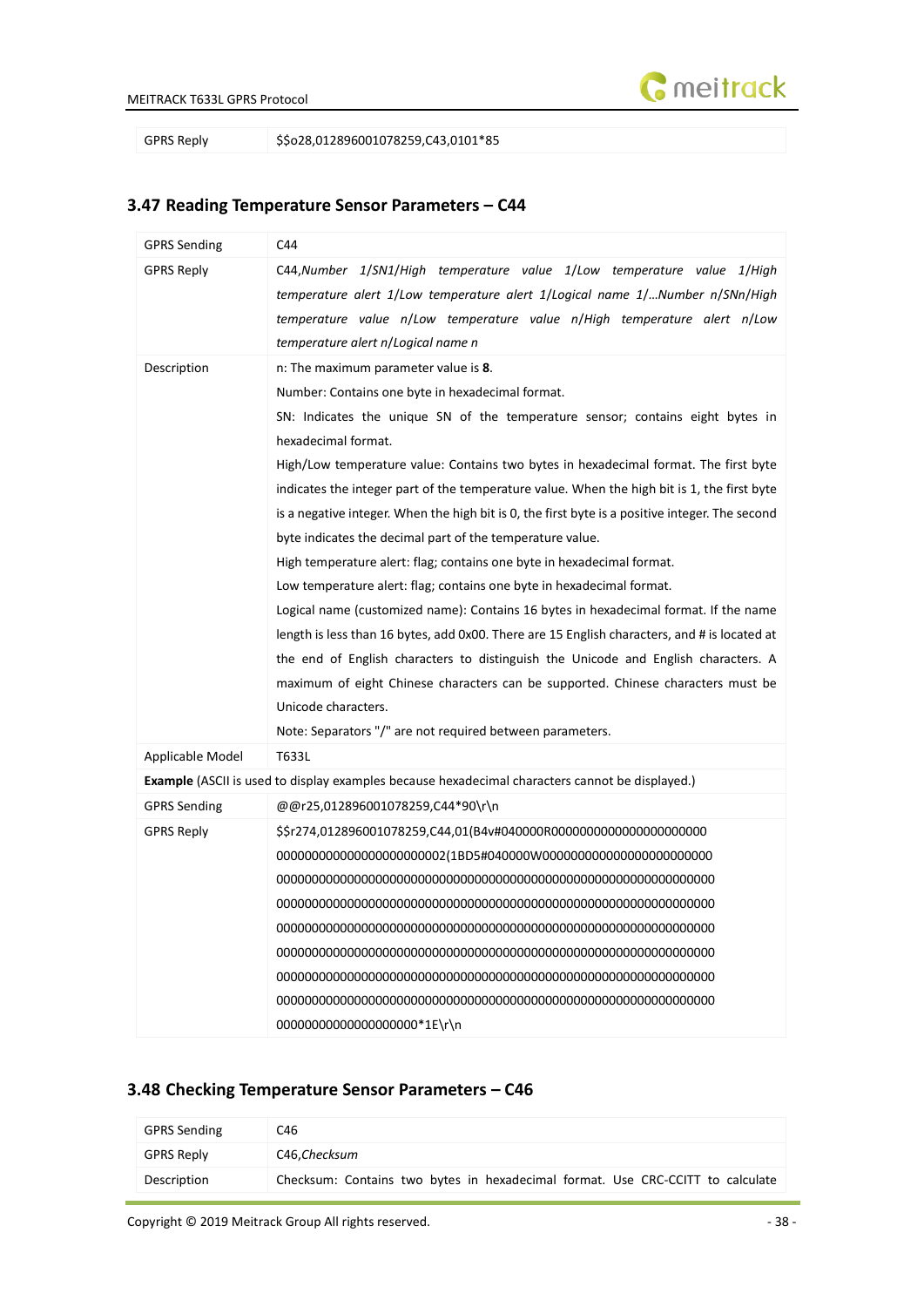| GPRS Reply | $$o28,012896001078259,C43,0101*85 |
|---|---|

### 3.47 Reading Temperature Sensor Parameters – C44

| GPRS Sending | C44 |
|---|---|
| GPRS Reply | C44,*Number 1/SN1/High temperature value 1/Low temperature value 1/High temperature alert 1/Low temperature alert 1/Logical name 1/…Number n/SNn/High temperature value n/Low temperature value n/High temperature alert n/Low temperature alert n/Logical name n* |
| Description | n: The maximum parameter value is **8**.<br>Number: Contains one byte in hexadecimal format.<br>SN: Indicates the unique SN of the temperature sensor; contains eight bytes in hexadecimal format.<br>High/Low temperature value: Contains two bytes in hexadecimal format. The first byte indicates the integer part of the temperature value. When the high bit is 1, the first byte is a negative integer. When the high bit is 0, the first byte is a positive integer. The second byte indicates the decimal part of the temperature value.<br>High temperature alert: flag; contains one byte in hexadecimal format.<br>Low temperature alert: flag; contains one byte in hexadecimal format.<br>Logical name (customized name): Contains 16 bytes in hexadecimal format. If the name length is less than 16 bytes, add 0x00. There are 15 English characters, and # is located at the end of English characters to distinguish the Unicode and English characters. A maximum of eight Chinese characters can be supported. Chinese characters must be Unicode characters.<br>Note: Separators "/" are not required between parameters. |
| Applicable Model | T633L |
| **Example** (ASCII is used to display examples because hexadecimal characters cannot be displayed.) | |
| GPRS Sending | @@r25,012896001078259,C44*90\r\n |
| GPRS Reply | $$r274,012896001078259,C44,01(B4v#040000R0000000000000000000000<br>000000000000000000000002(1BD5#040000W000000000000000000000000<br>0000000000000000000000000000000000000000000000000000000000000<br>0000000000000000000000000000000000000000000000000000000000000<br>0000000000000000000000000000000000000000000000000000000000000<br>0000000000000000000000000000000000000000000000000000000000000<br>0000000000000000000000000000000000000000000000000000000000000<br>0000000000000000000000000000000000000000000000000000000000000<br>000000000000000000000*1E\r\n |

### 3.48 Checking Temperature Sensor Parameters – C46

| GPRS Sending | C46 |
|---|---|
| GPRS Reply | C46,*Checksum* |
| Description | Checksum: Contains two bytes in hexadecimal format. Use CRC-CCITT to calculate |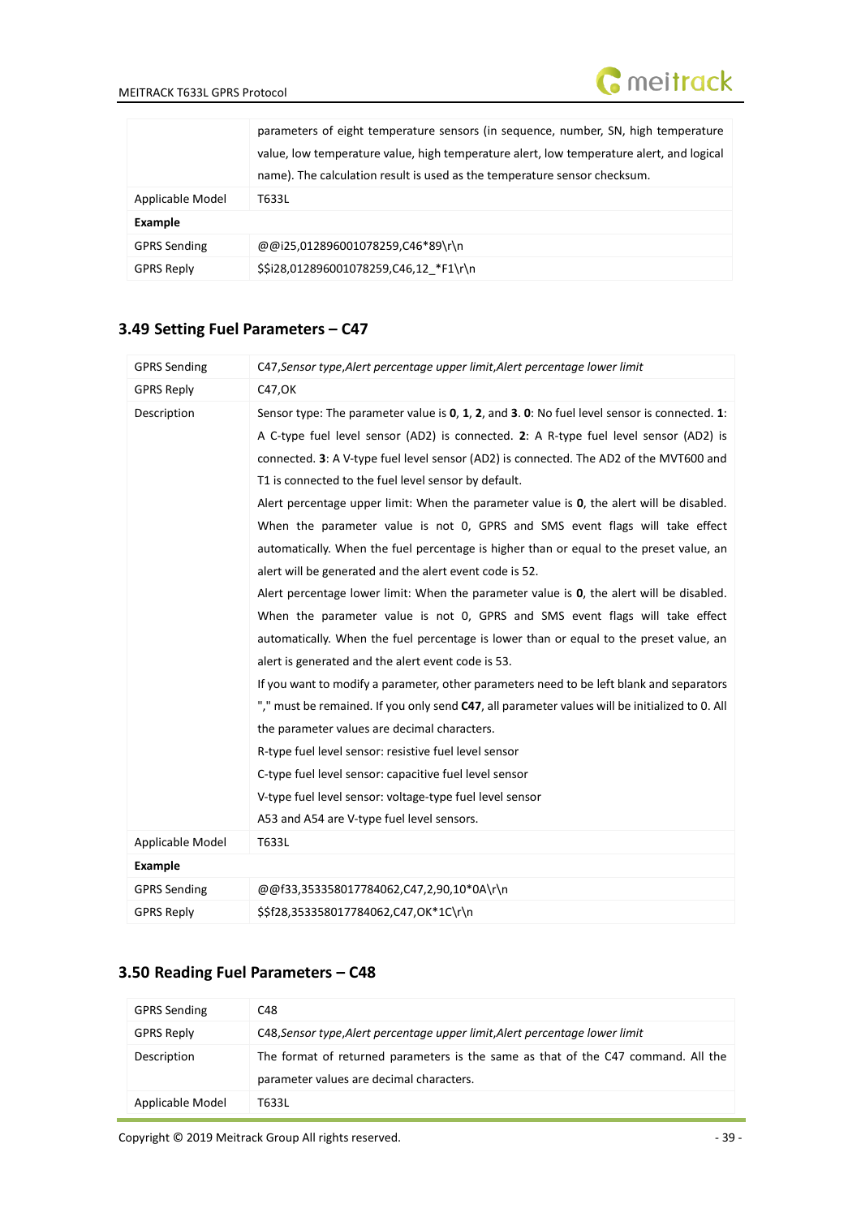| | |
|---|---|
| | parameters of eight temperature sensors (in sequence, number, SN, high temperature value, low temperature value, high temperature alert, low temperature alert, and logical name). The calculation result is used as the temperature sensor checksum. |
| Applicable Model | T633L |
| **Example** | |
| GPRS Sending | @@i25,012896001078259,C46*89\r\n |
| GPRS Reply | $$i28,012896001078259,C46,12_*F1\r\n |

### 3.49 Setting Fuel Parameters – C47

| | |
|---|---|
| GPRS Sending | C47,*Sensor type*,*Alert percentage upper limit*,*Alert percentage lower limit* |
| GPRS Reply | C47,OK |
| Description | Sensor type: The parameter value is **0**, **1**, **2**, and **3**. **0**: No fuel level sensor is connected. **1**: A C-type fuel level sensor (AD2) is connected. **2**: A R-type fuel level sensor (AD2) is connected. **3**: A V-type fuel level sensor (AD2) is connected. The AD2 of the MVT600 and T1 is connected to the fuel level sensor by default.<br>Alert percentage upper limit: When the parameter value is **0**, the alert will be disabled. When the parameter value is not 0, GPRS and SMS event flags will take effect automatically. When the fuel percentage is higher than or equal to the preset value, an alert will be generated and the alert event code is 52.<br>Alert percentage lower limit: When the parameter value is **0**, the alert will be disabled. When the parameter value is not 0, GPRS and SMS event flags will take effect automatically. When the fuel percentage is lower than or equal to the preset value, an alert is generated and the alert event code is 53.<br>If you want to modify a parameter, other parameters need to be left blank and separators "," must be remained. If you only send **C47**, all parameter values will be initialized to 0. All the parameter values are decimal characters.<br>R-type fuel level sensor: resistive fuel level sensor<br>C-type fuel level sensor: capacitive fuel level sensor<br>V-type fuel level sensor: voltage-type fuel level sensor<br>A53 and A54 are V-type fuel level sensors. |
| Applicable Model | T633L |
| **Example** | |
| GPRS Sending | @@f33,353358017784062,C47,2,90,10*0A\r\n |
| GPRS Reply | $$f28,353358017784062,C47,OK*1C\r\n |

### 3.50 Reading Fuel Parameters – C48

| | |
|---|---|
| GPRS Sending | C48 |
| GPRS Reply | C48,*Sensor type*,*Alert percentage upper limit*,*Alert percentage lower limit* |
| Description | The format of returned parameters is the same as that of the C47 command. All the parameter values are decimal characters. |
| Applicable Model | T633L |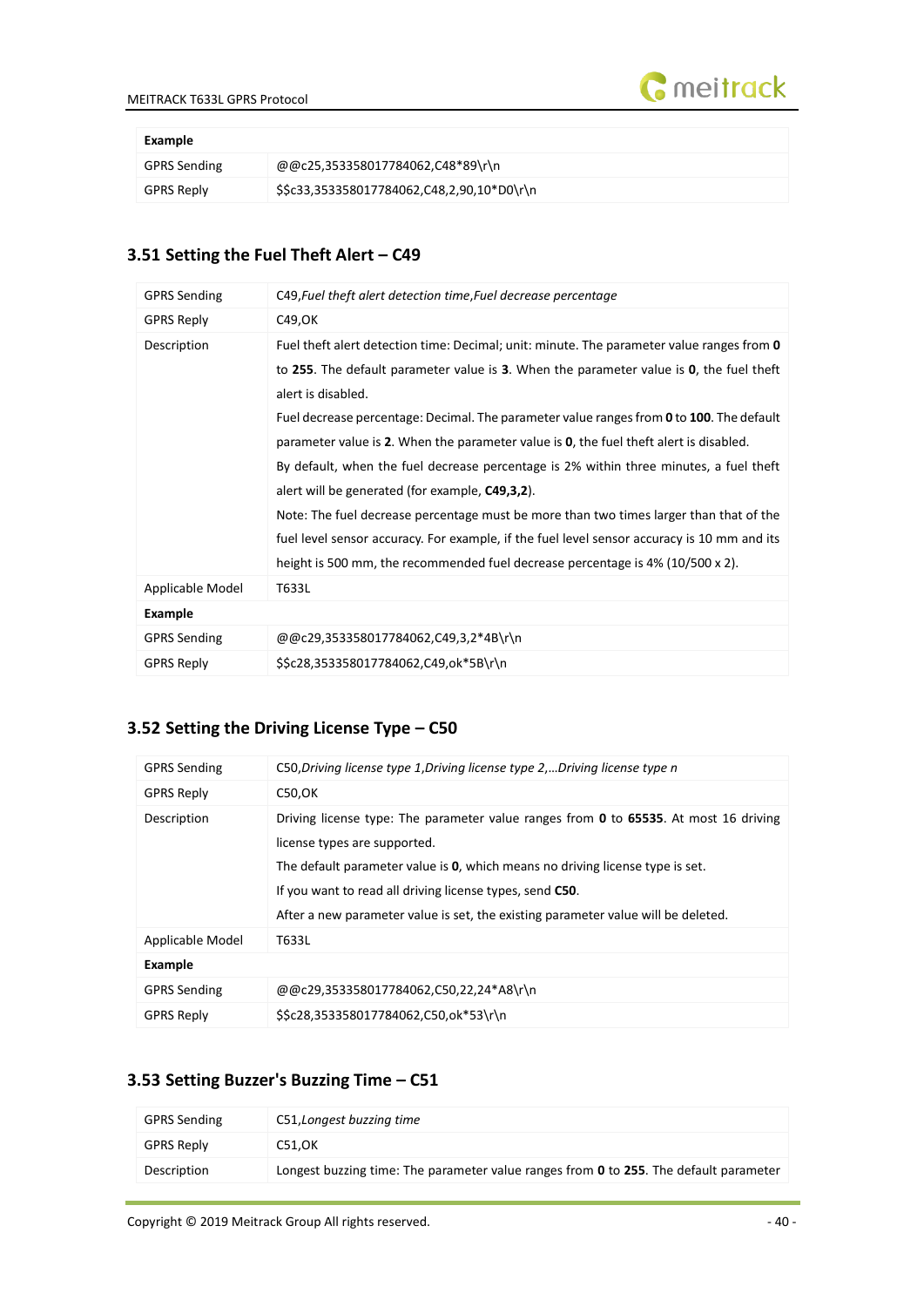| Example | |
|---|---|
| GPRS Sending | @@c25,353358017784062,C48*89\r\n |
| GPRS Reply | $$c33,353358017784062,C48,2,90,10*D0\r\n |

## 3.51 Setting the Fuel Theft Alert – C49

| | |
|---|---|
| GPRS Sending | C49,*Fuel theft alert detection time*,*Fuel decrease percentage* |
| GPRS Reply | C49,OK |
| Description | Fuel theft alert detection time: Decimal; unit: minute. The parameter value ranges from **0** to **255**. The default parameter value is **3**. When the parameter value is **0**, the fuel theft alert is disabled.<br>Fuel decrease percentage: Decimal. The parameter value ranges from **0** to **100**. The default parameter value is **2**. When the parameter value is **0**, the fuel theft alert is disabled.<br>By default, when the fuel decrease percentage is 2% within three minutes, a fuel theft alert will be generated (for example, **C49,3,2**).<br>Note: The fuel decrease percentage must be more than two times larger than that of the fuel level sensor accuracy. For example, if the fuel level sensor accuracy is 10 mm and its height is 500 mm, the recommended fuel decrease percentage is 4% (10/500 x 2). |
| Applicable Model | T633L |
| **Example** | |
| GPRS Sending | @@c29,353358017784062,C49,3,2*4B\r\n |
| GPRS Reply | $$c28,353358017784062,C49,ok*5B\r\n |

## 3.52 Setting the Driving License Type – C50

| | |
|---|---|
| GPRS Sending | C50,*Driving license type 1*,*Driving license type 2*,…*Driving license type n* |
| GPRS Reply | C50,OK |
| Description | Driving license type: The parameter value ranges from **0** to **65535**. At most 16 driving license types are supported.<br>The default parameter value is **0**, which means no driving license type is set.<br>If you want to read all driving license types, send **C50**.<br>After a new parameter value is set, the existing parameter value will be deleted. |
| Applicable Model | T633L |
| **Example** | |
| GPRS Sending | @@c29,353358017784062,C50,22,24*A8\r\n |
| GPRS Reply | $$c28,353358017784062,C50,ok*53\r\n |

## 3.53 Setting Buzzer's Buzzing Time – C51

| | |
|---|---|
| GPRS Sending | C51,*Longest buzzing time* |
| GPRS Reply | C51,OK |
| Description | Longest buzzing time: The parameter value ranges from **0** to **255**. The default parameter |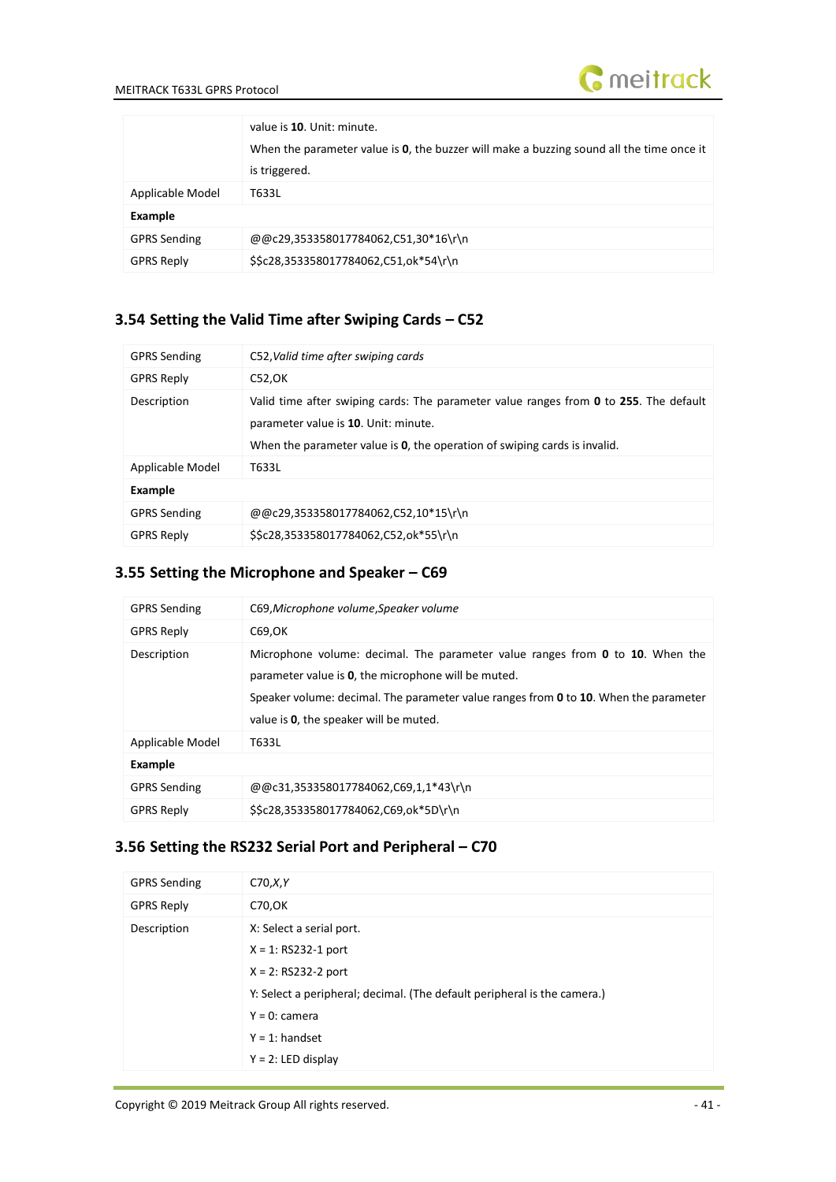| | |
|---|---|
| | value is **10**. Unit: minute.<br>When the parameter value is **0**, the buzzer will make a buzzing sound all the time once it is triggered. |
| Applicable Model | T633L |
| **Example** | |
| GPRS Sending | @@c29,353358017784062,C51,30*16\r\n |
| GPRS Reply | $$c28,353358017784062,C51,ok*54\r\n |

### 3.54 Setting the Valid Time after Swiping Cards – C52

| | |
|---|---|
| GPRS Sending | C52,*Valid time after swiping cards* |
| GPRS Reply | C52,OK |
| Description | Valid time after swiping cards: The parameter value ranges from **0** to **255**. The default parameter value is **10**. Unit: minute.<br>When the parameter value is **0**, the operation of swiping cards is invalid. |
| Applicable Model | T633L |
| **Example** | |
| GPRS Sending | @@c29,353358017784062,C52,10*15\r\n |
| GPRS Reply | $$c28,353358017784062,C52,ok*55\r\n |

### 3.55 Setting the Microphone and Speaker – C69

| | |
|---|---|
| GPRS Sending | C69,*Microphone volume,Speaker volume* |
| GPRS Reply | C69,OK |
| Description | Microphone volume: decimal. The parameter value ranges from **0** to **10**. When the parameter value is **0**, the microphone will be muted.<br>Speaker volume: decimal. The parameter value ranges from **0** to **10**. When the parameter value is **0**, the speaker will be muted. |
| Applicable Model | T633L |
| **Example** | |
| GPRS Sending | @@c31,353358017784062,C69,1,1*43\r\n |
| GPRS Reply | $$c28,353358017784062,C69,ok*5D\r\n |

### 3.56 Setting the RS232 Serial Port and Peripheral – C70

| | |
|---|---|
| GPRS Sending | C70,*X,Y* |
| GPRS Reply | C70,OK |
| Description | X: Select a serial port.<br>X = 1: RS232-1 port<br>X = 2: RS232-2 port<br>Y: Select a peripheral; decimal. (The default peripheral is the camera.)<br>Y = 0: camera<br>Y = 1: handset<br>Y = 2: LED display |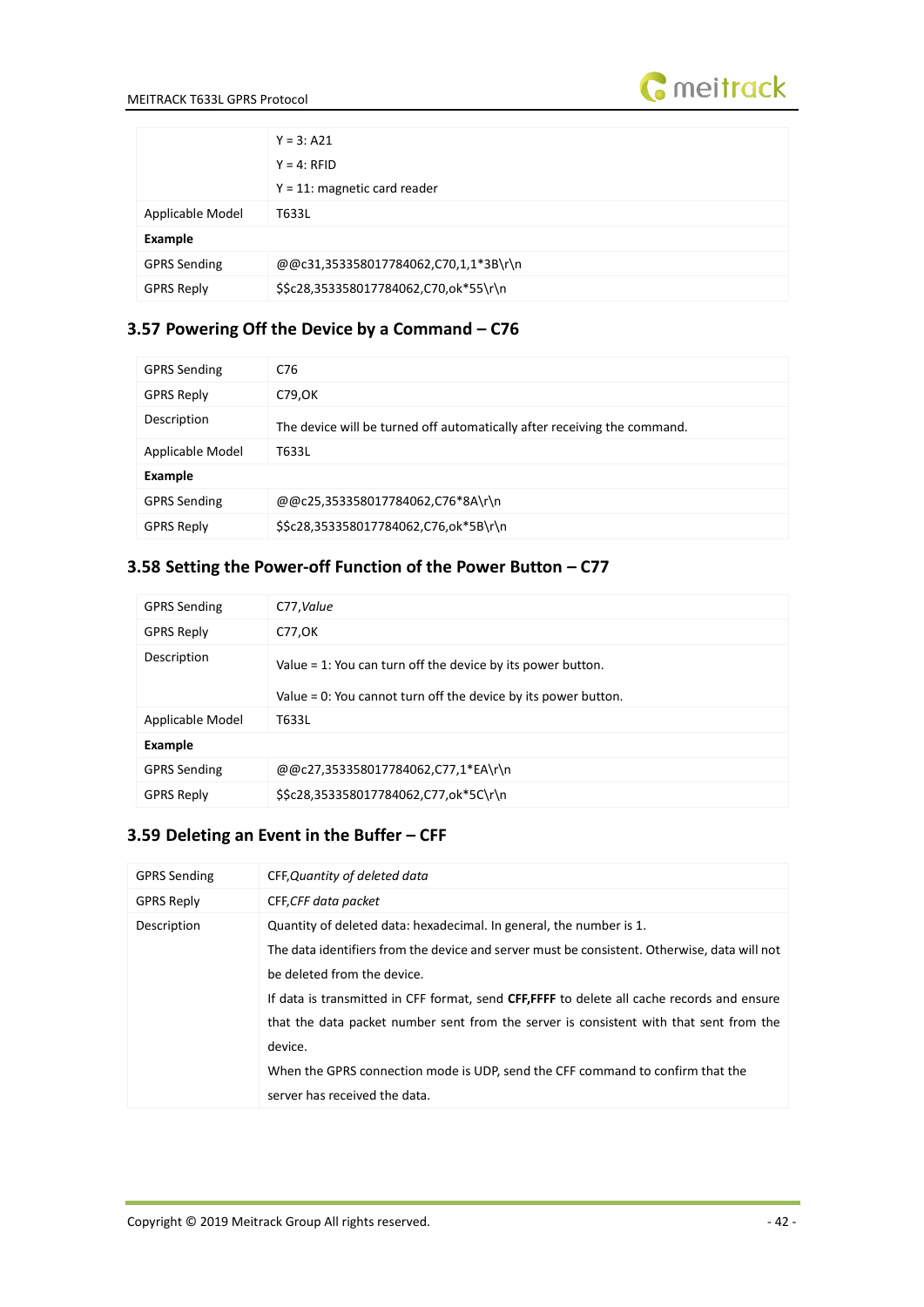|  |  |
|---|---|
|  | Y = 3: A21<br>Y = 4: RFID<br>Y = 11: magnetic card reader |
| Applicable Model | T633L |
| **Example** |  |
| GPRS Sending | @@c31,353358017784062,C70,1,1*3B\r\n |
| GPRS Reply | $$c28,353358017784062,C70,ok*55\r\n |

### 3.57 Powering Off the Device by a Command – C76

|  |  |
|---|---|
| GPRS Sending | C76 |
| GPRS Reply | C79,OK |
| Description | The device will be turned off automatically after receiving the command. |
| Applicable Model | T633L |
| **Example** |  |
| GPRS Sending | @@c25,353358017784062,C76*8A\r\n |
| GPRS Reply | $$c28,353358017784062,C76,ok*5B\r\n |

### 3.58 Setting the Power-off Function of the Power Button – C77

|  |  |
|---|---|
| GPRS Sending | C77,*Value* |
| GPRS Reply | C77,OK |
| Description | Value = 1: You can turn off the device by its power button.<br>Value = 0: You cannot turn off the device by its power button. |
| Applicable Model | T633L |
| **Example** |  |
| GPRS Sending | @@c27,353358017784062,C77,1*EA\r\n |
| GPRS Reply | $$c28,353358017784062,C77,ok*5C\r\n |

### 3.59 Deleting an Event in the Buffer – CFF

|  |  |
|---|---|
| GPRS Sending | CFF,*Quantity of deleted data* |
| GPRS Reply | CFF,*CFF data packet* |
| Description | Quantity of deleted data: hexadecimal. In general, the number is 1.<br>The data identifiers from the device and server must be consistent. Otherwise, data will not be deleted from the device.<br>If data is transmitted in CFF format, send **CFF,FFFF** to delete all cache records and ensure that the data packet number sent from the server is consistent with that sent from the device.<br>When the GPRS connection mode is UDP, send the CFF command to confirm that the server has received the data. |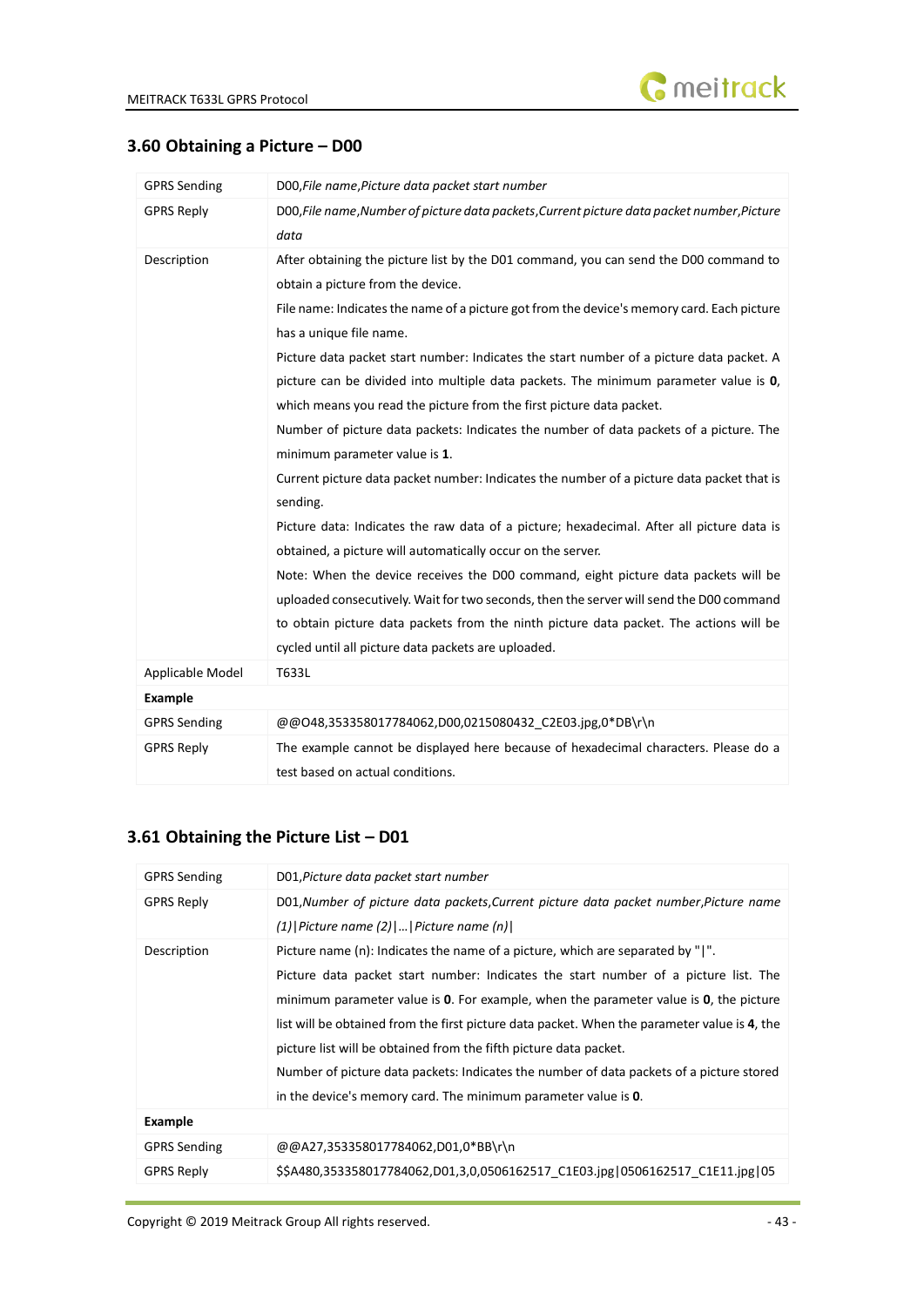## 3.60 Obtaining a Picture – D00

| | |
|---|---|
| GPRS Sending | D00,*File name*,*Picture data packet start number* |
| GPRS Reply | D00,*File name*,*Number of picture data packets*,*Current picture data packet number*,*Picture data* |
| Description | After obtaining the picture list by the D01 command, you can send the D00 command to obtain a picture from the device.<br>File name: Indicates the name of a picture got from the device's memory card. Each picture has a unique file name.<br>Picture data packet start number: Indicates the start number of a picture data packet. A picture can be divided into multiple data packets. The minimum parameter value is **0**, which means you read the picture from the first picture data packet.<br>Number of picture data packets: Indicates the number of data packets of a picture. The minimum parameter value is **1**.<br>Current picture data packet number: Indicates the number of a picture data packet that is sending.<br>Picture data: Indicates the raw data of a picture; hexadecimal. After all picture data is obtained, a picture will automatically occur on the server.<br>Note: When the device receives the D00 command, eight picture data packets will be uploaded consecutively. Wait for two seconds, then the server will send the D00 command to obtain picture data packets from the ninth picture data packet. The actions will be cycled until all picture data packets are uploaded. |
| Applicable Model | T633L |
| **Example** | |
| GPRS Sending | @@O48,353358017784062,D00,0215080432_C2E03.jpg,0*DB\r\n |
| GPRS Reply | The example cannot be displayed here because of hexadecimal characters. Please do a test based on actual conditions. |

## 3.61 Obtaining the Picture List – D01

| | |
|---|---|
| GPRS Sending | D01,*Picture data packet start number* |
| GPRS Reply | D01,*Number of picture data packets*,*Current picture data packet number*,*Picture name (1)*\|*Picture name (2)*\|…\|*Picture name (n)*\| |
| Description | Picture name (n): Indicates the name of a picture, which are separated by "\|".<br>Picture data packet start number: Indicates the start number of a picture list. The minimum parameter value is **0**. For example, when the parameter value is **0**, the picture list will be obtained from the first picture data packet. When the parameter value is **4**, the picture list will be obtained from the fifth picture data packet.<br>Number of picture data packets: Indicates the number of data packets of a picture stored in the device's memory card. The minimum parameter value is **0**. |
| **Example** | |
| GPRS Sending | @@A27,353358017784062,D01,0*BB\r\n |
| GPRS Reply | $$A480,353358017784062,D01,3,0,0506162517_C1E03.jpg\|0506162517_C1E11.jpg\|05 |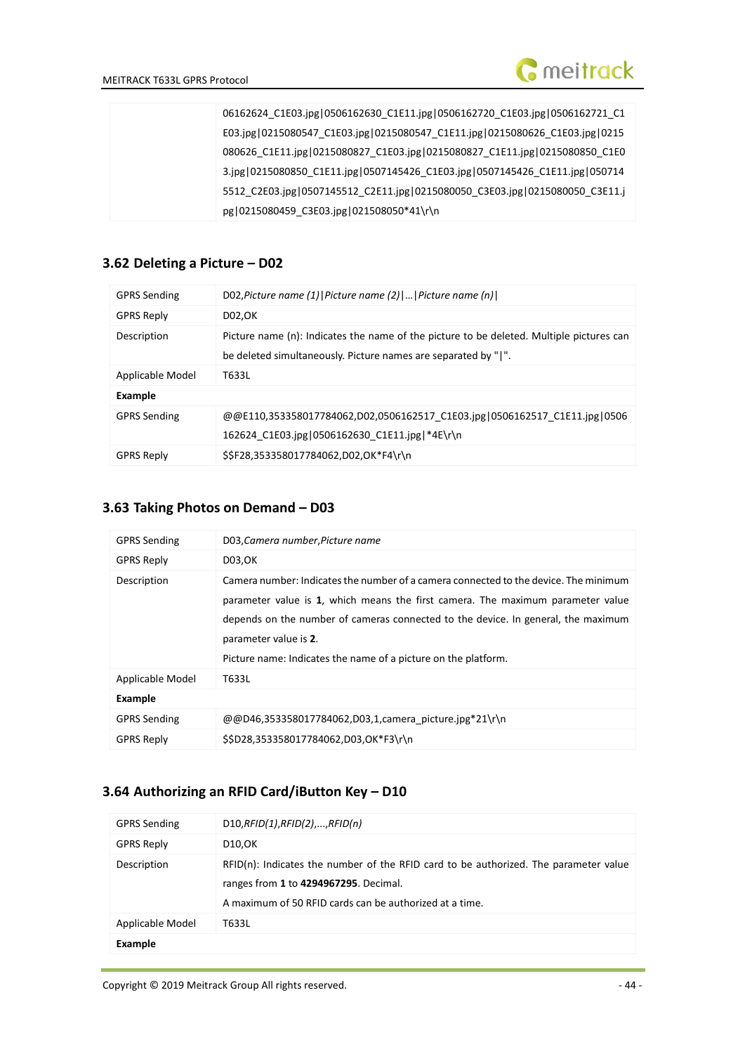| | |
|---|---|
| | 06162624_C1E03.jpg\|0506162630_C1E11.jpg\|0506162720_C1E03.jpg\|0506162721_C1E03.jpg\|0215080547_C1E03.jpg\|0215080547_C1E11.jpg\|0215080626_C1E03.jpg\|0215080626_C1E11.jpg\|0215080827_C1E03.jpg\|0215080827_C1E11.jpg\|0215080850_C1E03.jpg\|0215080850_C1E11.jpg\|0507145426_C1E03.jpg\|0507145426_C1E11.jpg\|0507145512_C2E03.jpg\|0507145512_C2E11.jpg\|0215080050_C3E03.jpg\|0215080050_C3E11.jpg\|0215080459_C3E03.jpg\|021508050*41\r\n |

### 3.62 Deleting a Picture – D02

| | |
|---|---|
| GPRS Sending | D02,*Picture name (1)\|Picture name (2)\|…\|Picture name (n)\|* |
| GPRS Reply | D02,OK |
| Description | Picture name (n): Indicates the name of the picture to be deleted. Multiple pictures can be deleted simultaneously. Picture names are separated by "\|". |
| Applicable Model | T633L |
| **Example** | |
| GPRS Sending | @@E110,353358017784062,D02,0506162517_C1E03.jpg\|0506162517_C1E11.jpg\|0506162624_C1E03.jpg\|0506162630_C1E11.jpg\|*4E\r\n |
| GPRS Reply | $$F28,353358017784062,D02,OK*F4\r\n |

### 3.63 Taking Photos on Demand – D03

| | |
|---|---|
| GPRS Sending | D03,*Camera number,Picture name* |
| GPRS Reply | D03,OK |
| Description | Camera number: Indicates the number of a camera connected to the device. The minimum parameter value is **1**, which means the first camera. The maximum parameter value depends on the number of cameras connected to the device. In general, the maximum parameter value is **2**.<br>Picture name: Indicates the name of a picture on the platform. |
| Applicable Model | T633L |
| **Example** | |
| GPRS Sending | @@D46,353358017784062,D03,1,camera_picture.jpg*21\r\n |
| GPRS Reply | $$D28,353358017784062,D03,OK*F3\r\n |

### 3.64 Authorizing an RFID Card/iButton Key – D10

| | |
|---|---|
| GPRS Sending | D10,*RFID(1),RFID(2),...,RFID(n)* |
| GPRS Reply | D10,OK |
| Description | RFID(n): Indicates the number of the RFID card to be authorized. The parameter value ranges from **1** to **4294967295**. Decimal.<br>A maximum of 50 RFID cards can be authorized at a time. |
| Applicable Model | T633L |
| **Example** | |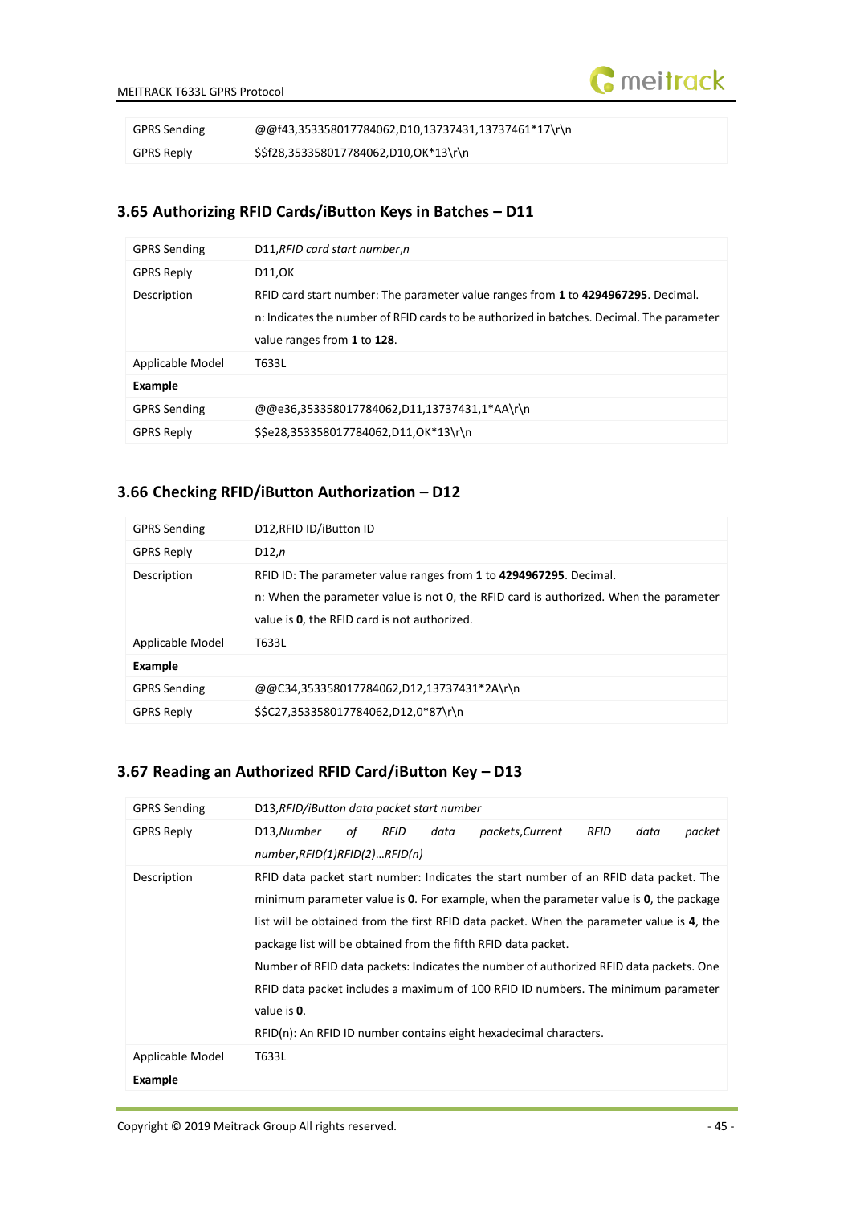| | |
|---|---|
| GPRS Sending | @@f43,353358017784062,D10,13737431,13737461*17\r\n |
| GPRS Reply | $$f28,353358017784062,D10,OK*13\r\n |

## 3.65 Authorizing RFID Cards/iButton Keys in Batches – D11

| | |
|---|---|
| GPRS Sending | D11,*RFID card start number*,*n* |
| GPRS Reply | D11,OK |
| Description | RFID card start number: The parameter value ranges from **1** to **4294967295**. Decimal.<br>n: Indicates the number of RFID cards to be authorized in batches. Decimal. The parameter value ranges from **1** to **128**. |
| Applicable Model | T633L |
| **Example** | |
| GPRS Sending | @@e36,353358017784062,D11,13737431,1*AA\r\n |
| GPRS Reply | $$e28,353358017784062,D11,OK*13\r\n |

## 3.66 Checking RFID/iButton Authorization – D12

| | |
|---|---|
| GPRS Sending | D12,RFID ID/iButton ID |
| GPRS Reply | D12,*n* |
| Description | RFID ID: The parameter value ranges from **1** to **4294967295**. Decimal.<br>n: When the parameter value is not 0, the RFID card is authorized. When the parameter value is **0**, the RFID card is not authorized. |
| Applicable Model | T633L |
| **Example** | |
| GPRS Sending | @@C34,353358017784062,D12,13737431*2A\r\n |
| GPRS Reply | $$C27,353358017784062,D12,0*87\r\n |

## 3.67 Reading an Authorized RFID Card/iButton Key – D13

| | |
|---|---|
| GPRS Sending | D13,*RFID/iButton data packet start number* |
| GPRS Reply | D13,*Number of RFID data packets*,*Current RFID data packet number*,*RFID(1)RFID(2)…RFID(n)* |
| Description | RFID data packet start number: Indicates the start number of an RFID data packet. The minimum parameter value is **0**. For example, when the parameter value is **0**, the package list will be obtained from the first RFID data packet. When the parameter value is **4**, the package list will be obtained from the fifth RFID data packet.<br>Number of RFID data packets: Indicates the number of authorized RFID data packets. One RFID data packet includes a maximum of 100 RFID ID numbers. The minimum parameter value is **0**.<br>RFID(n): An RFID ID number contains eight hexadecimal characters. |
| Applicable Model | T633L |
| **Example** | |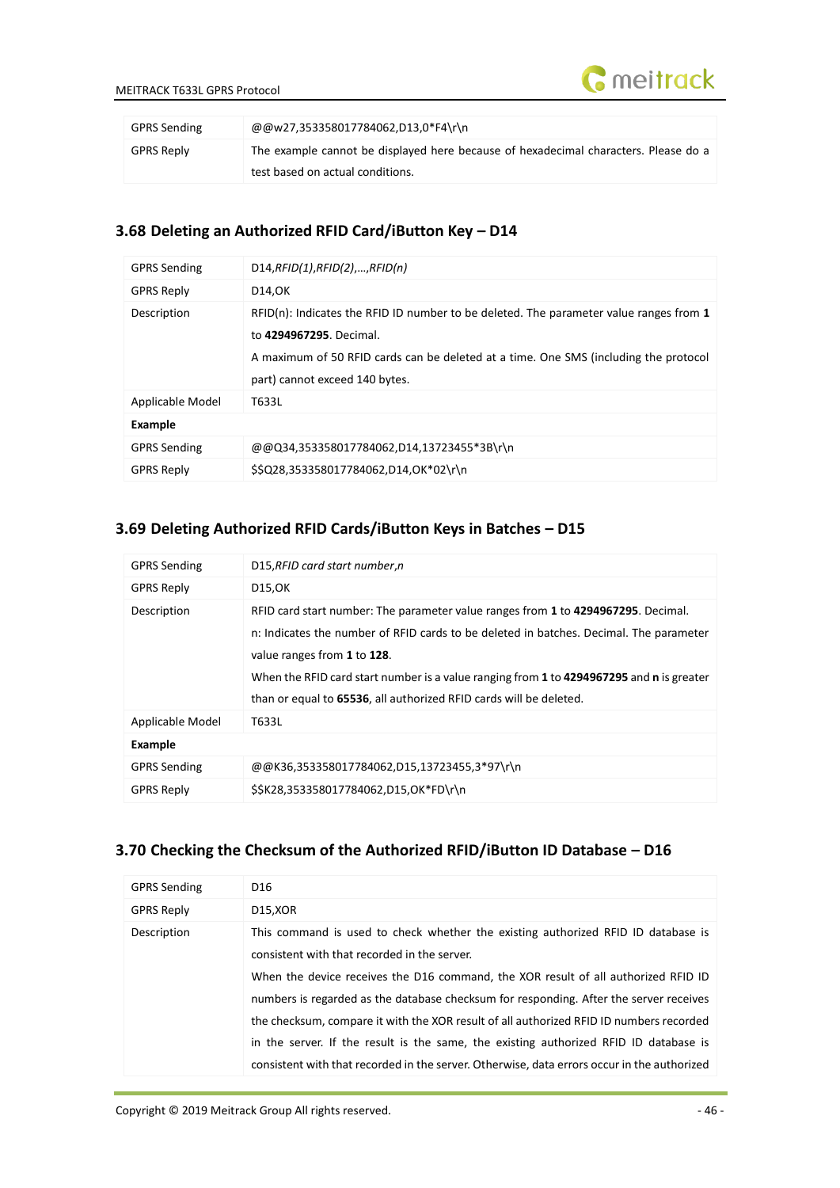| GPRS Sending | @@w27,353358017784062,D13,0*F4\r\n |
| --- | --- |
| GPRS Reply | The example cannot be displayed here because of hexadecimal characters. Please do a test based on actual conditions. |

## 3.68 Deleting an Authorized RFID Card/iButton Key – D14

| GPRS Sending | D14,*RFID(1)*,*RFID(2)*,…,*RFID(n)* |
| --- | --- |
| GPRS Reply | D14,OK |
| Description | RFID(n): Indicates the RFID ID number to be deleted. The parameter value ranges from **1** to **4294967295**. Decimal.<br>A maximum of 50 RFID cards can be deleted at a time. One SMS (including the protocol part) cannot exceed 140 bytes. |
| Applicable Model | T633L |
| **Example** | |
| GPRS Sending | @@Q34,353358017784062,D14,13723455*3B\r\n |
| GPRS Reply | $$Q28,353358017784062,D14,OK*02\r\n |

## 3.69 Deleting Authorized RFID Cards/iButton Keys in Batches – D15

| GPRS Sending | D15,*RFID card start number*,*n* |
| --- | --- |
| GPRS Reply | D15,OK |
| Description | RFID card start number: The parameter value ranges from **1** to **4294967295**. Decimal.<br>n: Indicates the number of RFID cards to be deleted in batches. Decimal. The parameter value ranges from **1** to **128**.<br>When the RFID card start number is a value ranging from **1** to **4294967295** and **n** is greater than or equal to **65536**, all authorized RFID cards will be deleted. |
| Applicable Model | T633L |
| **Example** | |
| GPRS Sending | @@K36,353358017784062,D15,13723455,3*97\r\n |
| GPRS Reply | $$K28,353358017784062,D15,OK*FD\r\n |

## 3.70 Checking the Checksum of the Authorized RFID/iButton ID Database – D16

| GPRS Sending | D16 |
| --- | --- |
| GPRS Reply | D15,XOR |
| Description | This command is used to check whether the existing authorized RFID ID database is consistent with that recorded in the server.<br>When the device receives the D16 command, the XOR result of all authorized RFID ID numbers is regarded as the database checksum for responding. After the server receives the checksum, compare it with the XOR result of all authorized RFID ID numbers recorded in the server. If the result is the same, the existing authorized RFID ID database is consistent with that recorded in the server. Otherwise, data errors occur in the authorized |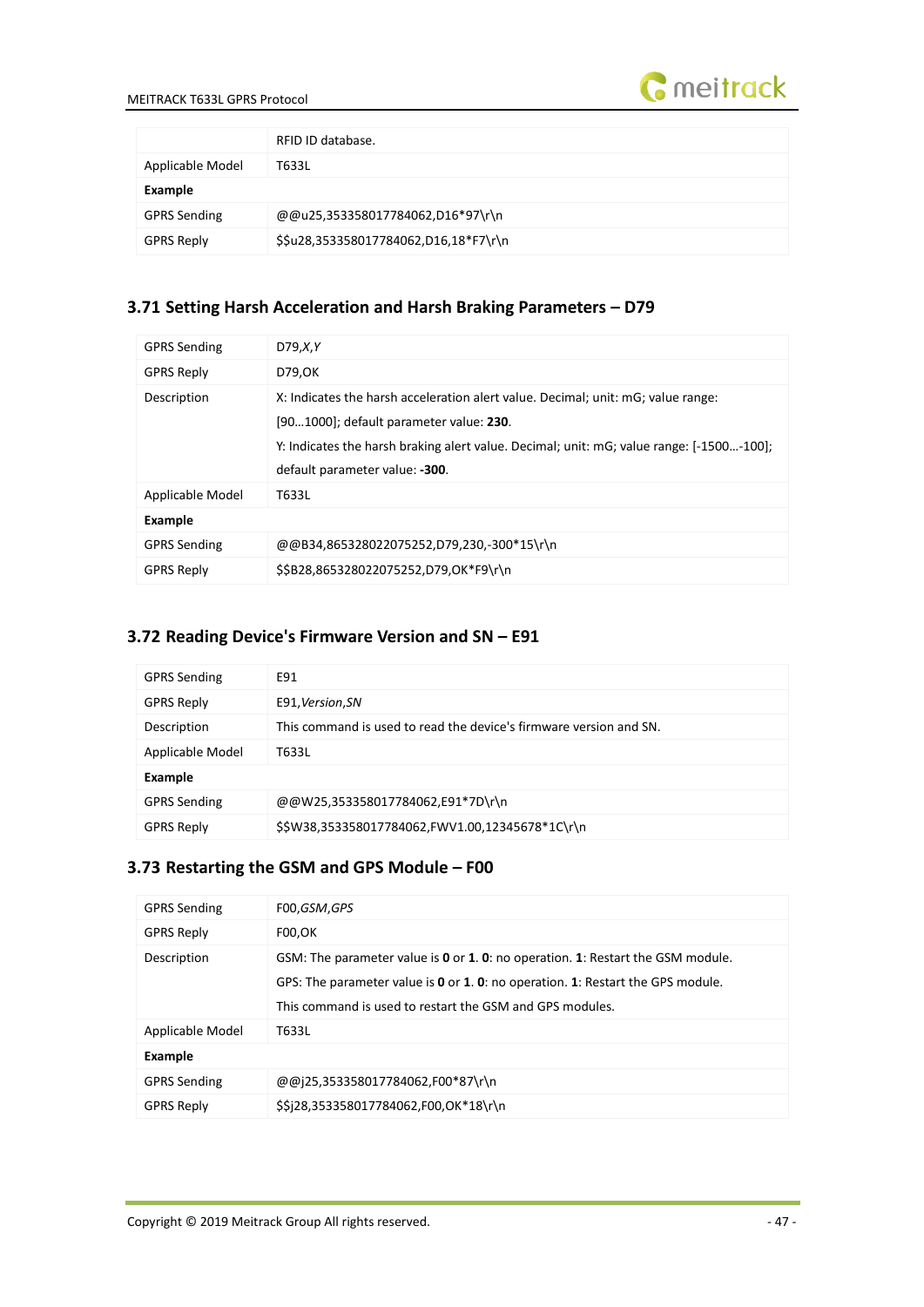|  | RFID ID database. |
| --- | --- |
| Applicable Model | T633L |
| **Example** |  |
| GPRS Sending | @@u25,353358017784062,D16*97\r\n |
| GPRS Reply | $$u28,353358017784062,D16,18*F7\r\n |

## 3.71 Setting Harsh Acceleration and Harsh Braking Parameters – D79

| GPRS Sending | D79,*X*,*Y* |
| --- | --- |
| GPRS Reply | D79,OK |
| Description | X: Indicates the harsh acceleration alert value. Decimal; unit: mG; value range: [90…1000]; default parameter value: **230**.<br>Y: Indicates the harsh braking alert value. Decimal; unit: mG; value range: [-1500…-100]; default parameter value: **-300**. |
| Applicable Model | T633L |
| **Example** |  |
| GPRS Sending | @@B34,865328022075252,D79,230,-300*15\r\n |
| GPRS Reply | $$B28,865328022075252,D79,OK*F9\r\n |

## 3.72 Reading Device's Firmware Version and SN – E91

| GPRS Sending | E91 |
| --- | --- |
| GPRS Reply | E91,*Version*,*SN* |
| Description | This command is used to read the device's firmware version and SN. |
| Applicable Model | T633L |
| **Example** |  |
| GPRS Sending | @@W25,353358017784062,E91*7D\r\n |
| GPRS Reply | $$W38,353358017784062,FWV1.00,12345678*1C\r\n |

## 3.73 Restarting the GSM and GPS Module – F00

| GPRS Sending | F00,*GSM*,*GPS* |
| --- | --- |
| GPRS Reply | F00,OK |
| Description | GSM: The parameter value is **0** or **1**. **0**: no operation. **1**: Restart the GSM module.<br>GPS: The parameter value is **0** or **1**. **0**: no operation. **1**: Restart the GPS module.<br>This command is used to restart the GSM and GPS modules. |
| Applicable Model | T633L |
| **Example** |  |
| GPRS Sending | @@j25,353358017784062,F00*87\r\n |
| GPRS Reply | $$j28,353358017784062,F00,OK*18\r\n |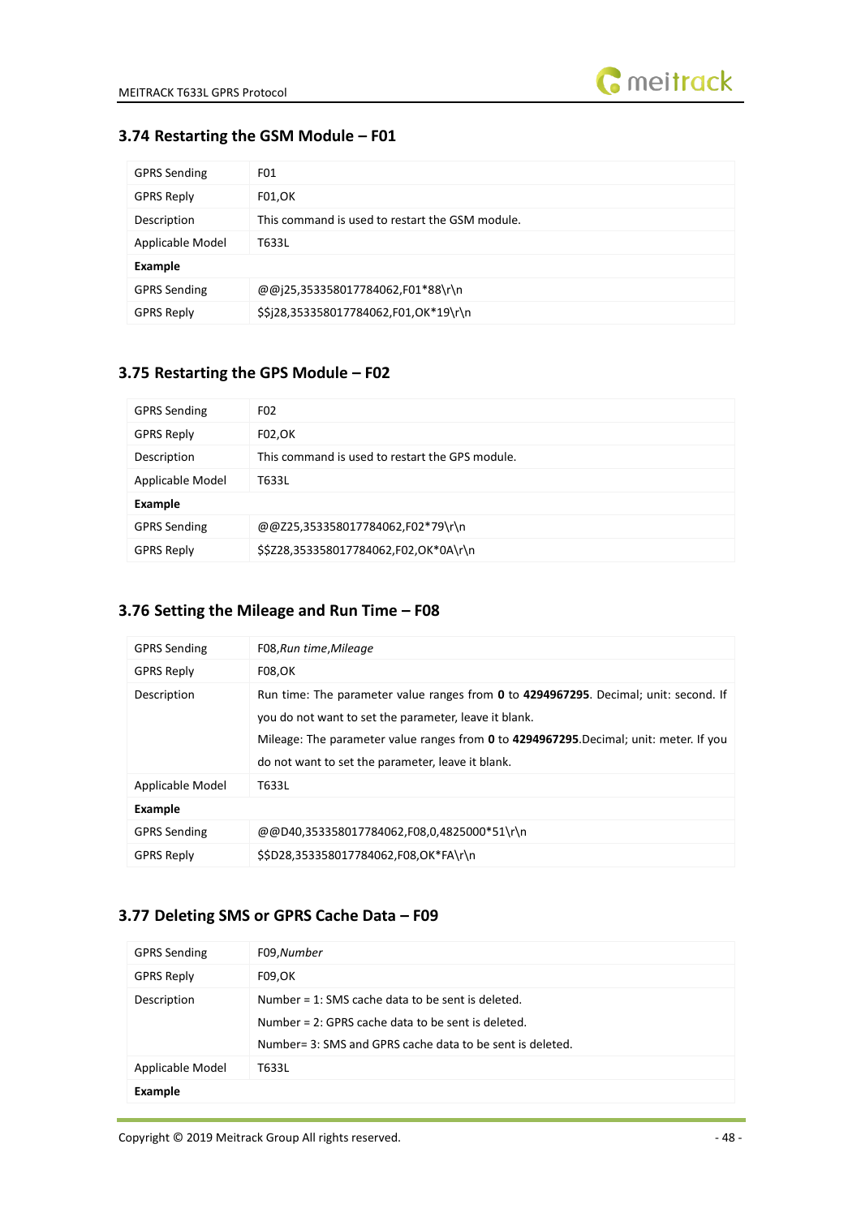### 3.74 Restarting the GSM Module – F01

| GPRS Sending | F01 |
|---|---|
| GPRS Reply | F01,OK |
| Description | This command is used to restart the GSM module. |
| Applicable Model | T633L |
| **Example** | |
| GPRS Sending | @@j25,353358017784062,F01*88\r\n |
| GPRS Reply | $$j28,353358017784062,F01,OK*19\r\n |

### 3.75 Restarting the GPS Module – F02

| GPRS Sending | F02 |
|---|---|
| GPRS Reply | F02,OK |
| Description | This command is used to restart the GPS module. |
| Applicable Model | T633L |
| **Example** | |
| GPRS Sending | @@Z25,353358017784062,F02*79\r\n |
| GPRS Reply | $$Z28,353358017784062,F02,OK*0A\r\n |

### 3.76 Setting the Mileage and Run Time – F08

| GPRS Sending | F08,*Run time*,*Mileage* |
|---|---|
| GPRS Reply | F08,OK |
| Description | Run time: The parameter value ranges from **0** to **4294967295**. Decimal; unit: second. If you do not want to set the parameter, leave it blank.<br>Mileage: The parameter value ranges from **0** to **4294967295**.Decimal; unit: meter. If you do not want to set the parameter, leave it blank. |
| Applicable Model | T633L |
| **Example** | |
| GPRS Sending | @@D40,353358017784062,F08,0,4825000*51\r\n |
| GPRS Reply | $$D28,353358017784062,F08,OK*FA\r\n |

### 3.77 Deleting SMS or GPRS Cache Data – F09

| GPRS Sending | F09,*Number* |
|---|---|
| GPRS Reply | F09,OK |
| Description | Number = 1: SMS cache data to be sent is deleted.<br>Number = 2: GPRS cache data to be sent is deleted.<br>Number= 3: SMS and GPRS cache data to be sent is deleted. |
| Applicable Model | T633L |
| **Example** | |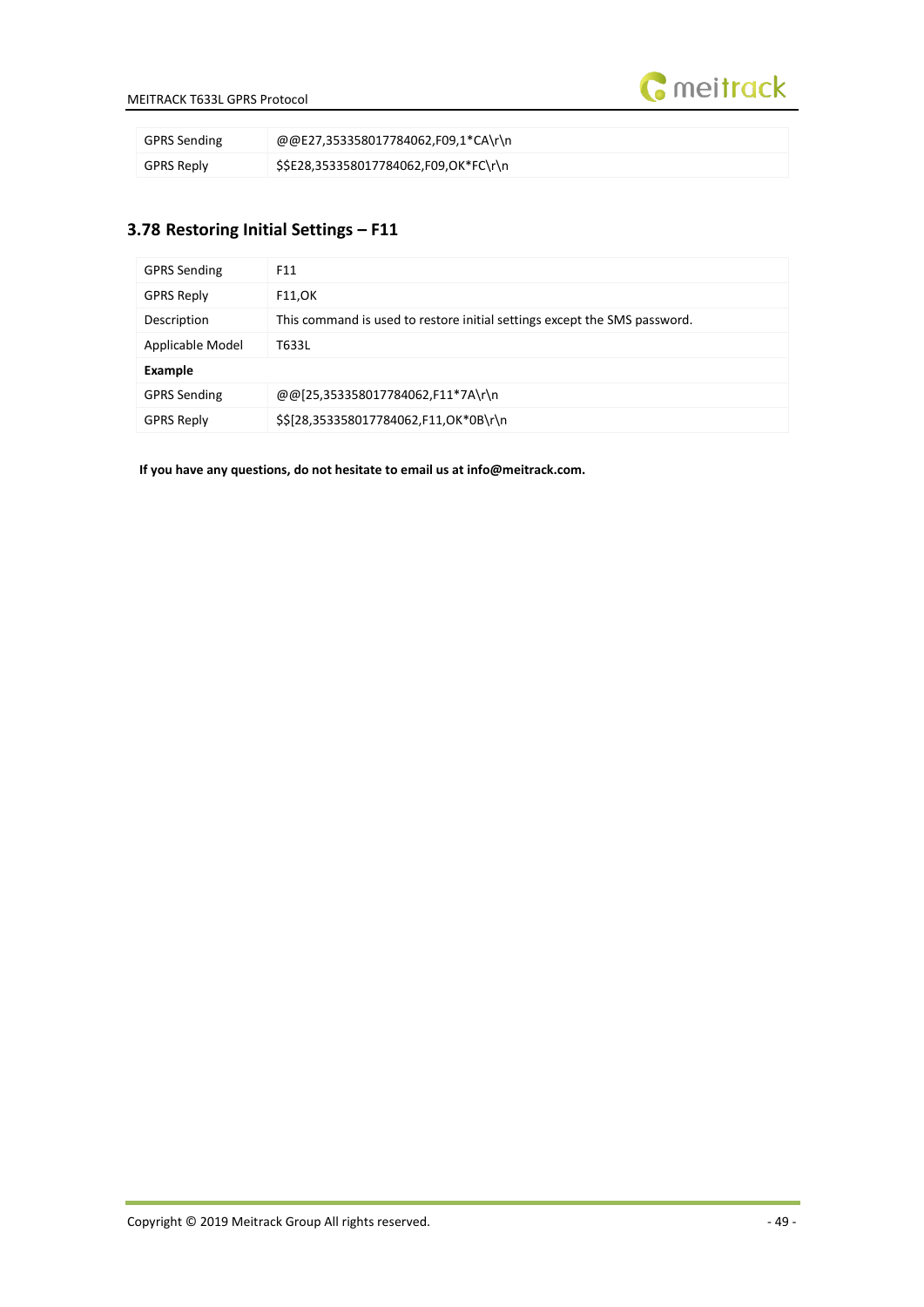| | |
|---|---|
| GPRS Sending | @@E27,353358017784062,F09,1*CA\r\n |
| GPRS Reply | $$E28,353358017784062,F09,OK*FC\r\n |

### 3.78 Restoring Initial Settings – F11

| | |
|---|---|
| GPRS Sending | F11 |
| GPRS Reply | F11,OK |
| Description | This command is used to restore initial settings except the SMS password. |
| Applicable Model | T633L |
| **Example** | |
| GPRS Sending | @@[25,353358017784062,F11*7A\r\n |
| GPRS Reply | $$[28,353358017784062,F11,OK*0B\r\n |

**If you have any questions, do not hesitate to email us at info@meitrack.com.**